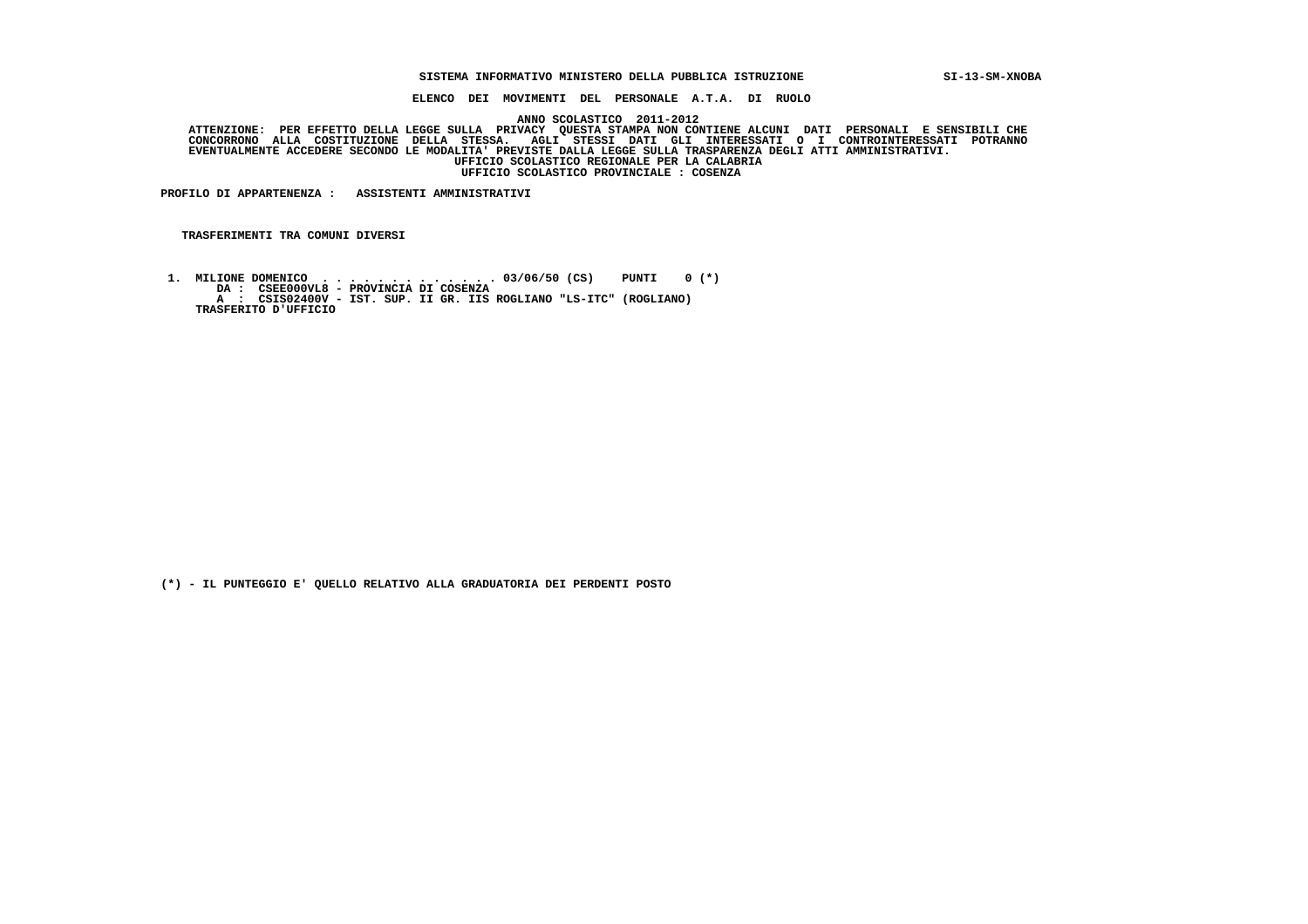**SISTEMA INFORMATIVO MINISTERO DELLA PUBBLICA ISTRUZIONE** **SI-13-SM-XNOBA**

**ELENCO DEI MOVIMENTI DEL PERSONALE A.T.A. DI RUOLO**

**ANNO SCOLASTICO 2011-2012**

**ATTENZIONE: PER EFFETTO DELLA LEGGE SULLA PRIVACY QUESTA STAMPA NON CONTIENE ALCUNI DATI PERSONALI E SENSIBILI CHE CONCORRONO ALLA COSTITUZIONE DELLA STESSA. AGLI STESSI DATI GLI INTERESSATI O I CONTROINTERESSATI POTRANNO EVENTUALMENTE ACCEDERE SECONDO LE MODALITA' PREVISTE DALLA LEGGE SULLA TRASPARENZA DEGLI ATTI AMMINISTRATIVI.**

**UFFICIO SCOLASTICO REGIONALE PER LA CALABRIA**

**UFFICIO SCOLASTICO PROVINCIALE : COSENZA**

**PROFILO DI APPARTENENZA : ASSISTENTI AMMINISTRATIVI**

**TRASFERIMENTI TRA COMUNI DIVERSI**

**1. MILIONE DOMENICO . . . . . . . . . . . . . . 03/06/50 (CS) PUNTI 0 (*)**
**DA : CSEE000VL8 - PROVINCIA DI COSENZA**
**A : CSIS02400V - IST. SUP. II GR. IIS ROGLIANO "LS-ITC" (ROGLIANO)**
**TRASFERITO D'UFFICIO**

**(*) - IL PUNTEGGIO E' QUELLO RELATIVO ALLA GRADUATORIA DEI PERDENTI POSTO**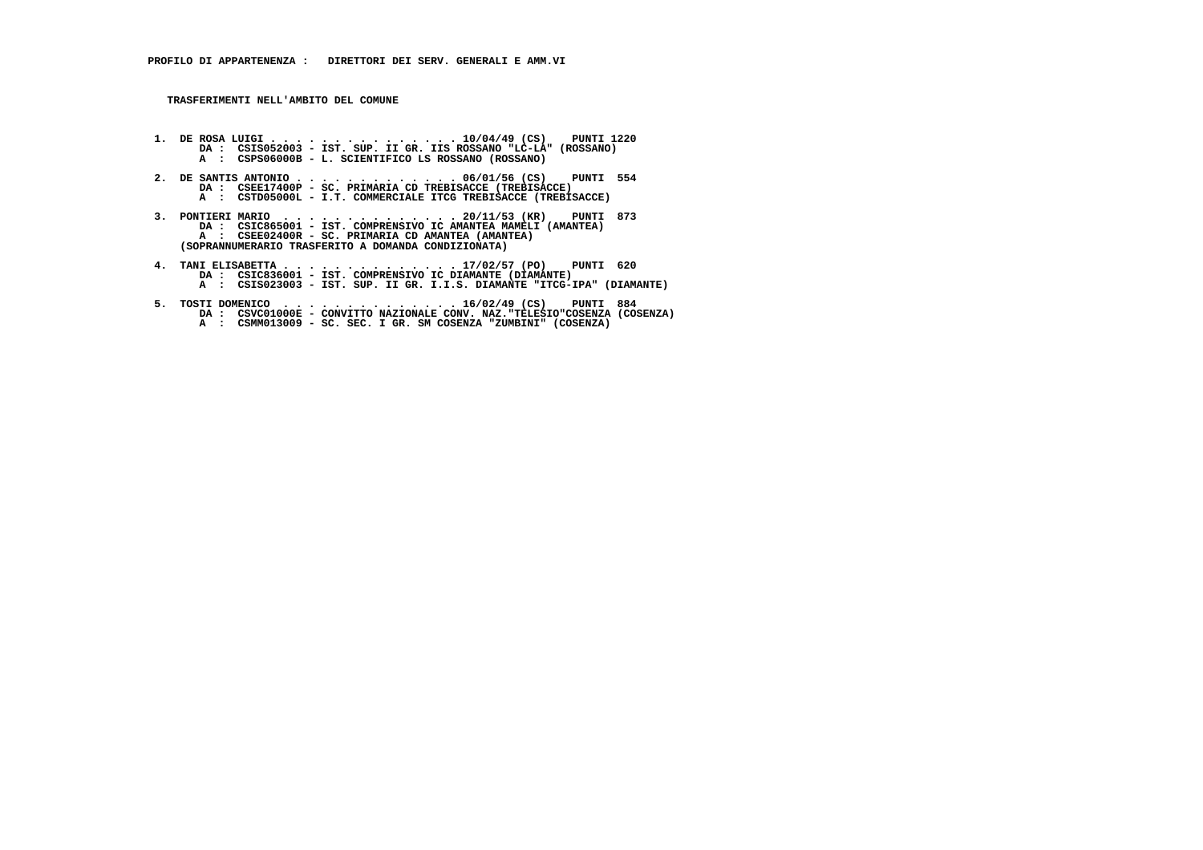**PROFILO DI APPARTENENZA : DIRETTORI DEI SERV. GENERALI E AMM.VI**

**TRASFERIMENTI NELL'AMBITO DEL COMUNE**

1. DE ROSA LUIGI . . . . . . . . . . . . . . . 10/04/49 (CS) PUNTI 1220
   DA : CSIS052003 - IST. SUP. II GR. IIS ROSSANO "LC-LA" (ROSSANO)
   A : CSPS06000B - L. SCIENTIFICO LS ROSSANO (ROSSANO)

2. DE SANTIS ANTONIO . . . . . . . . . . . . . 06/01/56 (CS) PUNTI 554
   DA : CSEE17400P - SC. PRIMARIA CD TREBISACCE (TREBISACCE)
   A : CSTD05000L - I.T. COMMERCIALE ITCG TREBISACCE (TREBISACCE)

3. PONTIERI MARIO . . . . . . . . . . . . . . 20/11/53 (KR) PUNTI 873
   DA : CSIC865001 - IST. COMPRENSIVO IC AMANTEA MAMELI (AMANTEA)
   A : CSEE02400R - SC. PRIMARIA CD AMANTEA (AMANTEA)
   (SOPRANNUMERARIO TRASFERITO A DOMANDA CONDIZIONATA)

4. TANI ELISABETTA . . . . . . . . . . . . . . 17/02/57 (PO) PUNTI 620
   DA : CSIC836001 - IST. COMPRENSIVO IC DIAMANTE (DIAMANTE)
   A : CSIS023003 - IST. SUP. II GR. I.I.S. DIAMANTE "ITCG-IPA" (DIAMANTE)

5. TOSTI DOMENICO . . . . . . . . . . . . . . 16/02/49 (CS) PUNTI 884
   DA : CSVC01000E - CONVITTO NAZIONALE CONV. NAZ."TELESIO"COSENZA (COSENZA)
   A : CSMM013009 - SC. SEC. I GR. SM COSENZA "ZUMBINI" (COSENZA)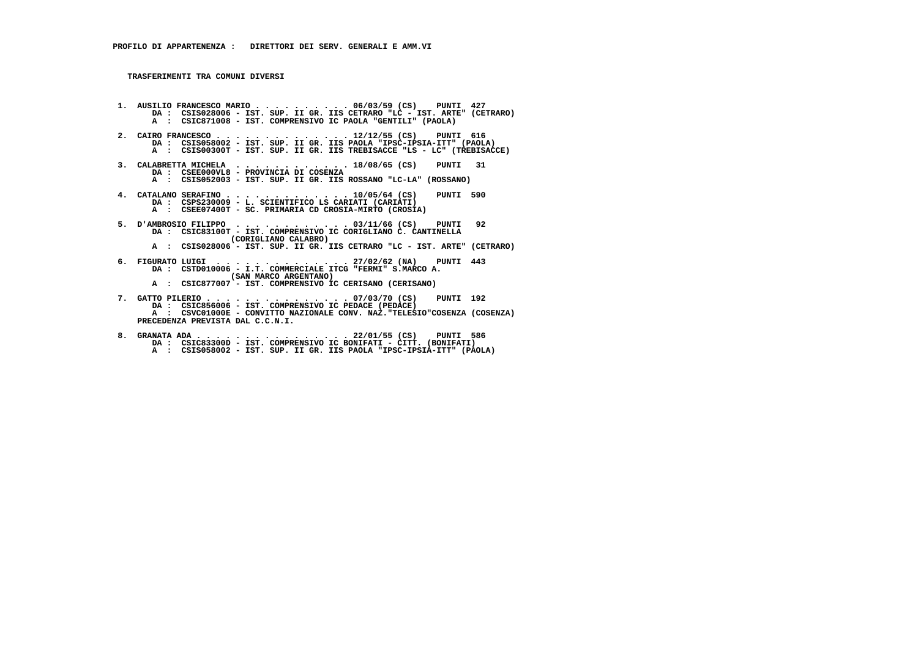**PROFILO DI APPARTENENZA : DIRETTORI DEI SERV. GENERALI E AMM.VI**

**TRASFERIMENTI TRA COMUNI DIVERSI**

1. AUSILIO FRANCESCO MARIO . . . . . . . . . . 06/03/59 (CS) PUNTI 427
   DA : CSIS028006 - IST. SUP. II GR. IIS CETRARO "LC - IST. ARTE" (CETRARO)
   A : CSIC871008 - IST. COMPRENSIVO IC PAOLA "GENTILI" (PAOLA)

2. CAIRO FRANCESCO . . . . . . . . . . . . . . 12/12/55 (CS) PUNTI 616
   DA : CSIS058002 - IST. SUP. II GR. IIS PAOLA "IPSC-IPSIA-ITT" (PAOLA)
   A : CSIS00300T - IST. SUP. II GR. IIS TREBISACCE "LS - LC" (TREBISACCE)

3. CALABRETTA MICHELA . . . . . . . . . . . . 18/08/65 (CS) PUNTI 31
   DA : CSEE000VL8 - PROVINCIA DI COSENZA
   A : CSIS052003 - IST. SUP. II GR. IIS ROSSANO "LC-LA" (ROSSANO)

4. CATALANO SERAFINO . . . . . . . . . . . . . 10/05/64 (CS) PUNTI 590
   DA : CSPS230009 - L. SCIENTIFICO LS CARIATI (CARIATI)
   A : CSEE07400T - SC. PRIMARIA CD CROSIA-MIRTO (CROSIA)

5. D'AMBROSIO FILIPPO . . . . . . . . . . . . 03/11/66 (CS) PUNTI 92
   DA : CSIC83100T - IST. COMPRENSIVO IC CORIGLIANO C. CANTINELLA (CORIGLIANO CALABRO)
   A : CSIS028006 - IST. SUP. II GR. IIS CETRARO "LC - IST. ARTE" (CETRARO)

6. FIGURATO LUIGI . . . . . . . . . . . . . . 27/02/62 (NA) PUNTI 443
   DA : CSTD010006 - I.T. COMMERCIALE ITCG "FERMI" S.MARCO A. (SAN MARCO ARGENTANO)
   A : CSIC877007 - IST. COMPRENSIVO IC CERISANO (CERISANO)

7. GATTO PILERIO . . . . . . . . . . . . . . . 07/03/70 (CS) PUNTI 192
   DA : CSIC856006 - IST. COMPRENSIVO IC PEDACE (PEDACE)
   A : CSVC01000E - CONVITTO NAZIONALE CONV. NAZ."TELESIO"COSENZA (COSENZA)
   PRECEDENZA PREVISTA DAL C.C.N.I.

8. GRANATA ADA . . . . . . . . . . . . . . . . 22/01/55 (CS) PUNTI 586
   DA : CSIC83300D - IST. COMPRENSIVO IC BONIFATI - CITT. (BONIFATI)
   A : CSIS058002 - IST. SUP. II GR. IIS PAOLA "IPSC-IPSIA-ITT" (PAOLA)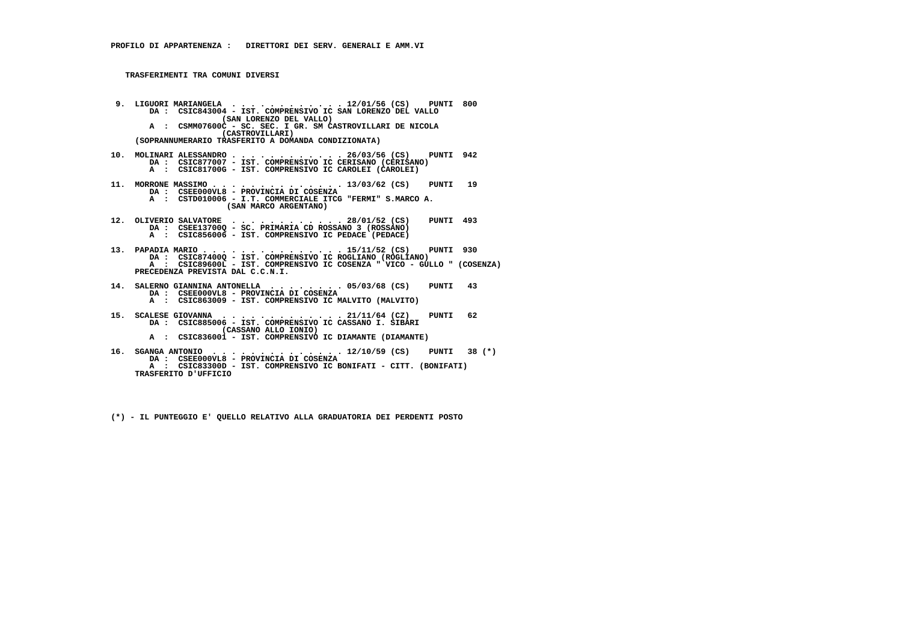**PROFILO DI APPARTENENZA : DIRETTORI DEI SERV. GENERALI E AMM.VI**

**TRASFERIMENTI TRA COMUNI DIVERSI**

```
 9.  LIGUORI MARIANGELA  . . . . . . . . . . . . 12/01/56 (CS)    PUNTI  800
        DA :  CSIC843004 - IST. COMPRENSIVO IC SAN LORENZO DEL VALLO
                       (SAN LORENZO DEL VALLO)
        A  :  CSMM07600C - SC. SEC. I GR. SM CASTROVILLARI DE NICOLA
                       (CASTROVILLARI)
     (SOPRANNUMERARIO TRASFERITO A DOMANDA CONDIZIONATA)

10.  MOLINARI ALESSANDRO . . . . . . . . . . . . 26/03/56 (CS)    PUNTI  942
        DA :  CSIC877007 - IST. COMPRENSIVO IC CERISANO (CERISANO)
        A  :  CSIC81700G - IST. COMPRENSIVO IC CAROLEI (CAROLEI)

11.  MORRONE MASSIMO . . . . . . . . . . . . . . 13/03/62 (CS)    PUNTI   19
        DA :  CSEE000VL8 - PROVINCIA DI COSENZA
        A  :  CSTD010006 - I.T. COMMERCIALE ITCG "FERMI" S.MARCO A.
                       (SAN MARCO ARGENTANO)

12.  OLIVERIO SALVATORE  . . . . . . . . . . . . 28/01/52 (CS)    PUNTI  493
        DA :  CSEE13700Q - SC. PRIMARIA CD ROSSANO 3 (ROSSANO)
        A  :  CSIC856006 - IST. COMPRENSIVO IC PEDACE (PEDACE)

13.  PAPADIA MARIO . . . . . . . . . . . . . . . 15/11/52 (CS)    PUNTI  930
        DA :  CSIC87400Q - IST. COMPRENSIVO IC ROGLIANO (ROGLIANO)
        A  :  CSIC89600L - IST. COMPRENSIVO IC COSENZA " VICO - GULLO " (COSENZA)
     PRECEDENZA PREVISTA DAL C.C.N.I.

14.  SALERNO GIANNINA ANTONELLA  . . . . . . . . 05/03/68 (CS)    PUNTI   43
        DA :  CSEE000VL8 - PROVINCIA DI COSENZA
        A  :  CSIC863009 - IST. COMPRENSIVO IC MALVITO (MALVITO)

15.  SCALESE GIOVANNA  . . . . . . . . . . . . . 21/11/64 (CZ)    PUNTI   62
        DA :  CSIC885006 - IST. COMPRENSIVO IC CASSANO I. SIBARI
                       (CASSANO ALLO IONIO)
        A  :  CSIC836001 - IST. COMPRENSIVO IC DIAMANTE (DIAMANTE)

16.  SGANGA ANTONIO  . . . . . . . . . . . . . . 12/10/59 (CS)    PUNTI   38 (*)
        DA :  CSEE000VL8 - PROVINCIA DI COSENZA
        A  :  CSIC83300D - IST. COMPRENSIVO IC BONIFATI - CITT. (BONIFATI)
     TRASFERITO D'UFFICIO
```

(*) - IL PUNTEGGIO E' QUELLO RELATIVO ALLA GRADUATORIA DEI PERDENTI POSTO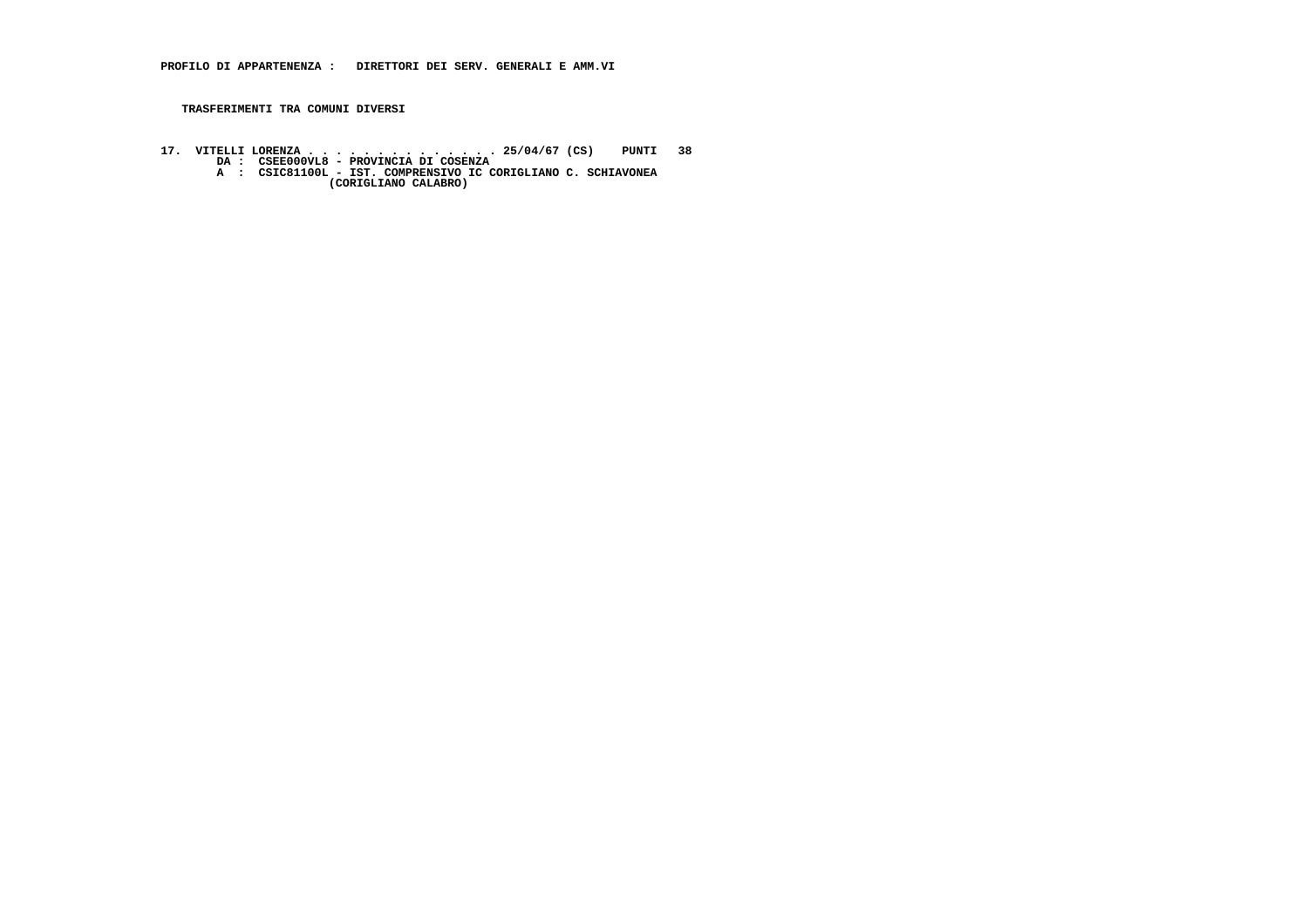**PROFILO DI APPARTENENZA : DIRETTORI DEI SERV. GENERALI E AMM.VI**

**TRASFERIMENTI TRA COMUNI DIVERSI**

**17. VITELLI LORENZA . . . . . . . . . . . . . . 25/04/67 (CS) PUNTI 38**
**DA : CSEE000VL8 - PROVINCIA DI COSENZA**
**A : CSIC81100L - IST. COMPRENSIVO IC CORIGLIANO C. SCHIAVONEA**
**(CORIGLIANO CALABRO)**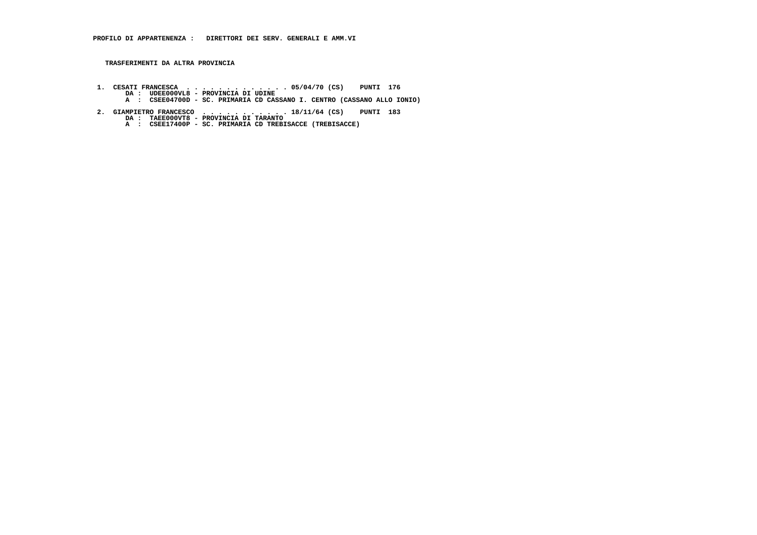**PROFILO DI APPARTENENZA :   DIRETTORI DEI SERV. GENERALI E AMM.VI**

**TRASFERIMENTI DA ALTRA PROVINCIA**

**1. CESATI FRANCESCA . . . . . . . . . . . . . 05/04/70 (CS)    PUNTI 176**
**DA : UDEE000VL8 - PROVINCIA DI UDINE**
**A : CSEE04700D - SC. PRIMARIA CD CASSANO I. CENTRO (CASSANO ALLO IONIO)**

**2. GIAMPIETRO FRANCESCO . . . . . . . . . . . 18/11/64 (CS)    PUNTI 183**
**DA : TAEE000VT8 - PROVINCIA DI TARANTO**
**A : CSEE17400P - SC. PRIMARIA CD TREBISACCE (TREBISACCE)**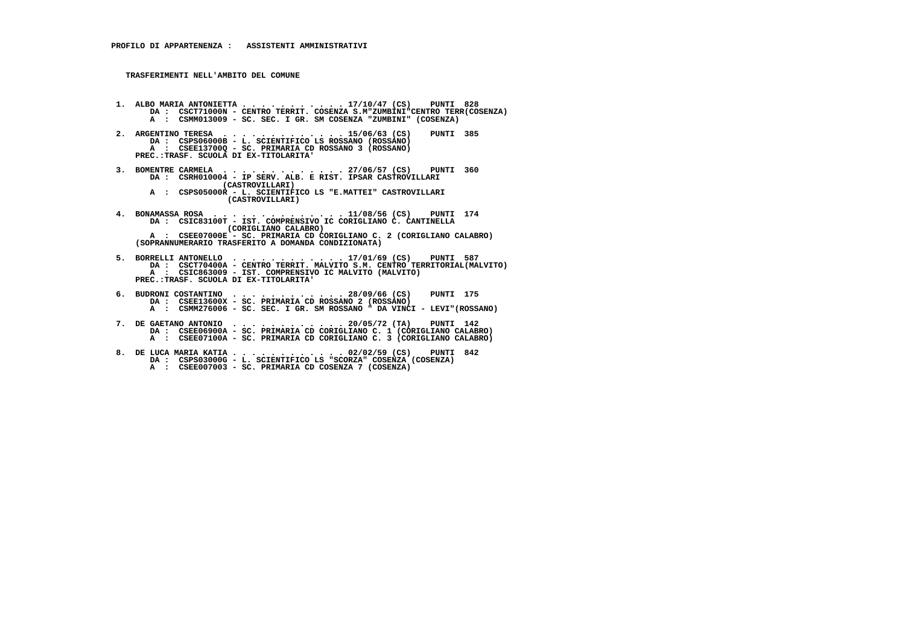**PROFILO DI APPARTENENZA : ASSISTENTI AMMINISTRATIVI**

**TRASFERIMENTI NELL'AMBITO DEL COMUNE**

1. ALBO MARIA ANTONIETTA . . . . . . . . . . . . 17/10/47 (CS) PUNTI 828
   DA : CSCT71000N - CENTRO TERRIT. COSENZA S.M"ZUMBINI"CENTRO TERR(COSENZA)
   A : CSMM013009 - SC. SEC. I GR. SM COSENZA "ZUMBINI" (COSENZA)

2. ARGENTINO TERESA . . . . . . . . . . . . . 15/06/63 (CS) PUNTI 385
   DA : CSPS06000B - L. SCIENTIFICO LS ROSSANO (ROSSANO)
   A : CSEE13700Q - SC. PRIMARIA CD ROSSANO 3 (ROSSANO)
   PREC.:TRASF. SCUOLA DI EX-TITOLARITA'

3. BOMENTRE CARMELA . . . . . . . . . . . . . 27/06/57 (CS) PUNTI 360
   DA : CSRH010004 - IP SERV. ALB. E RIST. IPSAR CASTROVILLARI (CASTROVILLARI)
   A : CSPS05000R - L. SCIENTIFICO LS "E.MATTEI" CASTROVILLARI (CASTROVILLARI)

4. BONAMASSA ROSA . . . . . . . . . . . . . . 11/08/56 (CS) PUNTI 174
   DA : CSIC83100T - IST. COMPRENSIVO IC CORIGLIANO C. CANTINELLA (CORIGLIANO CALABRO)
   A : CSEE07000E - SC. PRIMARIA CD CORIGLIANO C. 2 (CORIGLIANO CALABRO)
   (SOPRANNUMERARIO TRASFERITO A DOMANDA CONDIZIONATA)

5. BORRELLI ANTONELLO . . . . . . . . . . . . 17/01/69 (CS) PUNTI 587
   DA : CSCT70400A - CENTRO TERRIT. MALVITO S.M. CENTRO TERRITORIAL(MALVITO)
   A : CSIC863009 - IST. COMPRENSIVO IC MALVITO (MALVITO)
   PREC.:TRASF. SCUOLA DI EX-TITOLARITA'

6. BUDRONI COSTANTINO . . . . . . . . . . . . 28/09/66 (CS) PUNTI 175
   DA : CSEE13600X - SC. PRIMARIA CD ROSSANO 2 (ROSSANO)
   A : CSMM276006 - SC. SEC. I GR. SM ROSSANO " DA VINCI - LEVI"(ROSSANO)

7. DE GAETANO ANTONIO . . . . . . . . . . . . 20/05/72 (TA) PUNTI 142
   DA : CSEE06900A - SC. PRIMARIA CD CORIGLIANO C. 1 (CORIGLIANO CALABRO)
   A : CSEE07100A - SC. PRIMARIA CD CORIGLIANO C. 3 (CORIGLIANO CALABRO)

8. DE LUCA MARIA KATIA . . . . . . . . . . . . 02/02/59 (CS) PUNTI 842
   DA : CSPS03000G - L. SCIENTIFICO LS "SCORZA" COSENZA (COSENZA)
   A : CSEE007003 - SC. PRIMARIA CD COSENZA 7 (COSENZA)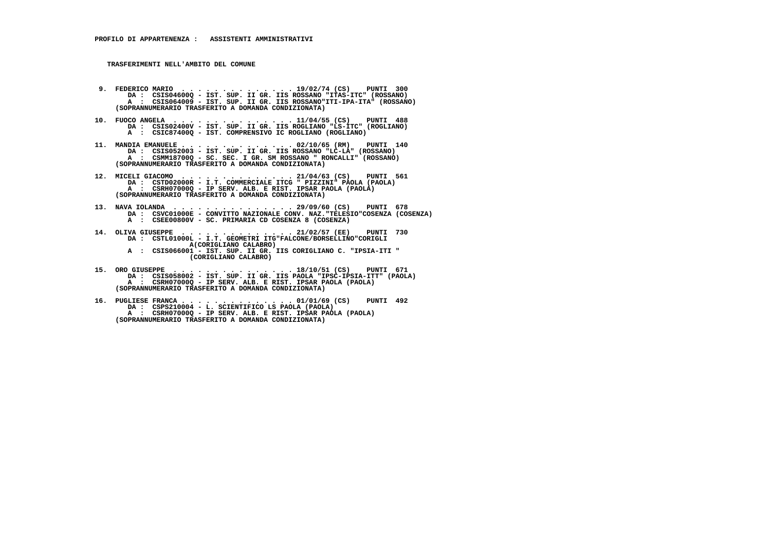**PROFILO DI APPARTENENZA : ASSISTENTI AMMINISTRATIVI**

**TRASFERIMENTI NELL'AMBITO DEL COMUNE**

**9. FEDERICO MARIO . . . . . . . . . . . . . . 19/02/74 (CS) PUNTI 300**
DA : CSIS04600Q - IST. SUP. II GR. IIS ROSSANO "ITAS-ITC" (ROSSANO)
A : CSIS064009 - IST. SUP. II GR. IIS ROSSANO"ITI-IPA-ITA" (ROSSANO)
(SOPRANNUMERARIO TRASFERITO A DOMANDA CONDIZIONATA)

**10. FUOCO ANGELA . . . . . . . . . . . . . . 11/04/55 (CS) PUNTI 488**
DA : CSIS02400V - IST. SUP. II GR. IIS ROGLIANO "LS-ITC" (ROGLIANO)
A : CSIC87400Q - IST. COMPRENSIVO IC ROGLIANO (ROGLIANO)

**11. MANDIA EMANUELE . . . . . . . . . . . . . 02/10/65 (RM) PUNTI 140**
DA : CSIS052003 - IST. SUP. II GR. IIS ROSSANO "LC-LA" (ROSSANO)
A : CSMM18700Q - SC. SEC. I GR. SM ROSSANO " RONCALLI" (ROSSANO)
(SOPRANNUMERARIO TRASFERITO A DOMANDA CONDIZIONATA)

**12. MICELI GIACOMO . . . . . . . . . . . . . . 21/04/63 (CS) PUNTI 561**
DA : CSTD02000R - I.T. COMMERCIALE ITCG " PIZZINI" PAOLA (PAOLA)
A : CSRH07000Q - IP SERV. ALB. E RIST. IPSAR PAOLA (PAOLA)
(SOPRANNUMERARIO TRASFERITO A DOMANDA CONDIZIONATA)

**13. NAVA IOLANDA . . . . . . . . . . . . . . . 29/09/60 (CS) PUNTI 678**
DA : CSVC01000E - CONVITTO NAZIONALE CONV. NAZ."TELESIO"COSENZA (COSENZA)
A : CSEE00800V - SC. PRIMARIA CD COSENZA 8 (COSENZA)

**14. OLIVA GIUSEPPE . . . . . . . . . . . . . . 21/02/57 (EE) PUNTI 730**
DA : CSTL01000L - I.T. GEOMETRI ITG"FALCONE/BORSELLINO"CORIGLI A(CORIGLIANO CALABRO)
A : CSIS066001 - IST. SUP. II GR. IIS CORIGLIANO C. "IPSIA-ITI " (CORIGLIANO CALABRO)

**15. ORO GIUSEPPE . . . . . . . . . . . . . . . 18/10/51 (CS) PUNTI 671**
DA : CSIS058002 - IST. SUP. II GR. IIS PAOLA "IPSC-IPSIA-ITT" (PAOLA)
A : CSRH07000Q - IP SERV. ALB. E RIST. IPSAR PAOLA (PAOLA)
(SOPRANNUMERARIO TRASFERITO A DOMANDA CONDIZIONATA)

**16. PUGLIESE FRANCA . . . . . . . . . . . . . 01/01/69 (CS) PUNTI 492**
DA : CSPS210004 - L. SCIENTIFICO LS PAOLA (PAOLA)
A : CSRH07000Q - IP SERV. ALB. E RIST. IPSAR PAOLA (PAOLA)
(SOPRANNUMERARIO TRASFERITO A DOMANDA CONDIZIONATA)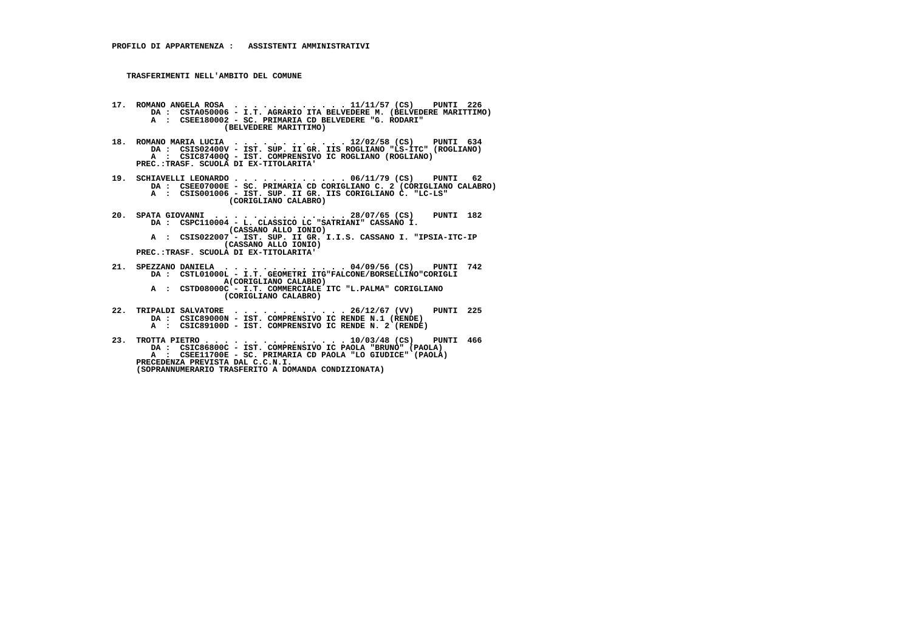**PROFILO DI APPARTENENZA : ASSISTENTI AMMINISTRATIVI**

**TRASFERIMENTI NELL'AMBITO DEL COMUNE**

17. ROMANO ANGELA ROSA . . . . . . . . . . . . . 11/11/57 (CS) PUNTI 226
    DA : CSTA050006 - I.T. AGRARIO ITA BELVEDERE M. (BELVEDERE MARITTIMO)
    A : CSEE180002 - SC. PRIMARIA CD BELVEDERE "G. RODARI" (BELVEDERE MARITTIMO)

18. ROMANO MARIA LUCIA . . . . . . . . . . . . . 12/02/58 (CS) PUNTI 634
    DA : CSIS02400V - IST. SUP. II GR. IIS ROGLIANO "LS-ITC" (ROGLIANO)
    A : CSIC87400Q - IST. COMPRENSIVO IC ROGLIANO (ROGLIANO)
    PREC.:TRASF. SCUOLA DI EX-TITOLARITA'

19. SCHIAVELLI LEONARDO . . . . . . . . . . . . 06/11/79 (CS) PUNTI 62
    DA : CSEE07000E - SC. PRIMARIA CD CORIGLIANO C. 2 (CORIGLIANO CALABRO)
    A : CSIS001006 - IST. SUP. II GR. IIS CORIGLIANO C. "LC-LS" (CORIGLIANO CALABRO)

20. SPATA GIOVANNI . . . . . . . . . . . . . . . 28/07/65 (CS) PUNTI 182
    DA : CSPC110004 - L. CLASSICO LC "SATRIANI" CASSANO I. (CASSANO ALLO IONIO)
    A : CSIS022007 - IST. SUP. II GR. I.I.S. CASSANO I. "IPSIA-ITC-IP (CASSANO ALLO IONIO)
    PREC.:TRASF. SCUOLA DI EX-TITOLARITA'

21. SPEZZANO DANIELA . . . . . . . . . . . . . . 04/09/56 (CS) PUNTI 742
    DA : CSTL01000L - I.T. GEOMETRI ITG"FALCONE/BORSELLINO"CORIGLI A(CORIGLIANO CALABRO)
    A : CSTD08000C - I.T. COMMERCIALE ITC "L.PALMA" CORIGLIANO (CORIGLIANO CALABRO)

22. TRIPALDI SALVATORE . . . . . . . . . . . . 26/12/67 (VV) PUNTI 225
    DA : CSIC89000N - IST. COMPRENSIVO IC RENDE N.1 (RENDE)
    A : CSIC89100D - IST. COMPRENSIVO IC RENDE N. 2 (RENDE)

23. TROTTA PIETRO . . . . . . . . . . . . . . . 10/03/48 (CS) PUNTI 466
    DA : CSIC86800C - IST. COMPRENSIVO IC PAOLA "BRUNO" (PAOLA)
    A : CSEE11700E - SC. PRIMARIA CD PAOLA "LO GIUDICE" (PAOLA)
    PRECEDENZA PREVISTA DAL C.C.N.I.
    (SOPRANNUMERARIO TRASFERITO A DOMANDA CONDIZIONATA)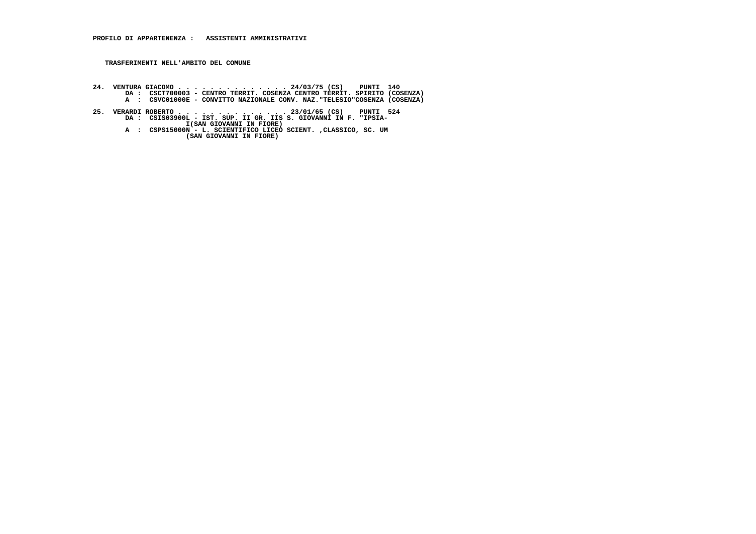**PROFILO DI APPARTENENZA : ASSISTENTI AMMINISTRATIVI**

**TRASFERIMENTI NELL'AMBITO DEL COMUNE**

```
24.  VENTURA GIACOMO . . . . . . . . . . . . . . 24/03/75 (CS)    PUNTI  140
        DA :  CSCT700003 - CENTRO TERRIT. COSENZA CENTRO TERRIT. SPIRITO (COSENZA)
        A  :  CSVC01000E - CONVITTO NAZIONALE CONV. NAZ."TELESIO"COSENZA (COSENZA)

25.  VERARDI ROBERTO . . . . . . . . . . . . . . 23/01/65 (CS)    PUNTI  524
        DA :  CSIS03900L - IST. SUP. II GR. IIS S. GIOVANNI IN F. "IPSIA-
                       I(SAN GIOVANNI IN FIORE)
        A  :  CSPS15000N - L. SCIENTIFICO LICEO SCIENT. ,CLASSICO, SC. UM
                        (SAN GIOVANNI IN FIORE)
```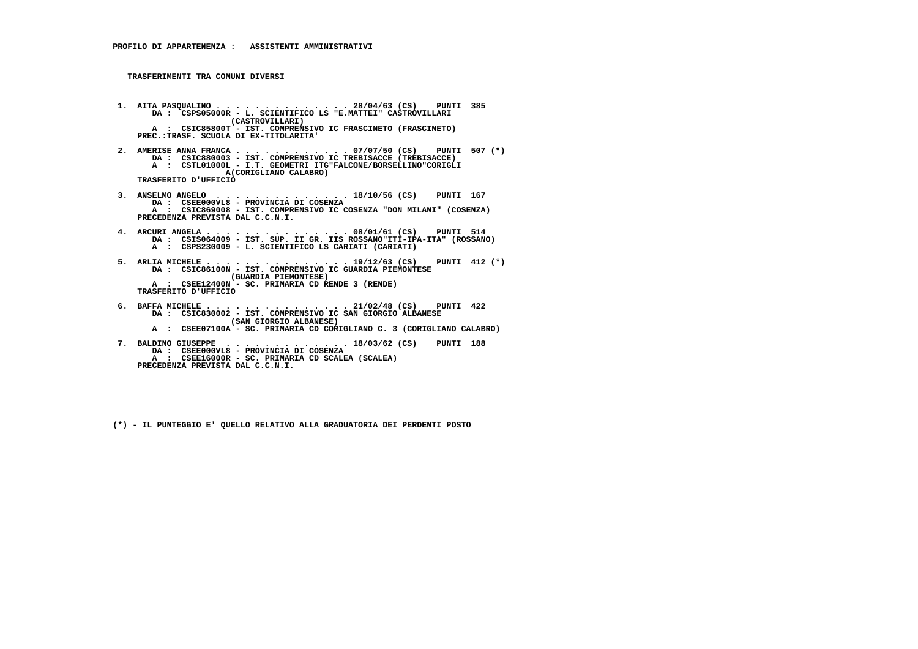**PROFILO DI APPARTENENZA : ASSISTENTI AMMINISTRATIVI**

**TRASFERIMENTI TRA COMUNI DIVERSI**

```
 1. AITA PASQUALINO . . . . . . . . . . . . . . 28/04/63 (CS)    PUNTI  385
       DA :  CSPS05000R - L. SCIENTIFICO LS "E.MATTEI" CASTROVILLARI
                        (CASTROVILLARI)
       A  :  CSIC85800T - IST. COMPRENSIVO IC FRASCINETO (FRASCINETO)
    PREC.:TRASF. SCUOLA DI EX-TITOLARITA'

 2. AMERISE ANNA FRANCA . . . . . . . . . . . . 07/07/50 (CS)    PUNTI  507 (*)
       DA :  CSIC880003 - IST. COMPRENSIVO IC TREBISACCE (TREBISACCE)
       A  :  CSTL01000L - I.T. GEOMETRI ITG"FALCONE/BORSELLINO"CORIGLI
                       A(CORIGLIANO CALABRO)
    TRASFERITO D'UFFICIO

 3. ANSELMO ANGELO  . . . . . . . . . . . . . . 18/10/56 (CS)    PUNTI  167
       DA :  CSEE000VL8 - PROVINCIA DI COSENZA
       A  :  CSIC869008 - IST. COMPRENSIVO IC COSENZA "DON MILANI" (COSENZA)
    PRECEDENZA PREVISTA DAL C.C.N.I.

 4. ARCURI ANGELA . . . . . . . . . . . . . . . 08/01/61 (CS)    PUNTI  514
       DA :  CSIS064009 - IST. SUP. II GR. IIS ROSSANO"ITI-IPA-ITA" (ROSSANO)
       A  :  CSPS230009 - L. SCIENTIFICO LS CARIATI (CARIATI)

 5. ARLIA MICHELE . . . . . . . . . . . . . . . 19/12/63 (CS)    PUNTI  412 (*)
       DA :  CSIC86100N - IST. COMPRENSIVO IC GUARDIA PIEMONTESE
                        (GUARDIA PIEMONTESE)
       A  :  CSEE12400N - SC. PRIMARIA CD RENDE 3 (RENDE)
    TRASFERITO D'UFFICIO

 6. BAFFA MICHELE . . . . . . . . . . . . . . . 21/02/48 (CS)    PUNTI  422
       DA :  CSIC830002 - IST. COMPRENSIVO IC SAN GIORGIO ALBANESE
                        (SAN GIORGIO ALBANESE)
       A  :  CSEE07100A - SC. PRIMARIA CD CORIGLIANO C. 3 (CORIGLIANO CALABRO)

 7. BALDINO GIUSEPPE  . . . . . . . . . . . . . 18/03/62 (CS)    PUNTI  188
       DA :  CSEE000VL8 - PROVINCIA DI COSENZA
       A  :  CSEE16000R - SC. PRIMARIA CD SCALEA (SCALEA)
    PRECEDENZA PREVISTA DAL C.C.N.I.
```

**(*) - IL PUNTEGGIO E' QUELLO RELATIVO ALLA GRADUATORIA DEI PERDENTI POSTO**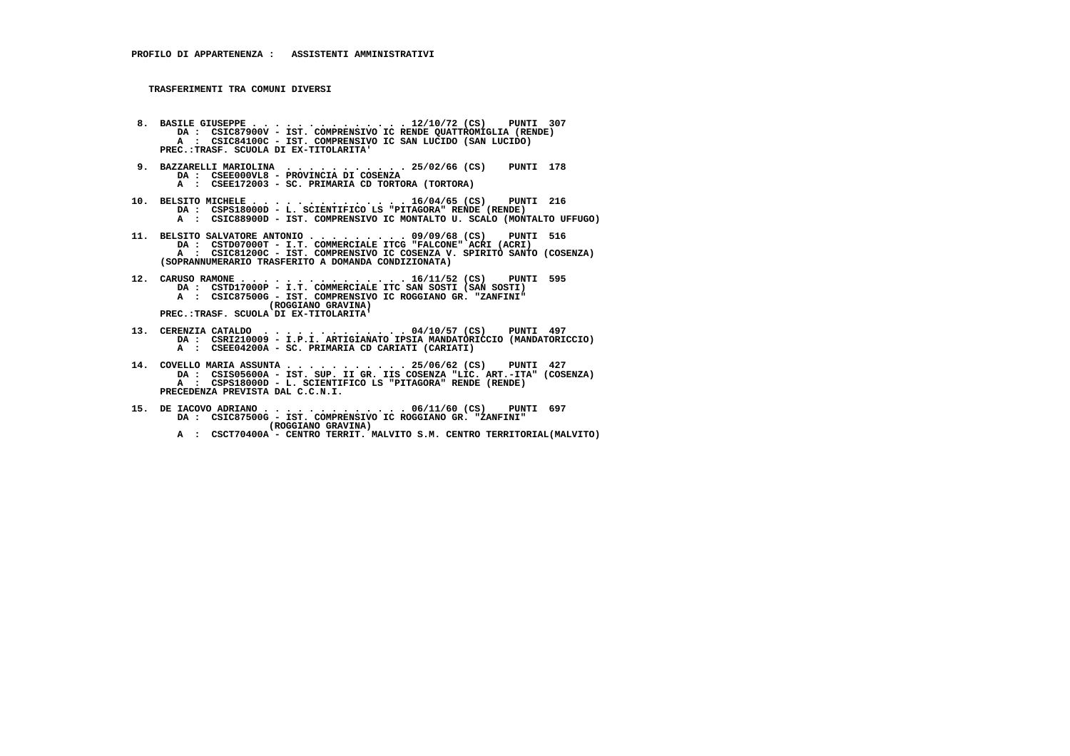**PROFILO DI APPARTENENZA :   ASSISTENTI AMMINISTRATIVI**

**TRASFERIMENTI TRA COMUNI DIVERSI**

```
 8.  BASILE GIUSEPPE . . . . . . . . . . . . . . 12/10/72 (CS)    PUNTI  307
        DA :  CSIC87900V - IST. COMPRENSIVO IC RENDE QUATTROMIGLIA (RENDE)
        A  :  CSIC84100C - IST. COMPRENSIVO IC SAN LUCIDO (SAN LUCIDO)
     PREC.:TRASF. SCUOLA DI EX-TITOLARITA'

 9.  BAZZARELLI MARIOLINA  . . . . . . . . . . . 25/02/66 (CS)    PUNTI  178
        DA :  CSEE000VL8 - PROVINCIA DI COSENZA
        A  :  CSEE172003 - SC. PRIMARIA CD TORTORA (TORTORA)

10.  BELSITO MICHELE . . . . . . . . . . . . . . 16/04/65 (CS)    PUNTI  216
        DA :  CSPS18000D - L. SCIENTIFICO LS "PITAGORA" RENDE (RENDE)
        A  :  CSIC88900D - IST. COMPRENSIVO IC MONTALTO U. SCALO (MONTALTO UFFUGO)

11.  BELSITO SALVATORE ANTONIO . . . . . . . . . 09/09/68 (CS)    PUNTI  516
        DA :  CSTD07000T - I.T. COMMERCIALE ITCG "FALCONE" ACRI (ACRI)
        A  :  CSIC81200C - IST. COMPRENSIVO IC COSENZA V. SPIRITO SANTO (COSENZA)
     (SOPRANNUMERARIO TRASFERITO A DOMANDA CONDIZIONATA)

12.  CARUSO RAMONE . . . . . . . . . . . . . . . 16/11/52 (CS)    PUNTI  595
        DA :  CSTD17000P - I.T. COMMERCIALE ITC SAN SOSTI (SAN SOSTI)
        A  :  CSIC87500G - IST. COMPRENSIVO IC ROGGIANO GR. "ZANFINI"
                          (ROGGIANO GRAVINA)
     PREC.:TRASF. SCUOLA DI EX-TITOLARITA'

13.  CERENZIA CATALDO  . . . . . . . . . . . . . 04/10/57 (CS)    PUNTI  497
        DA :  CSRI210009 - I.P.I. ARTIGIANATO IPSIA MANDATORICCIO (MANDATORICCIO)
        A  :  CSEE04200A - SC. PRIMARIA CD CARIATI (CARIATI)

14.  COVELLO MARIA ASSUNTA . . . . . . . . . . . 25/06/62 (CS)    PUNTI  427
        DA :  CSIS05600A - IST. SUP. II GR. IIS COSENZA "LIC. ART.-ITA" (COSENZA)
        A  :  CSPS18000D - L. SCIENTIFICO LS "PITAGORA" RENDE (RENDE)
     PRECEDENZA PREVISTA DAL C.C.N.I.

15.  DE IACOVO ADRIANO . . . . . . . . . . . . . 06/11/60 (CS)    PUNTI  697
        DA :  CSIC87500G - IST. COMPRENSIVO IC ROGGIANO GR. "ZANFINI"
                          (ROGGIANO GRAVINA)
        A  :  CSCT70400A - CENTRO TERRIT. MALVITO S.M. CENTRO TERRITORIAL(MALVITO)
```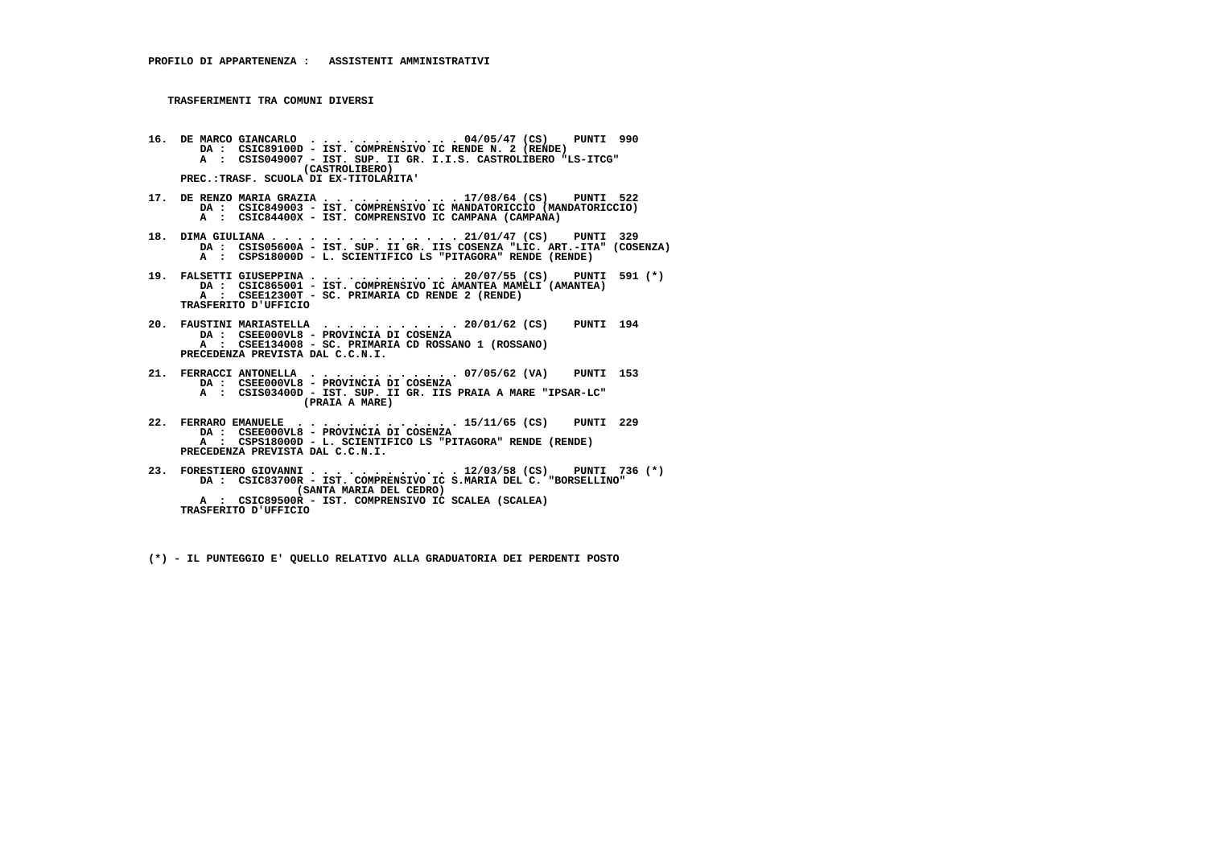**PROFILO DI APPARTENENZA : ASSISTENTI AMMINISTRATIVI**

**TRASFERIMENTI TRA COMUNI DIVERSI**

**16. DE MARCO GIANCARLO . . . . . . . . . . . . 04/05/47 (CS) PUNTI 990**
DA : CSIC89100D - IST. COMPRENSIVO IC RENDE N. 2 (RENDE)
A : CSIS049007 - IST. SUP. II GR. I.I.S. CASTROLIBERO "LS-ITCG" (CASTROLIBERO)
PREC.:TRASF. SCUOLA DI EX-TITOLARITA'

**17. DE RENZO MARIA GRAZIA . . . . . . . . . . . 17/08/64 (CS) PUNTI 522**
DA : CSIC849003 - IST. COMPRENSIVO IC MANDATORICCIO (MANDATORICCIO)
A : CSIC84400X - IST. COMPRENSIVO IC CAMPANA (CAMPANA)

**18. DIMA GIULIANA . . . . . . . . . . . . . . . 21/01/47 (CS) PUNTI 329**
DA : CSIS05600A - IST. SUP. II GR. IIS COSENZA "LIC. ART.-ITA" (COSENZA)
A : CSPS18000D - L. SCIENTIFICO LS "PITAGORA" RENDE (RENDE)

**19. FALSETTI GIUSEPPINA . . . . . . . . . . . . 20/07/55 (CS) PUNTI 591 (*)**
DA : CSIC865001 - IST. COMPRENSIVO IC AMANTEA MAMELI (AMANTEA)
A : CSEE12300T - SC. PRIMARIA CD RENDE 2 (RENDE)
TRASFERITO D'UFFICIO

**20. FAUSTINI MARIASTELLA . . . . . . . . . . . 20/01/62 (CS) PUNTI 194**
DA : CSEE000VL8 - PROVINCIA DI COSENZA
A : CSEE134008 - SC. PRIMARIA CD ROSSANO 1 (ROSSANO)
PRECEDENZA PREVISTA DAL C.C.N.I.

**21. FERRACCI ANTONELLA . . . . . . . . . . . . 07/05/62 (VA) PUNTI 153**
DA : CSEE000VL8 - PROVINCIA DI COSENZA
A : CSIS03400D - IST. SUP. II GR. IIS PRAIA A MARE "IPSAR-LC" (PRAIA A MARE)

**22. FERRARO EMANUELE . . . . . . . . . . . . . 15/11/65 (CS) PUNTI 229**
DA : CSEE000VL8 - PROVINCIA DI COSENZA
A : CSPS18000D - L. SCIENTIFICO LS "PITAGORA" RENDE (RENDE)
PRECEDENZA PREVISTA DAL C.C.N.I.

**23. FORESTIERO GIOVANNI . . . . . . . . . . . . 12/03/58 (CS) PUNTI 736 (*)**
DA : CSIC83700R - IST. COMPRENSIVO IC S.MARIA DEL C. "BORSELLINO" (SANTA MARIA DEL CEDRO)
A : CSIC89500R - IST. COMPRENSIVO IC SCALEA (SCALEA)
TRASFERITO D'UFFICIO

(*) - IL PUNTEGGIO E' QUELLO RELATIVO ALLA GRADUATORIA DEI PERDENTI POSTO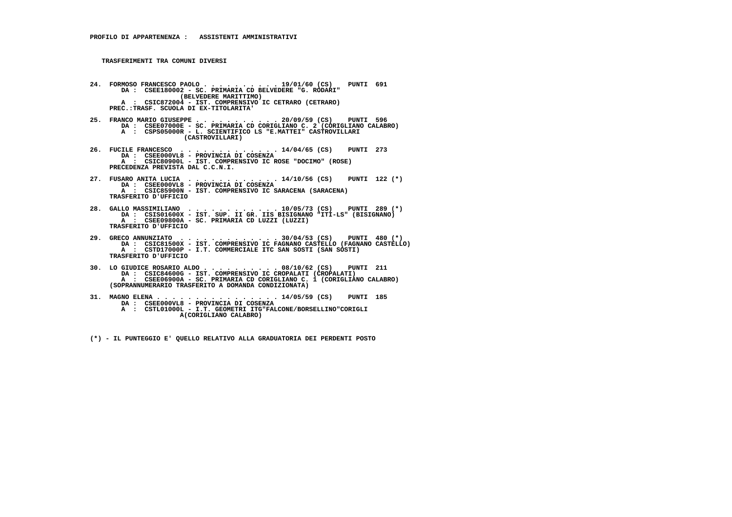**PROFILO DI APPARTENENZA : ASSISTENTI AMMINISTRATIVI**

**TRASFERIMENTI TRA COMUNI DIVERSI**

24. FORMOSO FRANCESCO PAOLO . . . . . . . . . . . 19/01/60 (CS) PUNTI 691
    DA : CSEE180002 - SC. PRIMARIA CD BELVEDERE "G. RODARI" (BELVEDERE MARITTIMO)
    A : CSIC872004 - IST. COMPRENSIVO IC CETRARO (CETRARO)
    PREC.:TRASF. SCUOLA DI EX-TITOLARITA'

25. FRANCO MARIO GIUSEPPE . . . . . . . . . . . 20/09/59 (CS) PUNTI 596
    DA : CSEE07000E - SC. PRIMARIA CD CORIGLIANO C. 2 (CORIGLIANO CALABRO)
    A : CSPS05000R - L. SCIENTIFICO LS "E.MATTEI" CASTROVILLARI (CASTROVILLARI)

26. FUCILE FRANCESCO . . . . . . . . . . . . . 14/04/65 (CS) PUNTI 273
    DA : CSEE000VL8 - PROVINCIA DI COSENZA
    A : CSIC80900L - IST. COMPRENSIVO IC ROSE "DOCIMO" (ROSE)
    PRECEDENZA PREVISTA DAL C.C.N.I.

27. FUSARO ANITA LUCIA . . . . . . . . . . . . 14/10/56 (CS) PUNTI 122 (*)
    DA : CSEE000VL8 - PROVINCIA DI COSENZA
    A : CSIC85900N - IST. COMPRENSIVO IC SARACENA (SARACENA)
    TRASFERITO D'UFFICIO

28. GALLO MASSIMILIANO . . . . . . . . . . . . 10/05/73 (CS) PUNTI 289 (*)
    DA : CSIS01600X - IST. SUP. II GR. IIS BISIGNANO "ITI-LS" (BISIGNANO)
    A : CSEE09800A - SC. PRIMARIA CD LUZZI (LUZZI)
    TRASFERITO D'UFFICIO

29. GRECO ANNUNZIATO . . . . . . . . . . . . . 30/04/53 (CS) PUNTI 480 (*)
    DA : CSIC81500X - IST. COMPRENSIVO IC FAGNANO CASTELLO (FAGNANO CASTELLO)
    A : CSTD17000P - I.T. COMMERCIALE ITC SAN SOSTI (SAN SOSTI)
    TRASFERITO D'UFFICIO

30. LO GIUDICE ROSARIO ALDO . . . . . . . . . . 08/10/62 (CS) PUNTI 211
    DA : CSIC84600G - IST. COMPRENSIVO IC CROPALATI (CROPALATI)
    A : CSEE06900A - SC. PRIMARIA CD CORIGLIANO C. 1 (CORIGLIANO CALABRO)
    (SOPRANNUMERARIO TRASFERITO A DOMANDA CONDIZIONATA)

31. MAGNO ELENA . . . . . . . . . . . . . . . . 14/05/59 (CS) PUNTI 185
    DA : CSEE000VL8 - PROVINCIA DI COSENZA
    A : CSTL01000L - I.T. GEOMETRI ITG"FALCONE/BORSELLINO"CORIGLI A(CORIGLIANO CALABRO)

(*) - IL PUNTEGGIO E' QUELLO RELATIVO ALLA GRADUATORIA DEI PERDENTI POSTO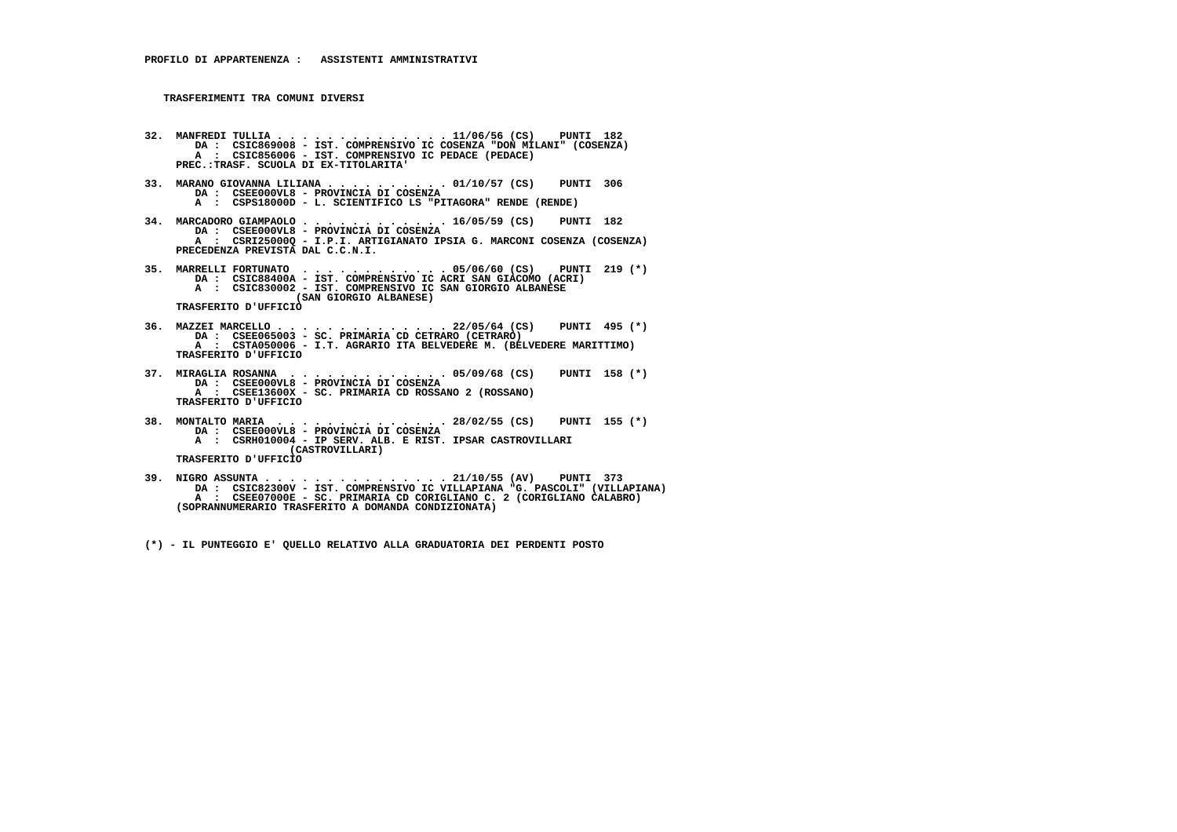**PROFILO DI APPARTENENZA : ASSISTENTI AMMINISTRATIVI**

**TRASFERIMENTI TRA COMUNI DIVERSI**

```
32.  MANFREDI TULLIA . . . . . . . . . . . . . . 11/06/56 (CS)    PUNTI  182
        DA :  CSIC869008 - IST. COMPRENSIVO IC COSENZA "DON MILANI" (COSENZA)
        A  :  CSIC856006 - IST. COMPRENSIVO IC PEDACE (PEDACE)
     PREC.:TRASF. SCUOLA DI EX-TITOLARITA'

33.  MARANO GIOVANNA LILIANA . . . . . . . . . . 01/10/57 (CS)    PUNTI  306
        DA :  CSEE000VL8 - PROVINCIA DI COSENZA
        A  :  CSPS18000D - L. SCIENTIFICO LS "PITAGORA" RENDE (RENDE)

34.  MARCADORO GIAMPAOLO . . . . . . . . . . . . 16/05/59 (CS)    PUNTI  182
        DA :  CSEE000VL8 - PROVINCIA DI COSENZA
        A  :  CSRI25000Q - I.P.I. ARTIGIANATO IPSIA G. MARCONI COSENZA (COSENZA)
     PRECEDENZA PREVISTA DAL C.C.N.I.

35.  MARRELLI FORTUNATO  . . . . . . . . . . . . 05/06/60 (CS)    PUNTI  219 (*)
        DA :  CSIC88400A - IST. COMPRENSIVO IC ACRI SAN GIACOMO (ACRI)
        A  :  CSIC830002 - IST. COMPRENSIVO IC SAN GIORGIO ALBANESE
                        (SAN GIORGIO ALBANESE)
     TRASFERITO D'UFFICIO

36.  MAZZEI MARCELLO . . . . . . . . . . . . . . 22/05/64 (CS)    PUNTI  495 (*)
        DA :  CSEE065003 - SC. PRIMARIA CD CETRARO (CETRARO)
        A  :  CSTA050006 - I.T. AGRARIO ITA BELVEDERE M. (BELVEDERE MARITTIMO)
     TRASFERITO D'UFFICIO

37.  MIRAGLIA ROSANNA  . . . . . . . . . . . . . 05/09/68 (CS)    PUNTI  158 (*)
        DA :  CSEE000VL8 - PROVINCIA DI COSENZA
        A  :  CSEE13600X - SC. PRIMARIA CD ROSSANO 2 (ROSSANO)
     TRASFERITO D'UFFICIO

38.  MONTALTO MARIA  . . . . . . . . . . . . . . 28/02/55 (CS)    PUNTI  155 (*)
        DA :  CSEE000VL8 - PROVINCIA DI COSENZA
        A  :  CSRH010004 - IP SERV. ALB. E RIST. IPSAR CASTROVILLARI
                        (CASTROVILLARI)
     TRASFERITO D'UFFICIO

39.  NIGRO ASSUNTA . . . . . . . . . . . . . . . 21/10/55 (AV)    PUNTI  373
        DA :  CSIC82300V - IST. COMPRENSIVO IC VILLAPIANA "G. PASCOLI" (VILLAPIANA)
        A  :  CSEE07000E - SC. PRIMARIA CD CORIGLIANO C. 2 (CORIGLIANO CALABRO)
     (SOPRANNUMERARIO TRASFERITO A DOMANDA CONDIZIONATA)
```

(*) - IL PUNTEGGIO E' QUELLO RELATIVO ALLA GRADUATORIA DEI PERDENTI POSTO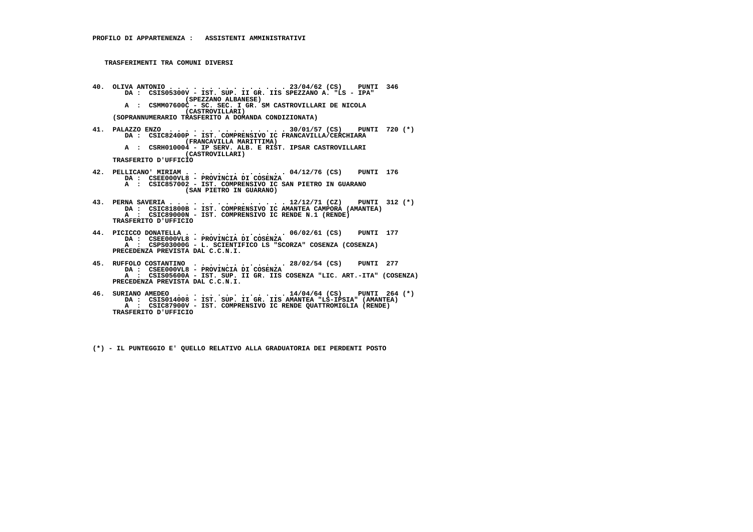**PROFILO DI APPARTENENZA : ASSISTENTI AMMINISTRATIVI**

**TRASFERIMENTI TRA COMUNI DIVERSI**

```
40. OLIVA ANTONIO . . . . . . . . . . . . . . . 23/04/62 (CS)    PUNTI  346
       DA :  CSIS05300V - IST. SUP. II GR. IIS SPEZZANO A. "LS - IPA"
                   (SPEZZANO ALBANESE)
       A  :  CSMM07600C - SC. SEC. I GR. SM CASTROVILLARI DE NICOLA
                   (CASTROVILLARI)
    (SOPRANNUMERARIO TRASFERITO A DOMANDA CONDIZIONATA)

41. PALAZZO ENZO  . . . . . . . . . . . . . . 30/01/57 (CS)    PUNTI  720 (*)
       DA :  CSIC82400P - IST. COMPRENSIVO IC FRANCAVILLA/CERCHIARA
                   (FRANCAVILLA MARITTIMA)
       A  :  CSRH010004 - IP SERV. ALB. E RIST. IPSAR CASTROVILLARI
                   (CASTROVILLARI)
    TRASFERITO D'UFFICIO

42. PELLICANO' MIRIAM . . . . . . . . . . . . . 04/12/76 (CS)    PUNTI  176
       DA :  CSEE000VL8 - PROVINCIA DI COSENZA
       A  :  CSIC857002 - IST. COMPRENSIVO IC SAN PIETRO IN GUARANO
                   (SAN PIETRO IN GUARANO)

43. PERNA SAVERIA . . . . . . . . . . . . . . . 12/12/71 (CZ)    PUNTI  312 (*)
       DA :  CSIC81800B - IST. COMPRENSIVO IC AMANTEA CAMPORA (AMANTEA)
       A  :  CSIC89000N - IST. COMPRENSIVO IC RENDE N.1 (RENDE)
    TRASFERITO D'UFFICIO

44. PICICCO DONATELLA . . . . . . . . . . . . . 06/02/61 (CS)    PUNTI  177
       DA :  CSEE000VL8 - PROVINCIA DI COSENZA
       A  :  CSPS03000G - L. SCIENTIFICO LS "SCORZA" COSENZA (COSENZA)
    PRECEDENZA PREVISTA DAL C.C.N.I.

45. RUFFOLO COSTANTINO  . . . . . . . . . . . . 28/02/54 (CS)    PUNTI  277
       DA :  CSEE000VL8 - PROVINCIA DI COSENZA
       A  :  CSIS05600A - IST. SUP. II GR. IIS COSENZA "LIC. ART.-ITA" (COSENZA)
    PRECEDENZA PREVISTA DAL C.C.N.I.

46. SURIANO AMEDEO  . . . . . . . . . . . . . . 14/04/64 (CS)    PUNTI  264 (*)
       DA :  CSIS014008 - IST. SUP. II GR. IIS AMANTEA "LS-IPSIA" (AMANTEA)
       A  :  CSIC87900V - IST. COMPRENSIVO IC RENDE QUATTROMIGLIA (RENDE)
    TRASFERITO D'UFFICIO
```

(*) - IL PUNTEGGIO E' QUELLO RELATIVO ALLA GRADUATORIA DEI PERDENTI POSTO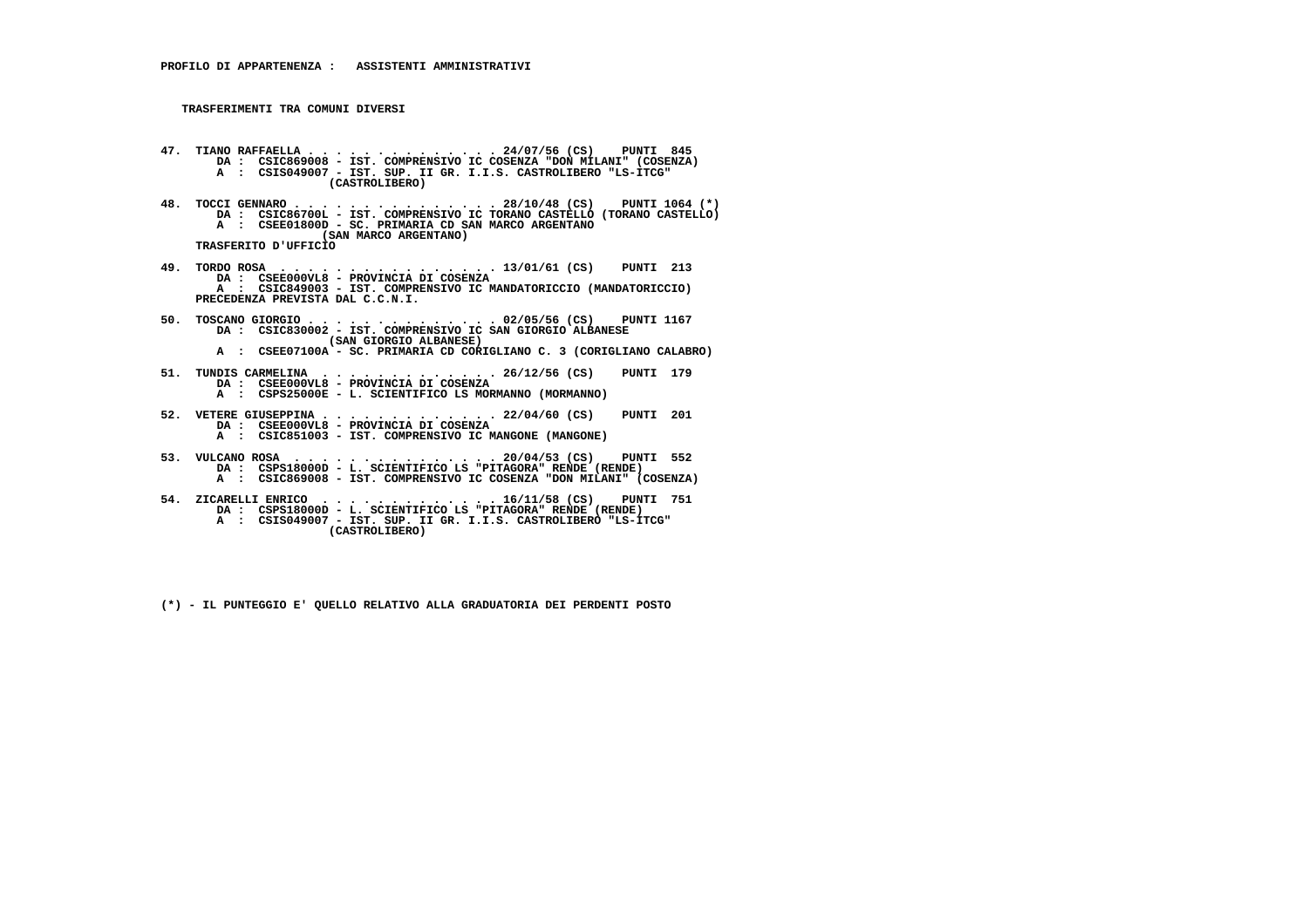**PROFILO DI APPARTENENZA : ASSISTENTI AMMINISTRATIVI**

**TRASFERIMENTI TRA COMUNI DIVERSI**

```
47. TIANO RAFFAELLA . . . . . . . . . . . . . . 24/07/56 (CS)    PUNTI  845
       DA :  CSIC869008 - IST. COMPRENSIVO IC COSENZA "DON MILANI" (COSENZA)
       A  :  CSIS049007 - IST. SUP. II GR. I.I.S. CASTROLIBERO "LS-ITCG"
                      (CASTROLIBERO)

48. TOCCI GENNARO . . . . . . . . . . . . . . . 28/10/48 (CS)    PUNTI 1064 (*)
       DA :  CSIC86700L - IST. COMPRENSIVO IC TORANO CASTELLO (TORANO CASTELLO)
       A  :  CSEE01800D - SC. PRIMARIA CD SAN MARCO ARGENTANO
                      (SAN MARCO ARGENTANO)
    TRASFERITO D'UFFICIO

49. TORDO ROSA  . . . . . . . . . . . . . . . . 13/01/61 (CS)    PUNTI  213
       DA :  CSEE000VL8 - PROVINCIA DI COSENZA
       A  :  CSIC849003 - IST. COMPRENSIVO IC MANDATORICCIO (MANDATORICCIO)
    PRECEDENZA PREVISTA DAL C.C.N.I.

50. TOSCANO GIORGIO . . . . . . . . . . . . . . 02/05/56 (CS)    PUNTI 1167
       DA :  CSIC830002 - IST. COMPRENSIVO IC SAN GIORGIO ALBANESE
                      (SAN GIORGIO ALBANESE)
       A  :  CSEE07100A - SC. PRIMARIA CD CORIGLIANO C. 3 (CORIGLIANO CALABRO)

51. TUNDIS CARMELINA  . . . . . . . . . . . . . 26/12/56 (CS)    PUNTI  179
       DA :  CSEE000VL8 - PROVINCIA DI COSENZA
       A  :  CSPS25000E - L. SCIENTIFICO LS MORMANNO (MORMANNO)

52. VETERE GIUSEPPINA . . . . . . . . . . . . . 22/04/60 (CS)    PUNTI  201
       DA :  CSEE000VL8 - PROVINCIA DI COSENZA
       A  :  CSIC851003 - IST. COMPRENSIVO IC MANGONE (MANGONE)

53. VULCANO ROSA  . . . . . . . . . . . . . . . 20/04/53 (CS)    PUNTI  552
       DA :  CSPS18000D - L. SCIENTIFICO LS "PITAGORA" RENDE (RENDE)
       A  :  CSIC869008 - IST. COMPRENSIVO IC COSENZA "DON MILANI" (COSENZA)

54. ZICARELLI ENRICO  . . . . . . . . . . . . . 16/11/58 (CS)    PUNTI  751
       DA :  CSPS18000D - L. SCIENTIFICO LS "PITAGORA" RENDE (RENDE)
       A  :  CSIS049007 - IST. SUP. II GR. I.I.S. CASTROLIBERO "LS-ITCG"
                      (CASTROLIBERO)
```

(*) - IL PUNTEGGIO E' QUELLO RELATIVO ALLA GRADUATORIA DEI PERDENTI POSTO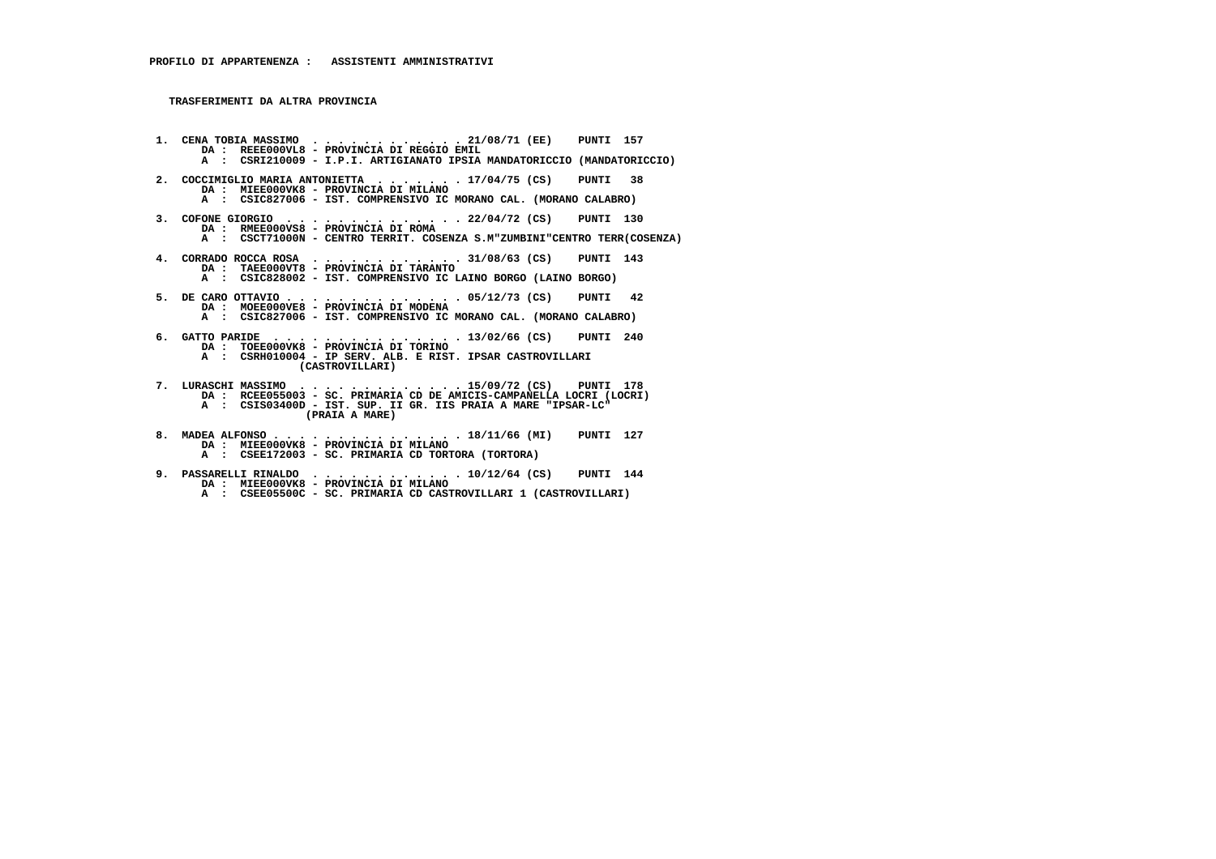**PROFILO DI APPARTENENZA : ASSISTENTI AMMINISTRATIVI**

**TRASFERIMENTI DA ALTRA PROVINCIA**

1. CENA TOBIA MASSIMO . . . . . . . . . . . . 21/08/71 (EE) PUNTI 157
   DA : REEE000VL8 - PROVINCIA DI REGGIO EMIL
   A : CSRI210009 - I.P.I. ARTIGIANATO IPSIA MANDATORICCIO (MANDATORICCIO)

2. COCCIMIGLIO MARIA ANTONIETTA . . . . . . . 17/04/75 (CS) PUNTI 38
   DA : MIEE000VK8 - PROVINCIA DI MILANO
   A : CSIC827006 - IST. COMPRENSIVO IC MORANO CAL. (MORANO CALABRO)

3. COFONE GIORGIO . . . . . . . . . . . . . . 22/04/72 (CS) PUNTI 130
   DA : RMEE000VS8 - PROVINCIA DI ROMA
   A : CSCT71000N - CENTRO TERRIT. COSENZA S.M"ZUMBINI"CENTRO TERR(COSENZA)

4. CORRADO ROCCA ROSA . . . . . . . . . . . . 31/08/63 (CS) PUNTI 143
   DA : TAEE000VT8 - PROVINCIA DI TARANTO
   A : CSIC828002 - IST. COMPRENSIVO IC LAINO BORGO (LAINO BORGO)

5. DE CARO OTTAVIO . . . . . . . . . . . . . 05/12/73 (CS) PUNTI 42
   DA : MOEE000VE8 - PROVINCIA DI MODENA
   A : CSIC827006 - IST. COMPRENSIVO IC MORANO CAL. (MORANO CALABRO)

6. GATTO PARIDE . . . . . . . . . . . . . . . 13/02/66 (CS) PUNTI 240
   DA : TOEE000VK8 - PROVINCIA DI TORINO
   A : CSRH010004 - IP SERV. ALB. E RIST. IPSAR CASTROVILLARI (CASTROVILLARI)

7. LURASCHI MASSIMO . . . . . . . . . . . . . 15/09/72 (CS) PUNTI 178
   DA : RCEE055003 - SC. PRIMARIA CD DE AMICIS-CAMPANELLA LOCRI (LOCRI)
   A : CSIS03400D - IST. SUP. II GR. IIS PRAIA A MARE "IPSAR-LC" (PRAIA A MARE)

8. MADEA ALFONSO . . . . . . . . . . . . . . 18/11/66 (MI) PUNTI 127
   DA : MIEE000VK8 - PROVINCIA DI MILANO
   A : CSEE172003 - SC. PRIMARIA CD TORTORA (TORTORA)

9. PASSARELLI RINALDO . . . . . . . . . . . . 10/12/64 (CS) PUNTI 144
   DA : MIEE000VK8 - PROVINCIA DI MILANO
   A : CSEE05500C - SC. PRIMARIA CD CASTROVILLARI 1 (CASTROVILLARI)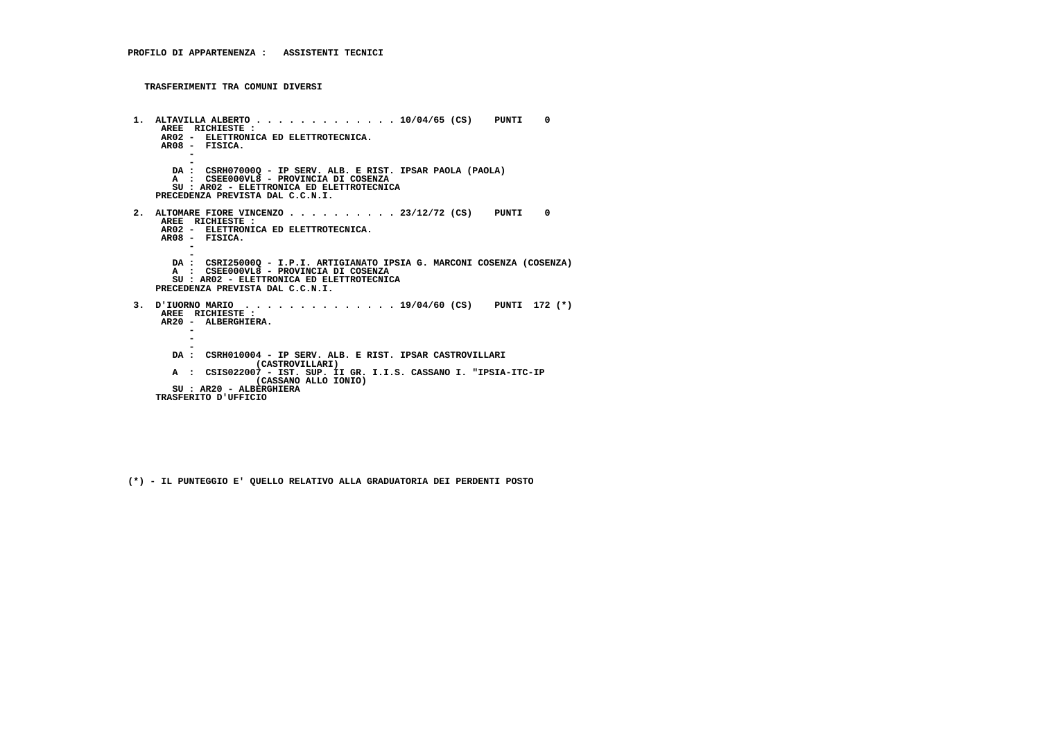**PROFILO DI APPARTENENZA : ASSISTENTI TECNICI**

**TRASFERIMENTI TRA COMUNI DIVERSI**

1. ALTAVILLA ALBERTO . . . . . . . . . . . . . 10/04/65 (CS) PUNTI 0
   AREE RICHIESTE :
   AR02 - ELETTRONICA ED ELETTROTECNICA.
   AR08 - FISICA.
   -
   -
   DA : CSRH07000Q - IP SERV. ALB. E RIST. IPSAR PAOLA (PAOLA)
   A : CSEE000VL8 - PROVINCIA DI COSENZA
   SU : AR02 - ELETTRONICA ED ELETTROTECNICA
   PRECEDENZA PREVISTA DAL C.C.N.I.

2. ALTOMARE FIORE VINCENZO . . . . . . . . . . 23/12/72 (CS) PUNTI 0
   AREE RICHIESTE :
   AR02 - ELETTRONICA ED ELETTROTECNICA.
   AR08 - FISICA.
   -
   -
   DA : CSRI25000Q - I.P.I. ARTIGIANATO IPSIA G. MARCONI COSENZA (COSENZA)
   A : CSEE000VL8 - PROVINCIA DI COSENZA
   SU : AR02 - ELETTRONICA ED ELETTROTECNICA
   PRECEDENZA PREVISTA DAL C.C.N.I.

3. D'IUORNO MARIO . . . . . . . . . . . . . . 19/04/60 (CS) PUNTI 172 (*)
   AREE RICHIESTE :
   AR20 - ALBERGHIERA.
   -
   -
   -
   DA : CSRH010004 - IP SERV. ALB. E RIST. IPSAR CASTROVILLARI (CASTROVILLARI)
   A : CSIS022007 - IST. SUP. II GR. I.I.S. CASSANO I. "IPSIA-ITC-IP (CASSANO ALLO IONIO)
   SU : AR20 - ALBERGHIERA
   TRASFERITO D'UFFICIO

(*) - IL PUNTEGGIO E' QUELLO RELATIVO ALLA GRADUATORIA DEI PERDENTI POSTO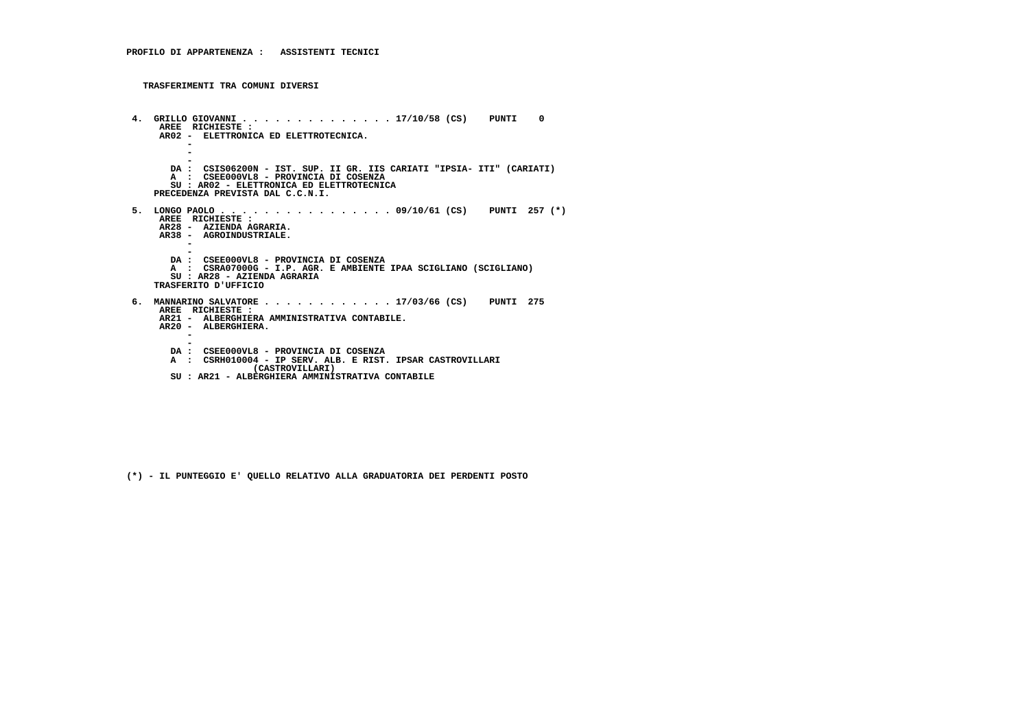**PROFILO DI APPARTENENZA : ASSISTENTI TECNICI**

**TRASFERIMENTI TRA COMUNI DIVERSI**

```
 4.  GRILLO GIOVANNI . . . . . . . . . . . . . . 17/10/58 (CS)    PUNTI    0
      AREE  RICHIESTE :
      AR02 -  ELETTRONICA ED ELETTROTECNICA.
           -
           -
           -
        DA :  CSIS06200N - IST. SUP. II GR. IIS CARIATI "IPSIA- ITI" (CARIATI)
        A  :  CSEE000VL8 - PROVINCIA DI COSENZA
        SU : AR02 - ELETTRONICA ED ELETTROTECNICA
     PRECEDENZA PREVISTA DAL C.C.N.I.

 5.  LONGO PAOLO . . . . . . . . . . . . . . . . 09/10/61 (CS)    PUNTI  257 (*)
      AREE  RICHIESTE :
      AR28 -  AZIENDA AGRARIA.
      AR38 -  AGROINDUSTRIALE.
           -
           -
        DA :  CSEE000VL8 - PROVINCIA DI COSENZA
        A  :  CSRA07000G - I.P. AGR. E AMBIENTE IPAA SCIGLIANO (SCIGLIANO)
        SU : AR28 - AZIENDA AGRARIA
     TRASFERITO D'UFFICIO

 6.  MANNARINO SALVATORE . . . . . . . . . . . . 17/03/66 (CS)    PUNTI  275
      AREE  RICHIESTE :
      AR21 -  ALBERGHIERA AMMINISTRATIVA CONTABILE.
      AR20 -  ALBERGHIERA.
           -
           -
        DA :  CSEE000VL8 - PROVINCIA DI COSENZA
        A  :  CSRH010004 - IP SERV. ALB. E RIST. IPSAR CASTROVILLARI
                         (CASTROVILLARI)
        SU : AR21 - ALBERGHIERA AMMINISTRATIVA CONTABILE
```

(*) - IL PUNTEGGIO E' QUELLO RELATIVO ALLA GRADUATORIA DEI PERDENTI POSTO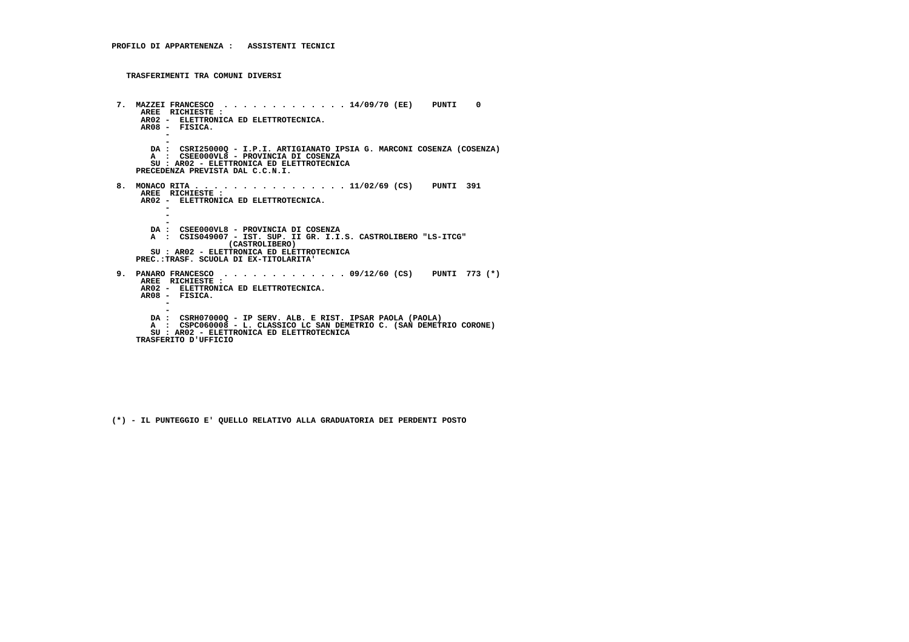**PROFILO DI APPARTENENZA : ASSISTENTI TECNICI**

**TRASFERIMENTI TRA COMUNI DIVERSI**

**7. MAZZEI FRANCESCO . . . . . . . . . . . . . . 14/09/70 (EE) PUNTI 0**
AREE RICHIESTE :
AR02 - ELETTRONICA ED ELETTROTECNICA.
AR08 - FISICA.
-
-
DA : CSRI25000Q - I.P.I. ARTIGIANATO IPSIA G. MARCONI COSENZA (COSENZA)
A : CSEE000VL8 - PROVINCIA DI COSENZA
SU : AR02 - ELETTRONICA ED ELETTROTECNICA
PRECEDENZA PREVISTA DAL C.C.N.I.

**8. MONACO RITA . . . . . . . . . . . . . . . . . 11/02/69 (CS) PUNTI 391**
AREE RICHIESTE :
AR02 - ELETTRONICA ED ELETTROTECNICA.
-
-
-
DA : CSEE000VL8 - PROVINCIA DI COSENZA
A : CSIS049007 - IST. SUP. II GR. I.I.S. CASTROLIBERO "LS-ITCG" (CASTROLIBERO)
SU : AR02 - ELETTRONICA ED ELETTROTECNICA
PREC.:TRASF. SCUOLA DI EX-TITOLARITA'

**9. PANARO FRANCESCO . . . . . . . . . . . . . . 09/12/60 (CS) PUNTI 773 (*)**
AREE RICHIESTE :
AR02 - ELETTRONICA ED ELETTROTECNICA.
AR08 - FISICA.
-
-
DA : CSRH07000Q - IP SERV. ALB. E RIST. IPSAR PAOLA (PAOLA)
A : CSPC060008 - L. CLASSICO LC SAN DEMETRIO C. (SAN DEMETRIO CORONE)
SU : AR02 - ELETTRONICA ED ELETTROTECNICA
TRASFERITO D'UFFICIO

(*) - IL PUNTEGGIO E' QUELLO RELATIVO ALLA GRADUATORIA DEI PERDENTI POSTO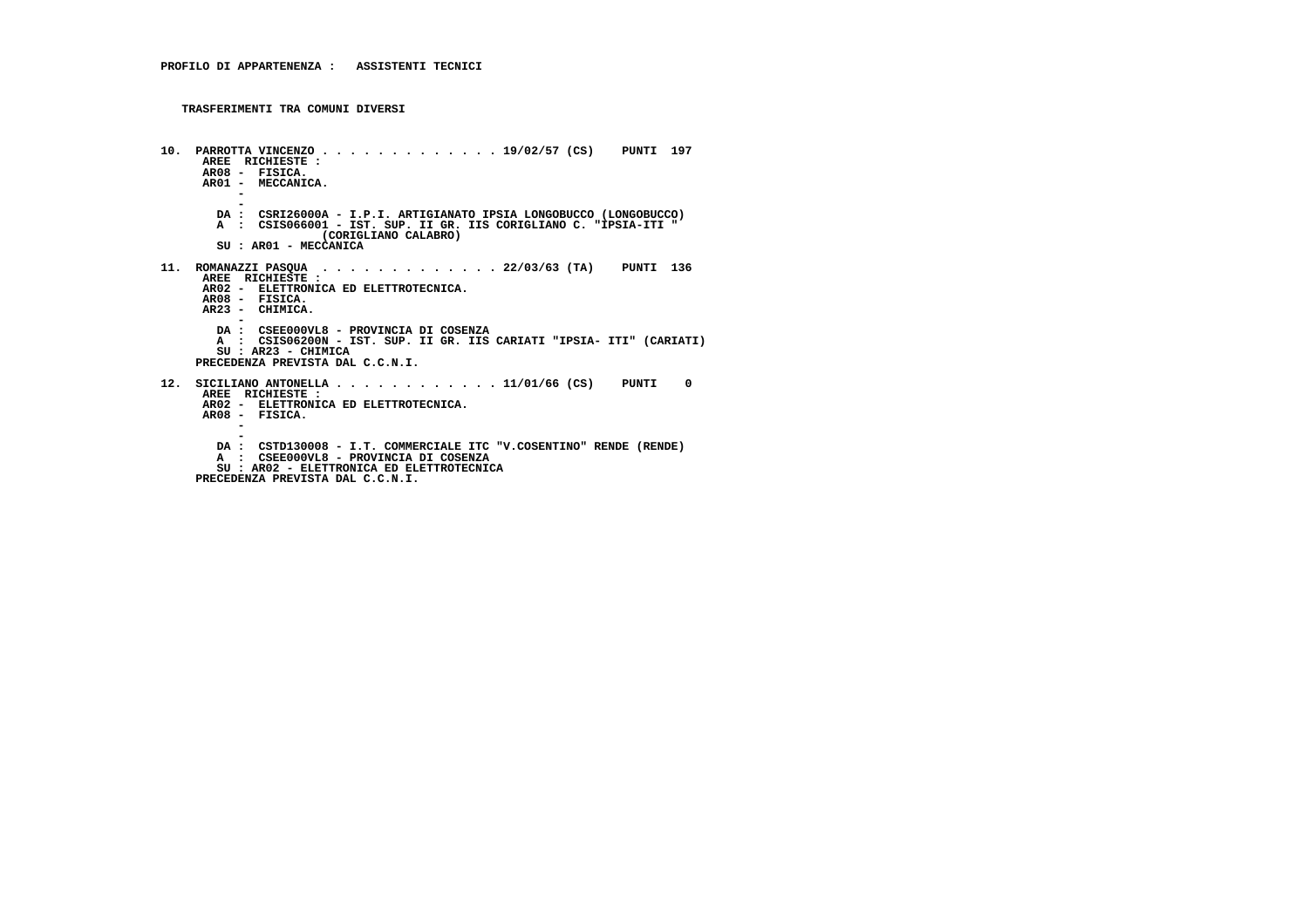**PROFILO DI APPARTENENZA : ASSISTENTI TECNICI**

**TRASFERIMENTI TRA COMUNI DIVERSI**

**10. PARROTTA VINCENZO . . . . . . . . . . . . . 19/02/57 (CS) PUNTI 197**
AREE RICHIESTE :
AR08 - FISICA.
AR01 - MECCANICA.
-
-
DA : CSRI26000A - I.P.I. ARTIGIANATO IPSIA LONGOBUCCO (LONGOBUCCO)
A : CSIS066001 - IST. SUP. II GR. IIS CORIGLIANO C. "IPSIA-ITI " (CORIGLIANO CALABRO)
SU : AR01 - MECCANICA

**11. ROMANAZZI PASQUA . . . . . . . . . . . . . 22/03/63 (TA) PUNTI 136**
AREE RICHIESTE :
AR02 - ELETTRONICA ED ELETTROTECNICA.
AR08 - FISICA.
AR23 - CHIMICA.
-
DA : CSEE000VL8 - PROVINCIA DI COSENZA
A : CSIS06200N - IST. SUP. II GR. IIS CARIATI "IPSIA- ITI" (CARIATI)
SU : AR23 - CHIMICA
PRECEDENZA PREVISTA DAL C.C.N.I.

**12. SICILIANO ANTONELLA . . . . . . . . . . . . 11/01/66 (CS) PUNTI 0**
AREE RICHIESTE :
AR02 - ELETTRONICA ED ELETTROTECNICA.
AR08 - FISICA.
-
-
DA : CSTD130008 - I.T. COMMERCIALE ITC "V.COSENTINO" RENDE (RENDE)
A : CSEE000VL8 - PROVINCIA DI COSENZA
SU : AR02 - ELETTRONICA ED ELETTROTECNICA
PRECEDENZA PREVISTA DAL C.C.N.I.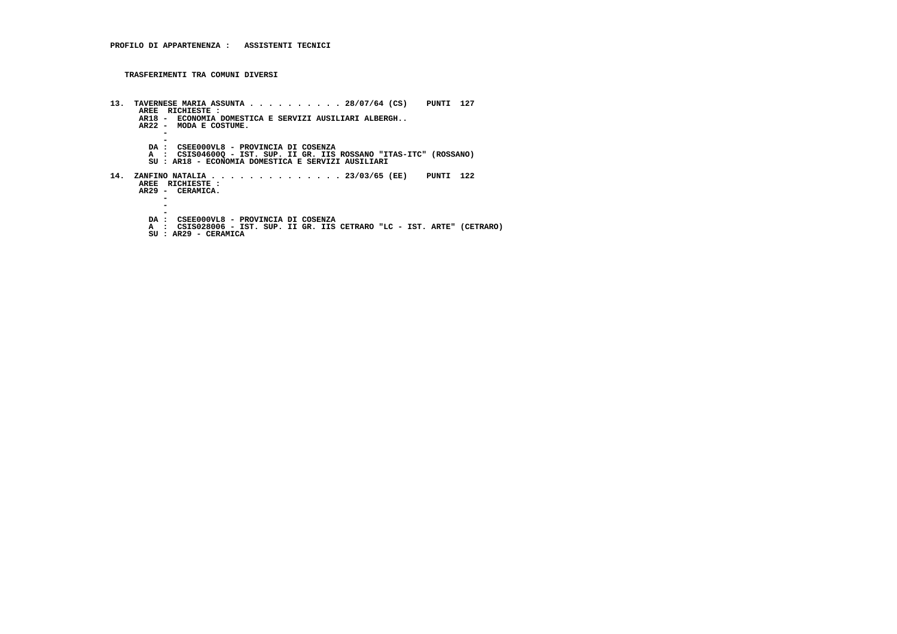**PROFILO DI APPARTENENZA : ASSISTENTI TECNICI**

**TRASFERIMENTI TRA COMUNI DIVERSI**

**13. TAVERNESE MARIA ASSUNTA . . . . . . . . . . 28/07/64 (CS) PUNTI 127**
AREE RICHIESTE :
AR18 - ECONOMIA DOMESTICA E SERVIZI AUSILIARI ALBERGH..
AR22 - MODA E COSTUME.
-
-
DA : CSEE000VL8 - PROVINCIA DI COSENZA
A : CSIS04600Q - IST. SUP. II GR. IIS ROSSANO "ITAS-ITC" (ROSSANO)
SU : AR18 - ECONOMIA DOMESTICA E SERVIZI AUSILIARI

**14. ZANFINO NATALIA . . . . . . . . . . . . . . 23/03/65 (EE) PUNTI 122**
AREE RICHIESTE :
AR29 - CERAMICA.
-
-
-
DA : CSEE000VL8 - PROVINCIA DI COSENZA
A : CSIS028006 - IST. SUP. II GR. IIS CETRARO "LC - IST. ARTE" (CETRARO)
SU : AR29 - CERAMICA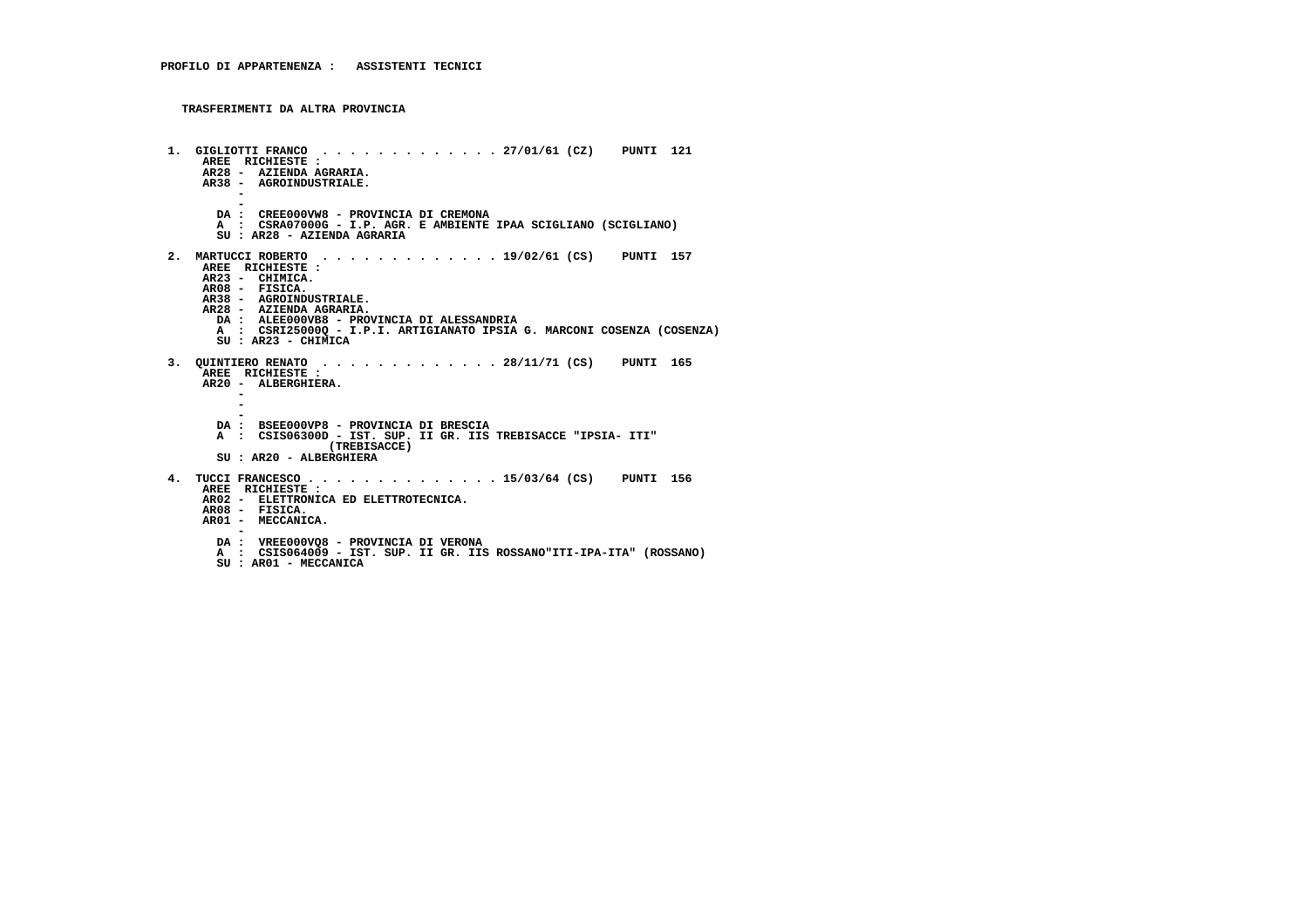**PROFILO DI APPARTENENZA : ASSISTENTI TECNICI**

**TRASFERIMENTI DA ALTRA PROVINCIA**

1. GIGLIOTTI FRANCO . . . . . . . . . . . . . . 27/01/61 (CZ) PUNTI 121
   AREE RICHIESTE :
   AR28 - AZIENDA AGRARIA.
   AR38 - AGROINDUSTRIALE.
   -
   -
   DA : CREE000VW8 - PROVINCIA DI CREMONA
   A : CSRA07000G - I.P. AGR. E AMBIENTE IPAA SCIGLIANO (SCIGLIANO)
   SU : AR28 - AZIENDA AGRARIA

2. MARTUCCI ROBERTO . . . . . . . . . . . . . . 19/02/61 (CS) PUNTI 157
   AREE RICHIESTE :
   AR23 - CHIMICA.
   AR08 - FISICA.
   AR38 - AGROINDUSTRIALE.
   AR28 - AZIENDA AGRARIA.
   DA : ALEE000VB8 - PROVINCIA DI ALESSANDRIA
   A : CSRI25000Q - I.P.I. ARTIGIANATO IPSIA G. MARCONI COSENZA (COSENZA)
   SU : AR23 - CHIMICA

3. QUINTIERO RENATO . . . . . . . . . . . . . . 28/11/71 (CS) PUNTI 165
   AREE RICHIESTE :
   AR20 - ALBERGHIERA.
   -
   -
   -
   DA : BSEE000VP8 - PROVINCIA DI BRESCIA
   A : CSIS06300D - IST. SUP. II GR. IIS TREBISACCE "IPSIA- ITI" (TREBISACCE)
   SU : AR20 - ALBERGHIERA

4. TUCCI FRANCESCO . . . . . . . . . . . . . . 15/03/64 (CS) PUNTI 156
   AREE RICHIESTE :
   AR02 - ELETTRONICA ED ELETTROTECNICA.
   AR08 - FISICA.
   AR01 - MECCANICA.
   -
   DA : VREE000VQ8 - PROVINCIA DI VERONA
   A : CSIS064009 - IST. SUP. II GR. IIS ROSSANO"ITI-IPA-ITA" (ROSSANO)
   SU : AR01 - MECCANICA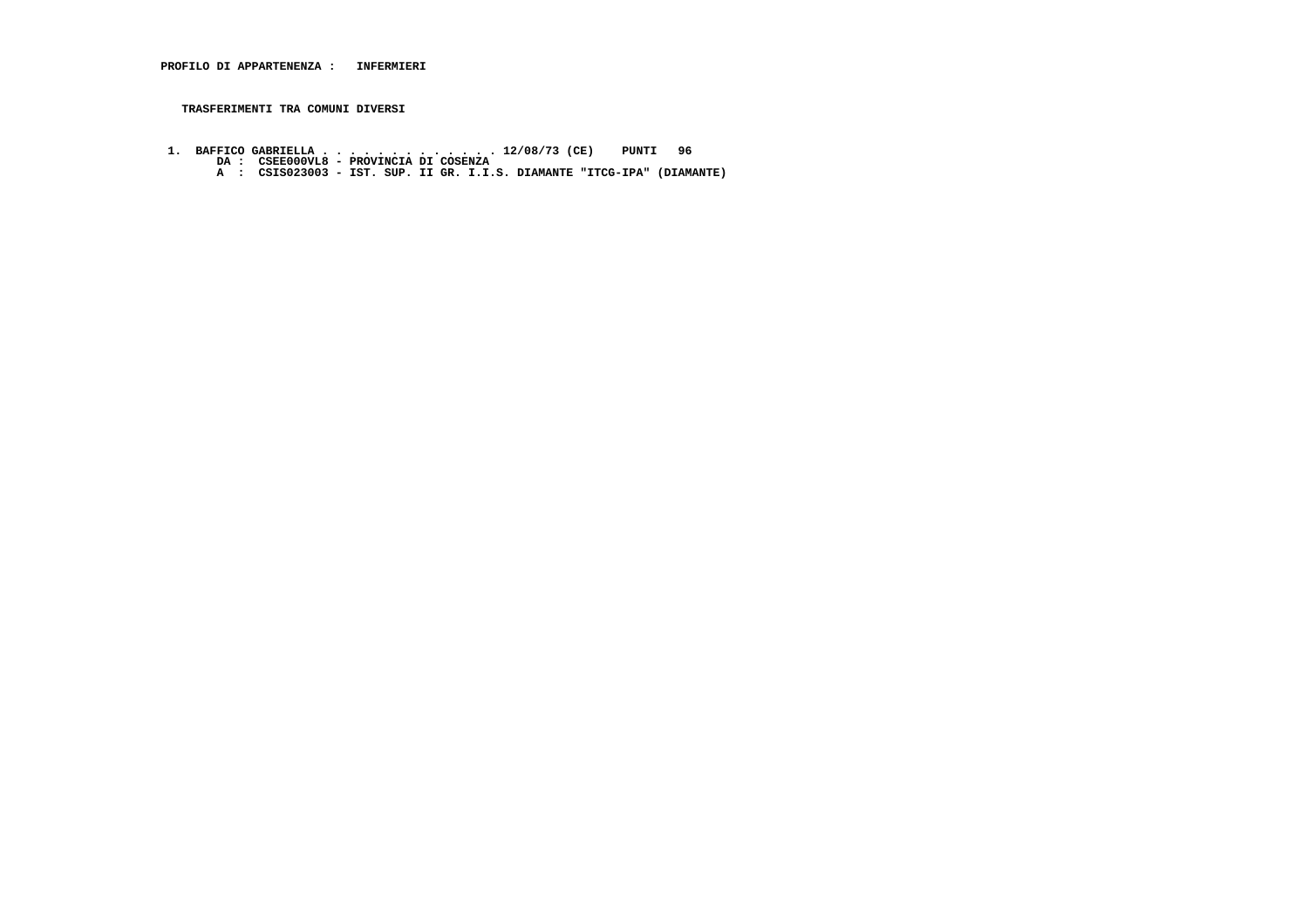**PROFILO DI APPARTENENZA :   INFERMIERI**

**TRASFERIMENTI TRA COMUNI DIVERSI**

**1.  BAFFICO GABRIELLA . . . . . . . . . . . . . . 12/08/73 (CE)    PUNTI   96**
**DA :  CSEE000VL8 - PROVINCIA DI COSENZA**
**A  :  CSIS023003 - IST. SUP. II GR. I.I.S. DIAMANTE "ITCG-IPA" (DIAMANTE)**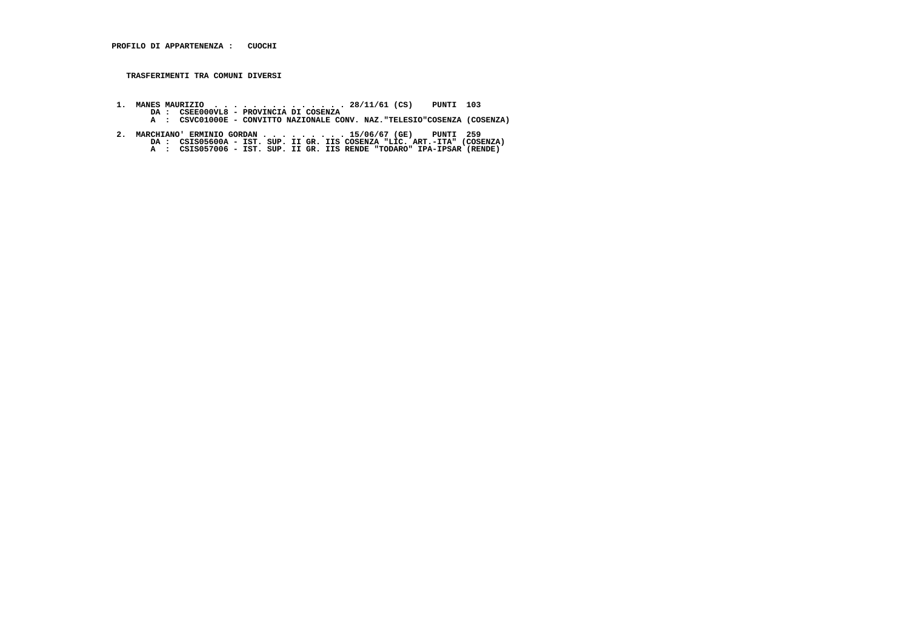**PROFILO DI APPARTENENZA : CUOCHI**

**TRASFERIMENTI TRA COMUNI DIVERSI**

1. **MANES MAURIZIO . . . . . . . . . . . . . . 28/11/61 (CS) PUNTI 103**
   **DA : CSEE000VL8 - PROVINCIA DI COSENZA**
   **A : CSVC01000E - CONVITTO NAZIONALE CONV. NAZ."TELESIO"COSENZA (COSENZA)**

2. **MARCHIANO' ERMINIO GORDAN . . . . . . . . . 15/06/67 (GE) PUNTI 259**
   **DA : CSIS05600A - IST. SUP. II GR. IIS COSENZA "LIC. ART.-ITA" (COSENZA)**
   **A : CSIS057006 - IST. SUP. II GR. IIS RENDE "TODARO" IPA-IPSAR (RENDE)**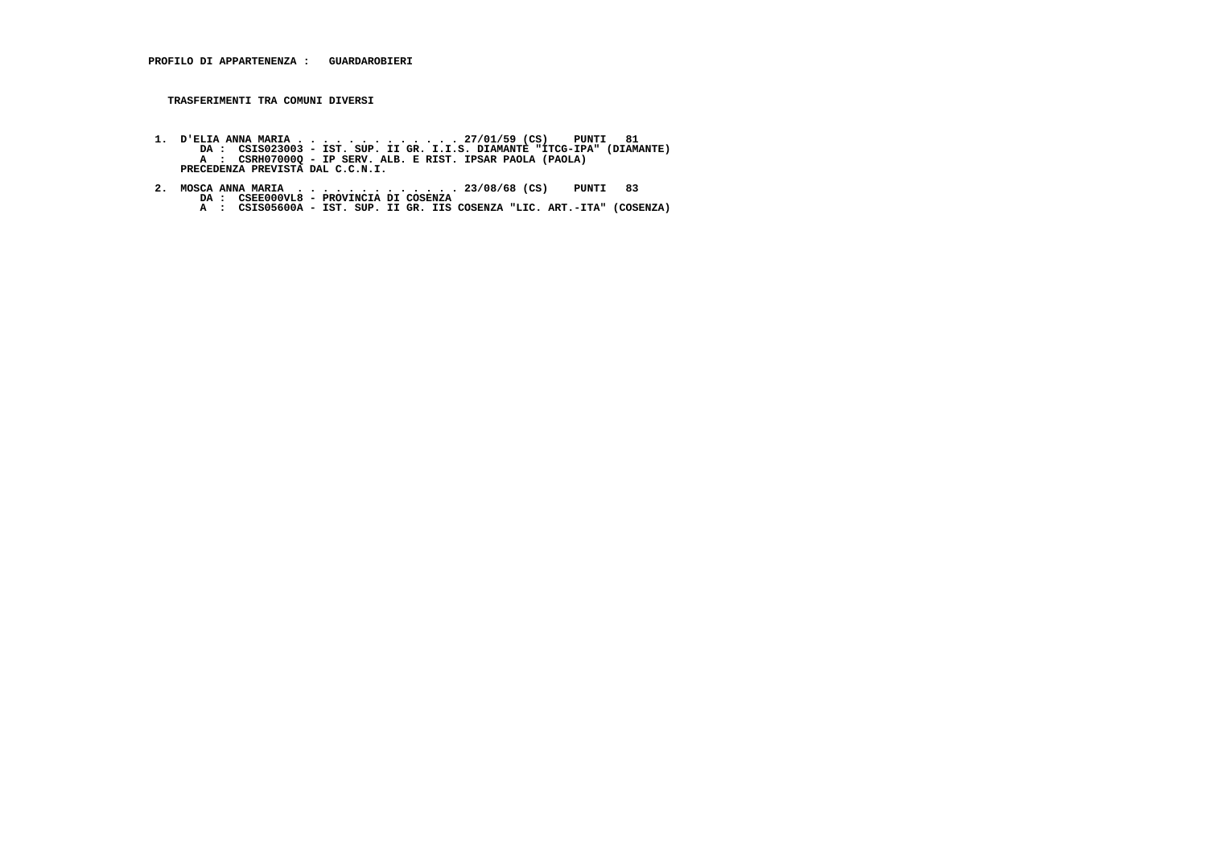**PROFILO DI APPARTENENZA : GUARDAROBIERI**

**TRASFERIMENTI TRA COMUNI DIVERSI**

1. D'ELIA ANNA MARIA . . . . . . . . . . . . . . 27/01/59 (CS) PUNTI 81
   DA : CSIS023003 - IST. SUP. II GR. I.I.S. DIAMANTE "ITCG-IPA" (DIAMANTE)
   A : CSRH07000Q - IP SERV. ALB. E RIST. IPSAR PAOLA (PAOLA)
   PRECEDENZA PREVISTA DAL C.C.N.I.

2. MOSCA ANNA MARIA . . . . . . . . . . . . . . 23/08/68 (CS) PUNTI 83
   DA : CSEE000VL8 - PROVINCIA DI COSENZA
   A : CSIS05600A - IST. SUP. II GR. IIS COSENZA "LIC. ART.-ITA" (COSENZA)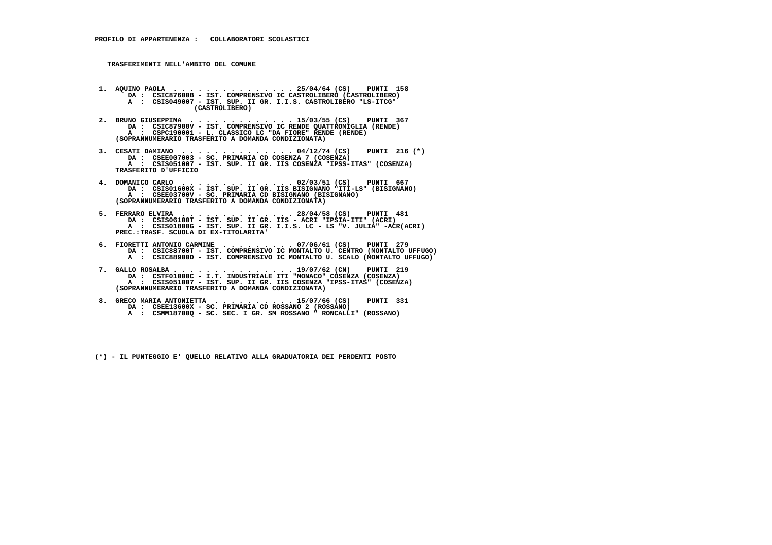**PROFILO DI APPARTENENZA : COLLABORATORI SCOLASTICI**

**TRASFERIMENTI NELL'AMBITO DEL COMUNE**

1. AQUINO PAOLA . . . . . . . . . . . . . . 25/04/64 (CS) PUNTI 158
   DA : CSIC87600B - IST. COMPRENSIVO IC CASTROLIBERO (CASTROLIBERO)
   A : CSIS049007 - IST. SUP. II GR. I.I.S. CASTROLIBERO "LS-ITCG" (CASTROLIBERO)

2. BRUNO GIUSEPPINA . . . . . . . . . . . . 15/03/55 (CS) PUNTI 367
   DA : CSIC87900V - IST. COMPRENSIVO IC RENDE QUATTROMIGLIA (RENDE)
   A : CSPC190001 - L. CLASSICO LC "DA FIORE" RENDE (RENDE)
   (SOPRANNUMERARIO TRASFERITO A DOMANDA CONDIZIONATA)

3. CESATI DAMIANO . . . . . . . . . . . . . 04/12/74 (CS) PUNTI 216 (*)
   DA : CSEE007003 - SC. PRIMARIA CD COSENZA 7 (COSENZA)
   A : CSIS051007 - IST. SUP. II GR. IIS COSENZA "IPSS-ITAS" (COSENZA)
   TRASFERITO D'UFFICIO

4. DOMANICO CARLO . . . . . . . . . . . . . 02/03/51 (CS) PUNTI 667
   DA : CSIS01600X - IST. SUP. II GR. IIS BISIGNANO "ITI-LS" (BISIGNANO)
   A : CSEE03700V - SC. PRIMARIA CD BISIGNANO (BISIGNANO)
   (SOPRANNUMERARIO TRASFERITO A DOMANDA CONDIZIONATA)

5. FERRARO ELVIRA . . . . . . . . . . . . . 28/04/58 (CS) PUNTI 481
   DA : CSIS06100T - IST. SUP. II GR. IIS - ACRI "IPSIA-ITI" (ACRI)
   A : CSIS01800G - IST. SUP. II GR. I.I.S. LC - LS "V. JULIA" -ACR(ACRI)
   PREC.:TRASF. SCUOLA DI EX-TITOLARITA'

6. FIORETTI ANTONIO CARMINE . . . . . . . . . 07/06/61 (CS) PUNTI 279
   DA : CSIC88700T - IST. COMPRENSIVO IC MONTALTO U. CENTRO (MONTALTO UFFUGO)
   A : CSIC88900D - IST. COMPRENSIVO IC MONTALTO U. SCALO (MONTALTO UFFUGO)

7. GALLO ROSALBA . . . . . . . . . . . . . . 19/07/62 (CN) PUNTI 219
   DA : CSTF01000C - I.T. INDUSTRIALE ITI "MONACO" COSENZA (COSENZA)
   A : CSIS051007 - IST. SUP. II GR. IIS COSENZA "IPSS-ITAS" (COSENZA)
   (SOPRANNUMERARIO TRASFERITO A DOMANDA CONDIZIONATA)

8. GRECO MARIA ANTONIETTA . . . . . . . . . . 15/07/66 (CS) PUNTI 331
   DA : CSEE13600X - SC. PRIMARIA CD ROSSANO 2 (ROSSANO)
   A : CSMM18700Q - SC. SEC. I GR. SM ROSSANO " RONCALLI" (ROSSANO)

(*) - IL PUNTEGGIO E' QUELLO RELATIVO ALLA GRADUATORIA DEI PERDENTI POSTO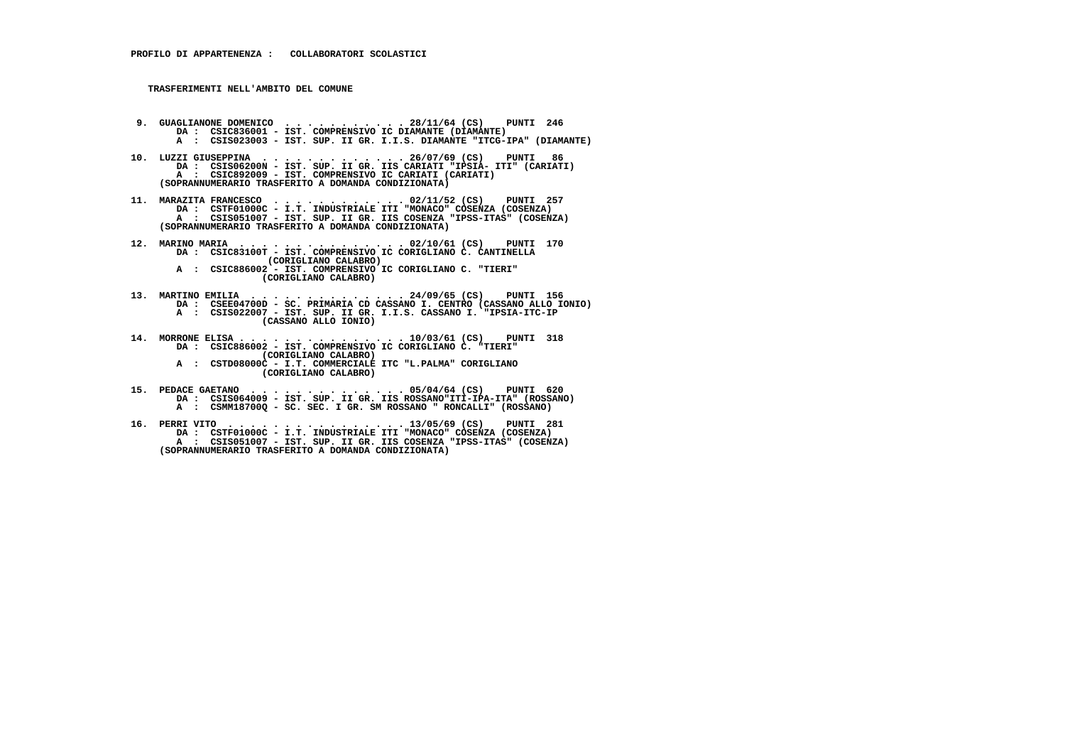**PROFILO DI APPARTENENZA : COLLABORATORI SCOLASTICI**

**TRASFERIMENTI NELL'AMBITO DEL COMUNE**

9. GUAGLIANONE DOMENICO . . . . . . . . . . . 28/11/64 (CS) PUNTI 246
   DA : CSIC836001 - IST. COMPRENSIVO IC DIAMANTE (DIAMANTE)
   A : CSIS023003 - IST. SUP. II GR. I.I.S. DIAMANTE "ITCG-IPA" (DIAMANTE)

10. LUZZI GIUSEPPINA . . . . . . . . . . . . . 26/07/69 (CS) PUNTI 86
    DA : CSIS06200N - IST. SUP. II GR. IIS CARIATI "IPSIA- ITI" (CARIATI)
    A : CSIC892009 - IST. COMPRENSIVO IC CARIATI (CARIATI)
    (SOPRANNUMERARIO TRASFERITO A DOMANDA CONDIZIONATA)

11. MARAZITA FRANCESCO . . . . . . . . . . . . 02/11/52 (CS) PUNTI 257
    DA : CSTF01000C - I.T. INDUSTRIALE ITI "MONACO" COSENZA (COSENZA)
    A : CSIS051007 - IST. SUP. II GR. IIS COSENZA "IPSS-ITAS" (COSENZA)
    (SOPRANNUMERARIO TRASFERITO A DOMANDA CONDIZIONATA)

12. MARINO MARIA . . . . . . . . . . . . . . . 02/10/61 (CS) PUNTI 170
    DA : CSIC83100T - IST. COMPRENSIVO IC CORIGLIANO C. CANTINELLA (CORIGLIANO CALABRO)
    A : CSIC886002 - IST. COMPRENSIVO IC CORIGLIANO C. "TIERI" (CORIGLIANO CALABRO)

13. MARTINO EMILIA . . . . . . . . . . . . . . 24/09/65 (CS) PUNTI 156
    DA : CSEE04700D - SC. PRIMARIA CD CASSANO I. CENTRO (CASSANO ALLO IONIO)
    A : CSIS022007 - IST. SUP. II GR. I.I.S. CASSANO I. "IPSIA-ITC-IP (CASSANO ALLO IONIO)

14. MORRONE ELISA . . . . . . . . . . . . . . . 10/03/61 (CS) PUNTI 318
    DA : CSIC886002 - IST. COMPRENSIVO IC CORIGLIANO C. "TIERI" (CORIGLIANO CALABRO)
    A : CSTD08000C - I.T. COMMERCIALE ITC "L.PALMA" CORIGLIANO (CORIGLIANO CALABRO)

15. PEDACE GAETANO . . . . . . . . . . . . . . 05/04/64 (CS) PUNTI 620
    DA : CSIS064009 - IST. SUP. II GR. IIS ROSSANO"ITI-IPA-ITA" (ROSSANO)
    A : CSMM18700Q - SC. SEC. I GR. SM ROSSANO " RONCALLI" (ROSSANO)

16. PERRI VITO . . . . . . . . . . . . . . . . 13/05/69 (CS) PUNTI 281
    DA : CSTF01000C - I.T. INDUSTRIALE ITI "MONACO" COSENZA (COSENZA)
    A : CSIS051007 - IST. SUP. II GR. IIS COSENZA "IPSS-ITAS" (COSENZA)
    (SOPRANNUMERARIO TRASFERITO A DOMANDA CONDIZIONATA)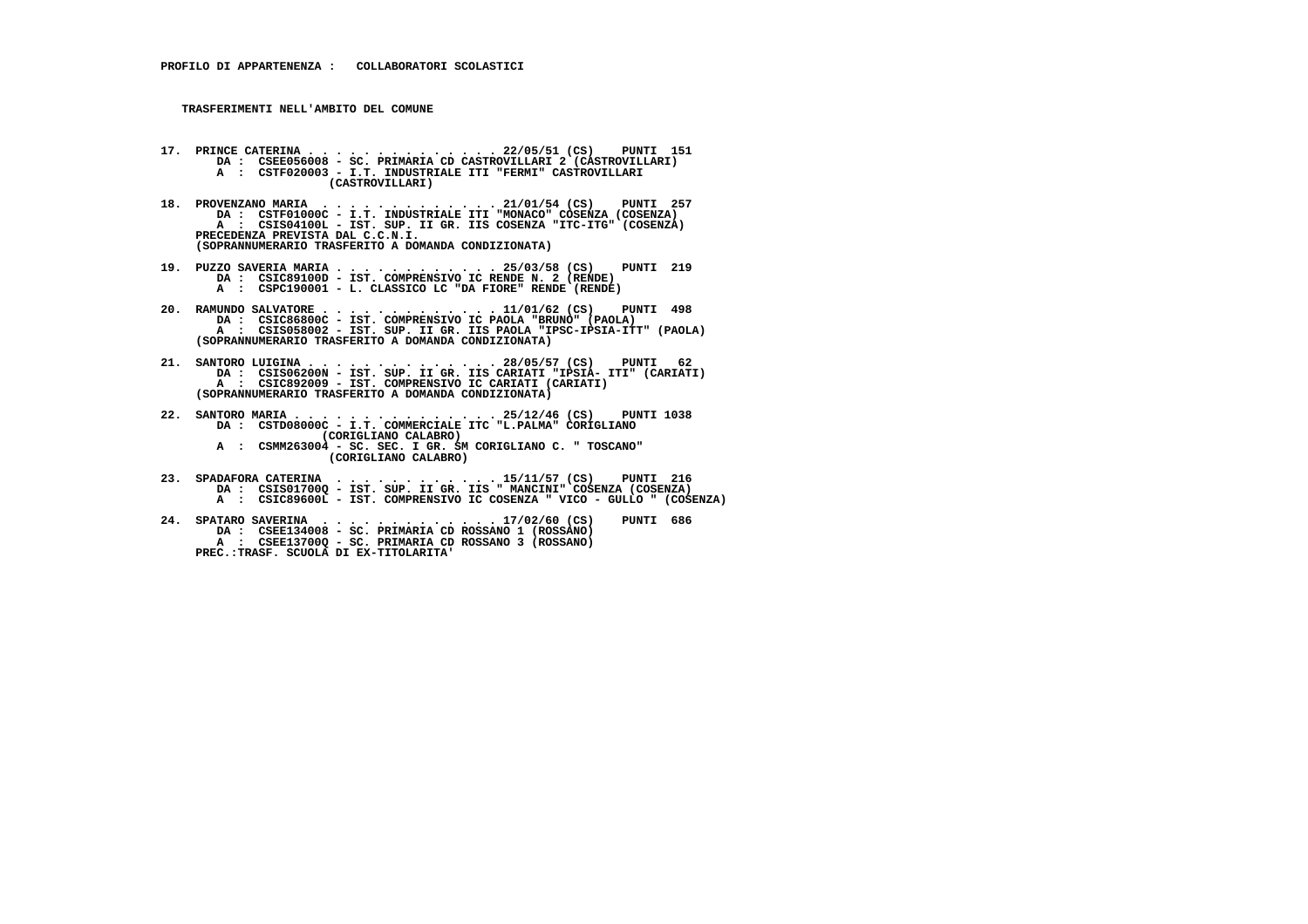**PROFILO DI APPARTENENZA : COLLABORATORI SCOLASTICI**

**TRASFERIMENTI NELL'AMBITO DEL COMUNE**

17. PRINCE CATERINA . . . . . . . . . . . . . . 22/05/51 (CS) PUNTI 151
    DA : CSEE056008 - SC. PRIMARIA CD CASTROVILLARI 2 (CASTROVILLARI)
    A : CSTF020003 - I.T. INDUSTRIALE ITI "FERMI" CASTROVILLARI (CASTROVILLARI)

18. PROVENZANO MARIA . . . . . . . . . . . . . 21/01/54 (CS) PUNTI 257
    DA : CSTF01000C - I.T. INDUSTRIALE ITI "MONACO" COSENZA (COSENZA)
    A : CSIS04100L - IST. SUP. II GR. IIS COSENZA "ITC-ITG" (COSENZA)
    PRECEDENZA PREVISTA DAL C.C.N.I.
    (SOPRANNUMERARIO TRASFERITO A DOMANDA CONDIZIONATA)

19. PUZZO SAVERIA MARIA . . . . . . . . . . . . 25/03/58 (CS) PUNTI 219
    DA : CSIC89100D - IST. COMPRENSIVO IC RENDE N. 2 (RENDE)
    A : CSPC190001 - L. CLASSICO LC "DA FIORE" RENDE (RENDE)

20. RAMUNDO SALVATORE . . . . . . . . . . . . . 11/01/62 (CS) PUNTI 498
    DA : CSIC86800C - IST. COMPRENSIVO IC PAOLA "BRUNO" (PAOLA)
    A : CSIS058002 - IST. SUP. II GR. IIS PAOLA "IPSC-IPSIA-ITT" (PAOLA)
    (SOPRANNUMERARIO TRASFERITO A DOMANDA CONDIZIONATA)

21. SANTORO LUIGINA . . . . . . . . . . . . . . 28/05/57 (CS) PUNTI 62
    DA : CSIS06200N - IST. SUP. II GR. IIS CARIATI "IPSIA- ITI" (CARIATI)
    A : CSIC892009 - IST. COMPRENSIVO IC CARIATI (CARIATI)
    (SOPRANNUMERARIO TRASFERITO A DOMANDA CONDIZIONATA)

22. SANTORO MARIA . . . . . . . . . . . . . . . 25/12/46 (CS) PUNTI 1038
    DA : CSTD08000C - I.T. COMMERCIALE ITC "L.PALMA" CORIGLIANO (CORIGLIANO CALABRO)
    A : CSMM263004 - SC. SEC. I GR. SM CORIGLIANO C. " TOSCANO" (CORIGLIANO CALABRO)

23. SPADAFORA CATERINA . . . . . . . . . . . . 15/11/57 (CS) PUNTI 216
    DA : CSIS01700Q - IST. SUP. II GR. IIS " MANCINI" COSENZA (COSENZA)
    A : CSIC89600L - IST. COMPRENSIVO IC COSENZA " VICO - GULLO " (COSENZA)

24. SPATARO SAVERINA . . . . . . . . . . . . . 17/02/60 (CS) PUNTI 686
    DA : CSEE134008 - SC. PRIMARIA CD ROSSANO 1 (ROSSANO)
    A : CSEE13700Q - SC. PRIMARIA CD ROSSANO 3 (ROSSANO)
    PREC.:TRASF. SCUOLA DI EX-TITOLARITA'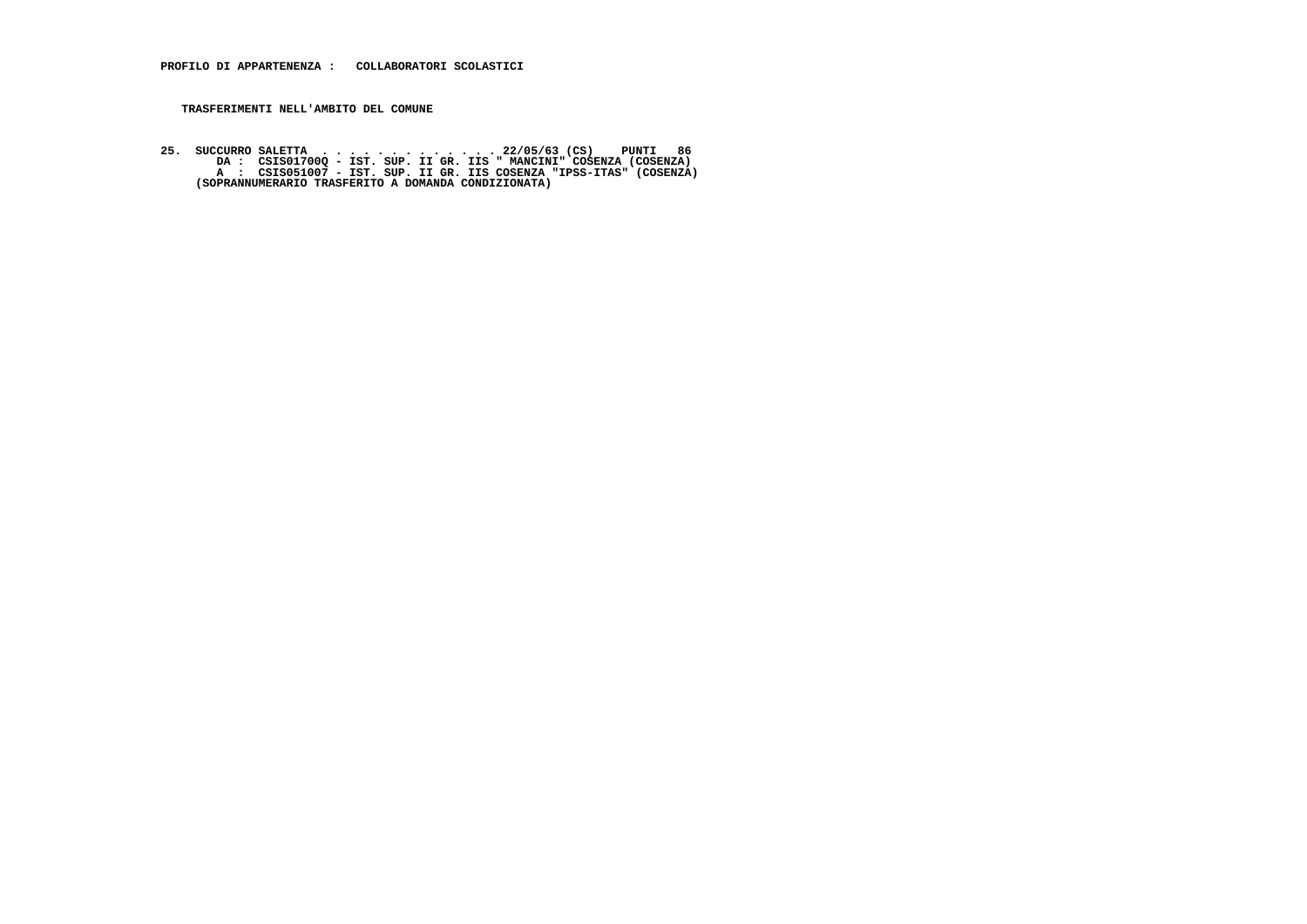**PROFILO DI APPARTENENZA :   COLLABORATORI SCOLASTICI**

**TRASFERIMENTI NELL'AMBITO DEL COMUNE**

```
25.  SUCCURRO SALETTA  . . . . . . . . . . . . . .22/05/63 (CS)    PUNTI   86
        DA :  CSIS01700Q - IST. SUP. II GR. IIS " MANCINI" COSENZA (COSENZA)
        A  :  CSIS051007 - IST. SUP. II GR. IIS COSENZA "IPSS-ITAS" (COSENZA)
     (SOPRANNUMERARIO TRASFERITO A DOMANDA CONDIZIONATA)
```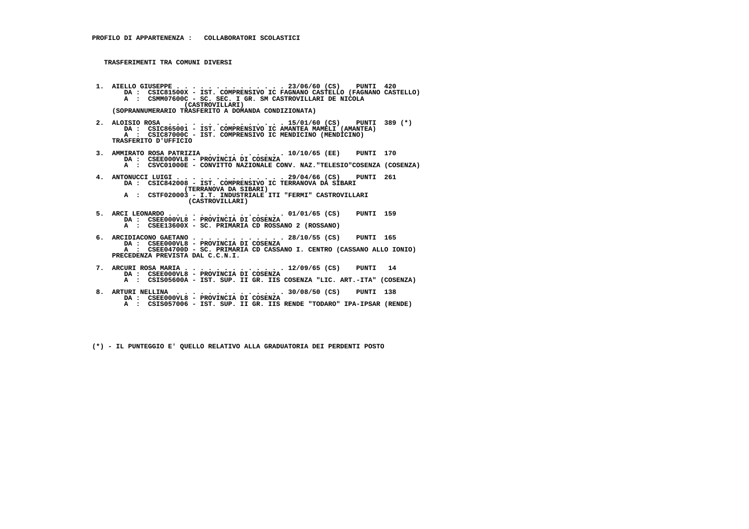**PROFILO DI APPARTENENZA : COLLABORATORI SCOLASTICI**

**TRASFERIMENTI TRA COMUNI DIVERSI**

**1. AIELLO GIUSEPPE . . . . . . . . . . . . . . 23/06/60 (CS) PUNTI 420**
DA : CSIC81500X - IST. COMPRENSIVO IC FAGNANO CASTELLO (FAGNANO CASTELLO)
A : CSMM07600C - SC. SEC. I GR. SM CASTROVILLARI DE NICOLA (CASTROVILLARI)
(SOPRANNUMERARIO TRASFERITO A DOMANDA CONDIZIONATA)

**2. ALOISIO ROSA . . . . . . . . . . . . . . . 15/01/60 (CS) PUNTI 389 (*)**
DA : CSIC865001 - IST. COMPRENSIVO IC AMANTEA MAMELI (AMANTEA)
A : CSIC87000C - IST. COMPRENSIVO IC MENDICINO (MENDICINO)
TRASFERITO D'UFFICIO

**3. AMMIRATO ROSA PATRIZIA . . . . . . . . . . 10/10/65 (EE) PUNTI 170**
DA : CSEE000VL8 - PROVINCIA DI COSENZA
A : CSVC01000E - CONVITTO NAZIONALE CONV. NAZ."TELESIO"COSENZA (COSENZA)

**4. ANTONUCCI LUIGI . . . . . . . . . . . . . . 29/04/66 (CS) PUNTI 261**
DA : CSIC842008 - IST. COMPRENSIVO IC TERRANOVA DA SIBARI (TERRANOVA DA SIBARI)
A : CSTF020003 - I.T. INDUSTRIALE ITI "FERMI" CASTROVILLARI (CASTROVILLARI)

**5. ARCI LEONARDO . . . . . . . . . . . . . . . 01/01/65 (CS) PUNTI 159**
DA : CSEE000VL8 - PROVINCIA DI COSENZA
A : CSEE13600X - SC. PRIMARIA CD ROSSANO 2 (ROSSANO)

**6. ARCIDIACONO GAETANO . . . . . . . . . . . . 28/10/55 (CS) PUNTI 165**
DA : CSEE000VL8 - PROVINCIA DI COSENZA
A : CSEE04700D - SC. PRIMARIA CD CASSANO I. CENTRO (CASSANO ALLO IONIO)
PRECEDENZA PREVISTA DAL C.C.N.I.

**7. ARCURI ROSA MARIA . . . . . . . . . . . . . 12/09/65 (CS) PUNTI 14**
DA : CSEE000VL8 - PROVINCIA DI COSENZA
A : CSIS05600A - IST. SUP. II GR. IIS COSENZA "LIC. ART.-ITA" (COSENZA)

**8. ARTURI NELLINA . . . . . . . . . . . . . . 30/08/50 (CS) PUNTI 138**
DA : CSEE000VL8 - PROVINCIA DI COSENZA
A : CSIS057006 - IST. SUP. II GR. IIS RENDE "TODARO" IPA-IPSAR (RENDE)

(*) - IL PUNTEGGIO E' QUELLO RELATIVO ALLA GRADUATORIA DEI PERDENTI POSTO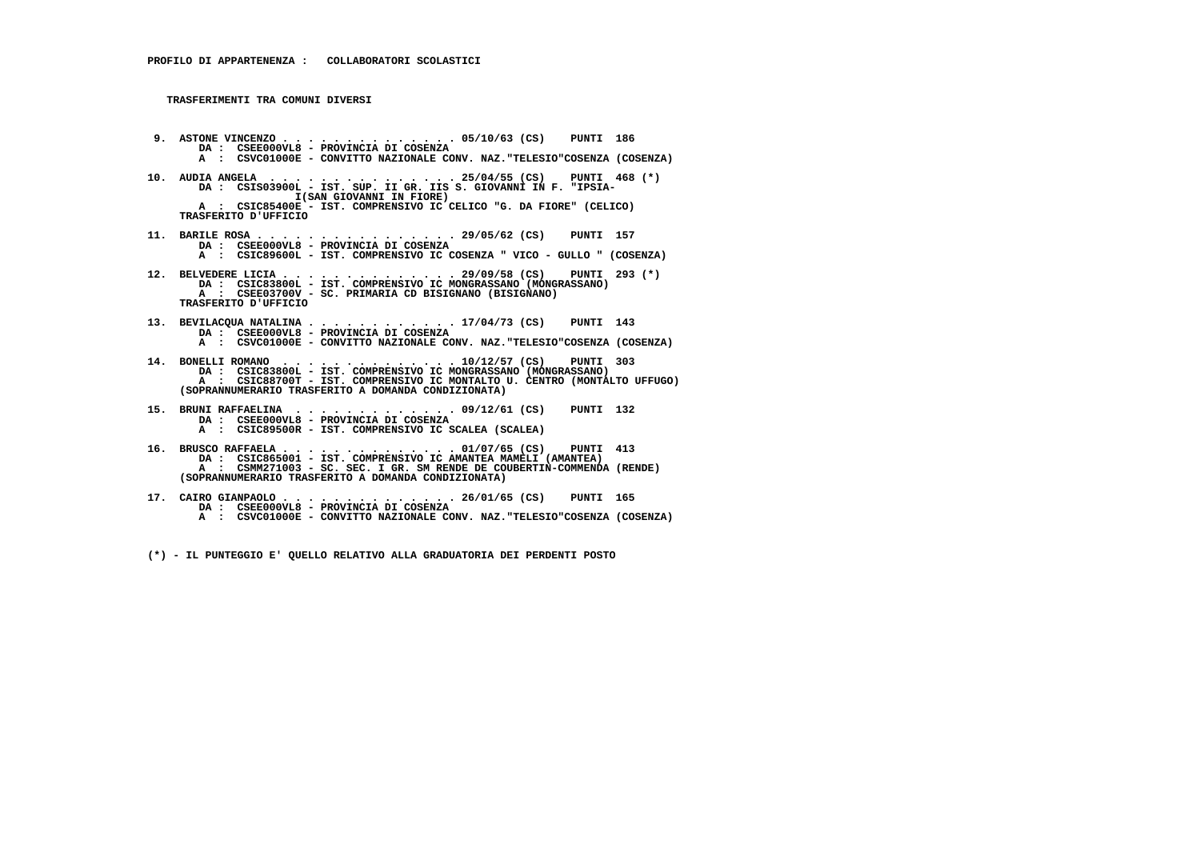**PROFILO DI APPARTENENZA : COLLABORATORI SCOLASTICI**

**TRASFERIMENTI TRA COMUNI DIVERSI**

9. ASTONE VINCENZO . . . . . . . . . . . . . . 05/10/63 (CS) PUNTI 186
   DA : CSEE000VL8 - PROVINCIA DI COSENZA
   A : CSVC01000E - CONVITTO NAZIONALE CONV. NAZ."TELESIO"COSENZA (COSENZA)

10. AUDIA ANGELA . . . . . . . . . . . . . . . 25/04/55 (CS) PUNTI 468 (*)
    DA : CSIS03900L - IST. SUP. II GR. IIS S. GIOVANNI IN F. "IPSIA-I(SAN GIOVANNI IN FIORE)
    A : CSIC85400E - IST. COMPRENSIVO IC CELICO "G. DA FIORE" (CELICO)
    TRASFERITO D'UFFICIO

11. BARILE ROSA . . . . . . . . . . . . . . . . 29/05/62 (CS) PUNTI 157
    DA : CSEE000VL8 - PROVINCIA DI COSENZA
    A : CSIC89600L - IST. COMPRENSIVO IC COSENZA " VICO - GULLO " (COSENZA)

12. BELVEDERE LICIA . . . . . . . . . . . . . . 29/09/58 (CS) PUNTI 293 (*)
    DA : CSIC83800L - IST. COMPRENSIVO IC MONGRASSANO (MONGRASSANO)
    A : CSEE03700V - SC. PRIMARIA CD BISIGNANO (BISIGNANO)
    TRASFERITO D'UFFICIO

13. BEVILACQUA NATALINA . . . . . . . . . . . . 17/04/73 (CS) PUNTI 143
    DA : CSEE000VL8 - PROVINCIA DI COSENZA
    A : CSVC01000E - CONVITTO NAZIONALE CONV. NAZ."TELESIO"COSENZA (COSENZA)

14. BONELLI ROMANO . . . . . . . . . . . . . . 10/12/57 (CS) PUNTI 303
    DA : CSIC83800L - IST. COMPRENSIVO IC MONGRASSANO (MONGRASSANO)
    A : CSIC88700T - IST. COMPRENSIVO IC MONTALTO U. CENTRO (MONTALTO UFFUGO)
    (SOPRANNUMERARIO TRASFERITO A DOMANDA CONDIZIONATA)

15. BRUNI RAFFAELINA . . . . . . . . . . . . . 09/12/61 (CS) PUNTI 132
    DA : CSEE000VL8 - PROVINCIA DI COSENZA
    A : CSIC89500R - IST. COMPRENSIVO IC SCALEA (SCALEA)

16. BRUSCO RAFFAELA . . . . . . . . . . . . . . 01/07/65 (CS) PUNTI 413
    DA : CSIC865001 - IST. COMPRENSIVO IC AMANTEA MAMELI (AMANTEA)
    A : CSMM271003 - SC. SEC. I GR. SM RENDE DE COUBERTIN-COMMENDA (RENDE)
    (SOPRANNUMERARIO TRASFERITO A DOMANDA CONDIZIONATA)

17. CAIRO GIANPAOLO . . . . . . . . . . . . . . 26/01/65 (CS) PUNTI 165
    DA : CSEE000VL8 - PROVINCIA DI COSENZA
    A : CSVC01000E - CONVITTO NAZIONALE CONV. NAZ."TELESIO"COSENZA (COSENZA)

(*) - IL PUNTEGGIO E' QUELLO RELATIVO ALLA GRADUATORIA DEI PERDENTI POSTO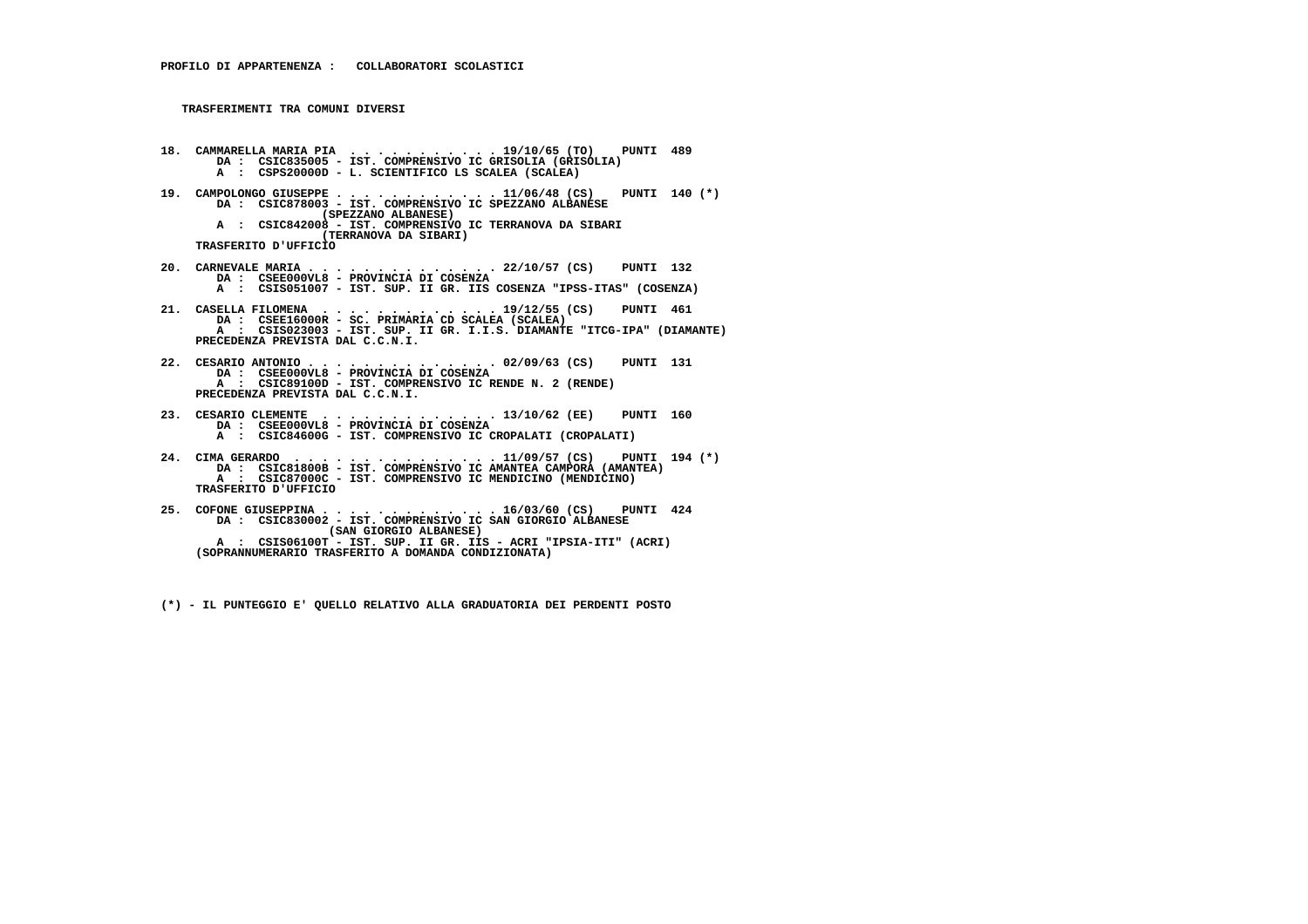**PROFILO DI APPARTENENZA : COLLABORATORI SCOLASTICI**

**TRASFERIMENTI TRA COMUNI DIVERSI**

18. CAMMARELLA MARIA PIA . . . . . . . . . . . 19/10/65 (TO) PUNTI 489
    DA : CSIC835005 - IST. COMPRENSIVO IC GRISOLIA (GRISOLIA)
    A : CSPS20000D - L. SCIENTIFICO LS SCALEA (SCALEA)

19. CAMPOLONGO GIUSEPPE . . . . . . . . . . . . 11/06/48 (CS) PUNTI 140 (*)
    DA : CSIC878003 - IST. COMPRENSIVO IC SPEZZANO ALBANESE (SPEZZANO ALBANESE)
    A : CSIC842008 - IST. COMPRENSIVO IC TERRANOVA DA SIBARI (TERRANOVA DA SIBARI)
    TRASFERITO D'UFFICIO

20. CARNEVALE MARIA . . . . . . . . . . . . . . 22/10/57 (CS) PUNTI 132
    DA : CSEE000VL8 - PROVINCIA DI COSENZA
    A : CSIS051007 - IST. SUP. II GR. IIS COSENZA "IPSS-ITAS" (COSENZA)

21. CASELLA FILOMENA . . . . . . . . . . . . . 19/12/55 (CS) PUNTI 461
    DA : CSEE16000R - SC. PRIMARIA CD SCALEA (SCALEA)
    A : CSIS023003 - IST. SUP. II GR. I.I.S. DIAMANTE "ITCG-IPA" (DIAMANTE)
    PRECEDENZA PREVISTA DAL C.C.N.I.

22. CESARIO ANTONIO . . . . . . . . . . . . . . 02/09/63 (CS) PUNTI 131
    DA : CSEE000VL8 - PROVINCIA DI COSENZA
    A : CSIC89100D - IST. COMPRENSIVO IC RENDE N. 2 (RENDE)
    PRECEDENZA PREVISTA DAL C.C.N.I.

23. CESARIO CLEMENTE . . . . . . . . . . . . . 13/10/62 (EE) PUNTI 160
    DA : CSEE000VL8 - PROVINCIA DI COSENZA
    A : CSIC84600G - IST. COMPRENSIVO IC CROPALATI (CROPALATI)

24. CIMA GERARDO . . . . . . . . . . . . . . . 11/09/57 (CS) PUNTI 194 (*)
    DA : CSIC81800B - IST. COMPRENSIVO IC AMANTEA CAMPORA (AMANTEA)
    A : CSIC87000C - IST. COMPRENSIVO IC MENDICINO (MENDICINO)
    TRASFERITO D'UFFICIO

25. COFONE GIUSEPPINA . . . . . . . . . . . . . 16/03/60 (CS) PUNTI 424
    DA : CSIC830002 - IST. COMPRENSIVO IC SAN GIORGIO ALBANESE (SAN GIORGIO ALBANESE)
    A : CSIS06100T - IST. SUP. II GR. IIS - ACRI "IPSIA-ITI" (ACRI)
    (SOPRANNUMERARIO TRASFERITO A DOMANDA CONDIZIONATA)

(*) - IL PUNTEGGIO E' QUELLO RELATIVO ALLA GRADUATORIA DEI PERDENTI POSTO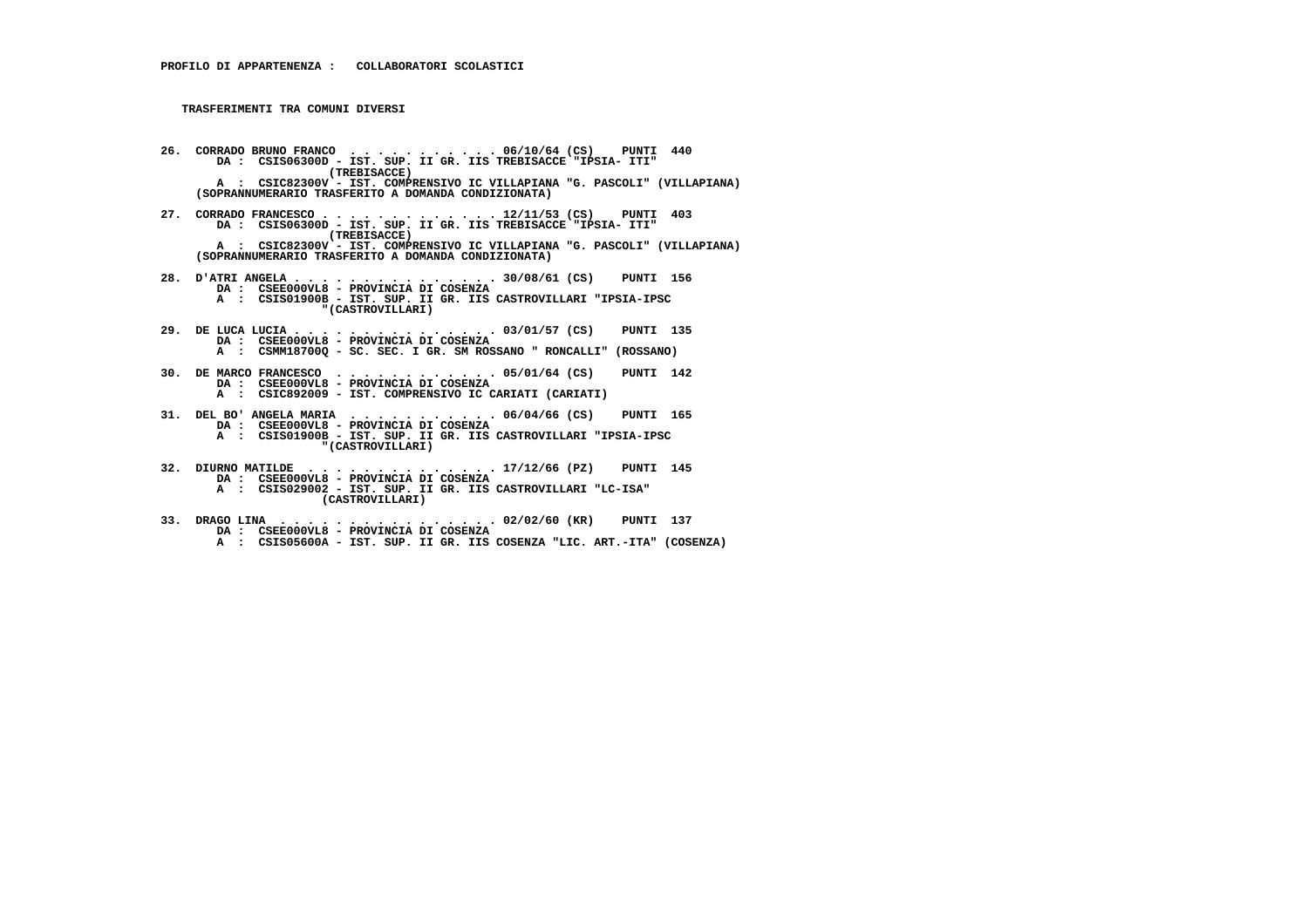**PROFILO DI APPARTENENZA : COLLABORATORI SCOLASTICI**

**TRASFERIMENTI TRA COMUNI DIVERSI**

**26. CORRADO BRUNO FRANCO . . . . . . . . . . . 06/10/64 (CS) PUNTI 440**
DA : CSIS06300D - IST. SUP. II GR. IIS TREBISACCE "IPSIA- ITI" (TREBISACCE)
A : CSIC82300V - IST. COMPRENSIVO IC VILLAPIANA "G. PASCOLI" (VILLAPIANA)
(SOPRANNUMERARIO TRASFERITO A DOMANDA CONDIZIONATA)

**27. CORRADO FRANCESCO . . . . . . . . . . . . . 12/11/53 (CS) PUNTI 403**
DA : CSIS06300D - IST. SUP. II GR. IIS TREBISACCE "IPSIA- ITI" (TREBISACCE)
A : CSIC82300V - IST. COMPRENSIVO IC VILLAPIANA "G. PASCOLI" (VILLAPIANA)
(SOPRANNUMERARIO TRASFERITO A DOMANDA CONDIZIONATA)

**28. D'ATRI ANGELA . . . . . . . . . . . . . . . 30/08/61 (CS) PUNTI 156**
DA : CSEE000VL8 - PROVINCIA DI COSENZA
A : CSIS01900B - IST. SUP. II GR. IIS CASTROVILLARI "IPSIA-IPSC "(CASTROVILLARI)

**29. DE LUCA LUCIA . . . . . . . . . . . . . . . 03/01/57 (CS) PUNTI 135**
DA : CSEE000VL8 - PROVINCIA DI COSENZA
A : CSMM18700Q - SC. SEC. I GR. SM ROSSANO " RONCALLI" (ROSSANO)

**30. DE MARCO FRANCESCO . . . . . . . . . . . . 05/01/64 (CS) PUNTI 142**
DA : CSEE000VL8 - PROVINCIA DI COSENZA
A : CSIC892009 - IST. COMPRENSIVO IC CARIATI (CARIATI)

**31. DEL BO' ANGELA MARIA . . . . . . . . . . . 06/04/66 (CS) PUNTI 165**
DA : CSEE000VL8 - PROVINCIA DI COSENZA
A : CSIS01900B - IST. SUP. II GR. IIS CASTROVILLARI "IPSIA-IPSC "(CASTROVILLARI)

**32. DIURNO MATILDE . . . . . . . . . . . . . . 17/12/66 (PZ) PUNTI 145**
DA : CSEE000VL8 - PROVINCIA DI COSENZA
A : CSIS029002 - IST. SUP. II GR. IIS CASTROVILLARI "LC-ISA" (CASTROVILLARI)

**33. DRAGO LINA . . . . . . . . . . . . . . . . 02/02/60 (KR) PUNTI 137**
DA : CSEE000VL8 - PROVINCIA DI COSENZA
A : CSIS05600A - IST. SUP. II GR. IIS COSENZA "LIC. ART.-ITA" (COSENZA)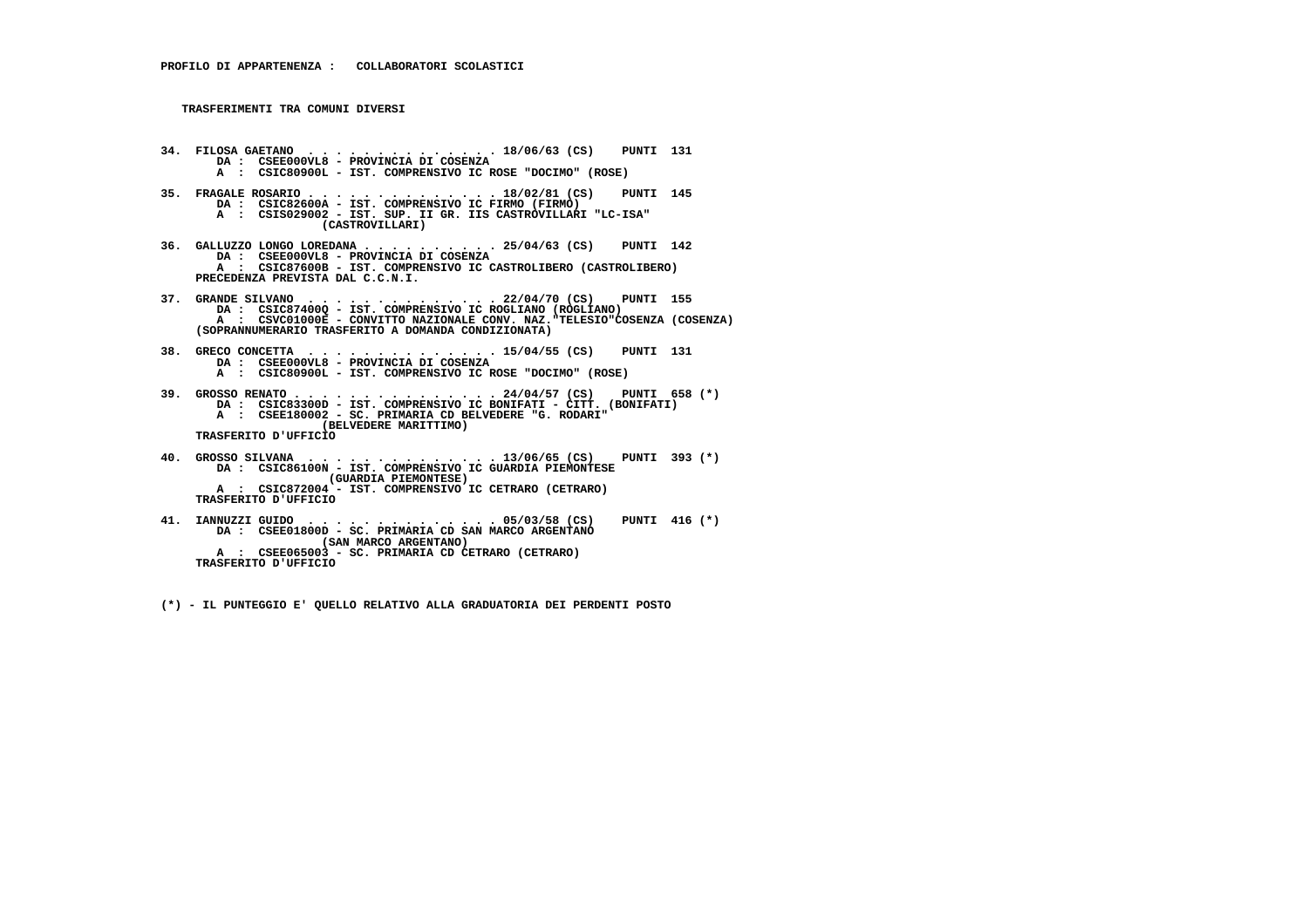**PROFILO DI APPARTENENZA : COLLABORATORI SCOLASTICI**

**TRASFERIMENTI TRA COMUNI DIVERSI**

```
34. FILOSA GAETANO  . . . . . . . . . . . . . . 18/06/63 (CS)    PUNTI  131
       DA :  CSEE000VL8 - PROVINCIA DI COSENZA
       A  :  CSIC80900L - IST. COMPRENSIVO IC ROSE "DOCIMO" (ROSE)

35. FRAGALE ROSARIO . . . . . . . . . . . . . . 18/02/81 (CS)    PUNTI  145
       DA :  CSIC82600A - IST. COMPRENSIVO IC FIRMO (FIRMO)
       A  :  CSIS029002 - IST. SUP. II GR. IIS CASTROVILLARI "LC-ISA"
                  (CASTROVILLARI)

36. GALLUZZO LONGO LOREDANA . . . . . . . . . . 25/04/63 (CS)    PUNTI  142
       DA :  CSEE000VL8 - PROVINCIA DI COSENZA
       A  :  CSIC87600B - IST. COMPRENSIVO IC CASTROLIBERO (CASTROLIBERO)
    PRECEDENZA PREVISTA DAL C.C.N.I.

37. GRANDE SILVANO  . . . . . . . . . . . . . . 22/04/70 (CS)    PUNTI  155
       DA :  CSIC87400Q - IST. COMPRENSIVO IC ROGLIANO (ROGLIANO)
       A  :  CSVC01000E - CONVITTO NAZIONALE CONV. NAZ."TELESIO"COSENZA (COSENZA)
    (SOPRANNUMERARIO TRASFERITO A DOMANDA CONDIZIONATA)

38. GRECO CONCETTA  . . . . . . . . . . . . . . 15/04/55 (CS)    PUNTI  131
       DA :  CSEE000VL8 - PROVINCIA DI COSENZA
       A  :  CSIC80900L - IST. COMPRENSIVO IC ROSE "DOCIMO" (ROSE)

39. GROSSO RENATO . . . . . . . . . . . . . . . 24/04/57 (CS)    PUNTI  658 (*)
       DA :  CSIC83300D - IST. COMPRENSIVO IC BONIFATI - CITT. (BONIFATI)
       A  :  CSEE180002 - SC. PRIMARIA CD BELVEDERE "G. RODARI"
                  (BELVEDERE MARITTIMO)
    TRASFERITO D'UFFICIO

40. GROSSO SILVANA  . . . . . . . . . . . . . . 13/06/65 (CS)    PUNTI  393 (*)
       DA :  CSIC86100N - IST. COMPRENSIVO IC GUARDIA PIEMONTESE
                  (GUARDIA PIEMONTESE)
       A  :  CSIC872004 - IST. COMPRENSIVO IC CETRARO (CETRARO)
    TRASFERITO D'UFFICIO

41. IANNUZZI GUIDO  . . . . . . . . . . . . . . 05/03/58 (CS)    PUNTI  416 (*)
       DA :  CSEE01800D - SC. PRIMARIA CD SAN MARCO ARGENTANO
                  (SAN MARCO ARGENTANO)
       A  :  CSEE065003 - SC. PRIMARIA CD CETRARO (CETRARO)
    TRASFERITO D'UFFICIO
```

(*) - IL PUNTEGGIO E' QUELLO RELATIVO ALLA GRADUATORIA DEI PERDENTI POSTO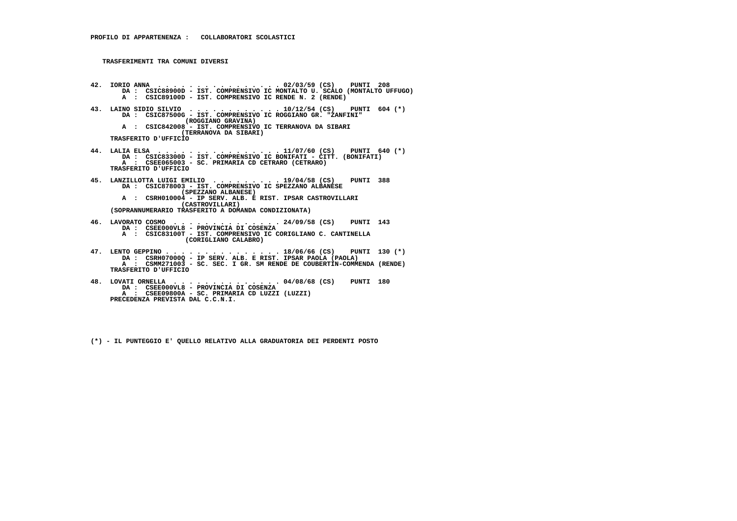**PROFILO DI APPARTENENZA : COLLABORATORI SCOLASTICI**

**TRASFERIMENTI TRA COMUNI DIVERSI**

**42. IORIO ANNA . . . . . . . . . . . . . . . . 02/03/59 (CS) PUNTI 208**
DA : CSIC88900D - IST. COMPRENSIVO IC MONTALTO U. SCALO (MONTALTO UFFUGO)
A : CSIC89100D - IST. COMPRENSIVO IC RENDE N. 2 (RENDE)

**43. LAINO SIDIO SILVIO . . . . . . . . . . . . 10/12/54 (CS) PUNTI 604 (*)**
DA : CSIC87500G - IST. COMPRENSIVO IC ROGGIANO GR. "ZANFINI" (ROGGIANO GRAVINA)
A : CSIC842008 - IST. COMPRENSIVO IC TERRANOVA DA SIBARI (TERRANOVA DA SIBARI)
TRASFERITO D'UFFICIO

**44. LALIA ELSA . . . . . . . . . . . . . . . . 11/07/60 (CS) PUNTI 640 (*)**
DA : CSIC83300D - IST. COMPRENSIVO IC BONIFATI - CITT. (BONIFATI)
A : CSEE065003 - SC. PRIMARIA CD CETRARO (CETRARO)
TRASFERITO D'UFFICIO

**45. LANZILLOTTA LUIGI EMILIO . . . . . . . . . 19/04/58 (CS) PUNTI 388**
DA : CSIC878003 - IST. COMPRENSIVO IC SPEZZANO ALBANESE (SPEZZANO ALBANESE)
A : CSRH010004 - IP SERV. ALB. E RIST. IPSAR CASTROVILLARI (CASTROVILLARI)
(SOPRANNUMERARIO TRASFERITO A DOMANDA CONDIZIONATA)

**46. LAVORATO COSMO . . . . . . . . . . . . . . 24/09/58 (CS) PUNTI 143**
DA : CSEE000VL8 - PROVINCIA DI COSENZA
A : CSIC83100T - IST. COMPRENSIVO IC CORIGLIANO C. CANTINELLA (CORIGLIANO CALABRO)

**47. LENTO GEPPINO . . . . . . . . . . . . . . . 18/06/66 (CS) PUNTI 130 (*)**
DA : CSRH07000Q - IP SERV. ALB. E RIST. IPSAR PAOLA (PAOLA)
A : CSMM271003 - SC. SEC. I GR. SM RENDE DE COUBERTIN-COMMENDA (RENDE)
TRASFERITO D'UFFICIO

**48. LOVATI ORNELLA . . . . . . . . . . . . . . 04/08/68 (CS) PUNTI 180**
DA : CSEE000VL8 - PROVINCIA DI COSENZA
A : CSEE09800A - SC. PRIMARIA CD LUZZI (LUZZI)
PRECEDENZA PREVISTA DAL C.C.N.I.

(*) - IL PUNTEGGIO E' QUELLO RELATIVO ALLA GRADUATORIA DEI PERDENTI POSTO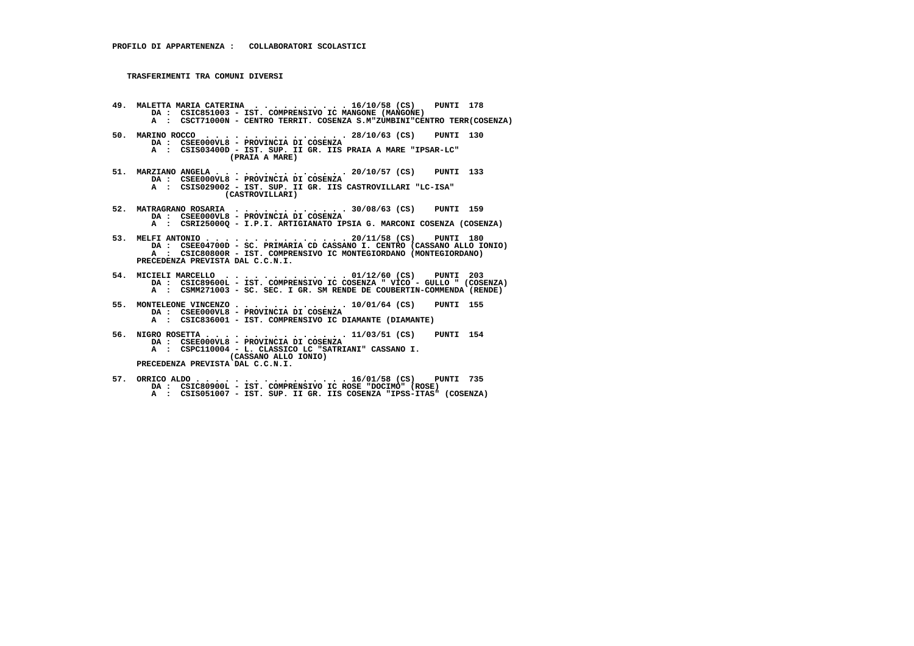**PROFILO DI APPARTENENZA : COLLABORATORI SCOLASTICI**

**TRASFERIMENTI TRA COMUNI DIVERSI**

**49. MALETTA MARIA CATERINA . . . . . . . . . . . 16/10/58 (CS) PUNTI 178**
DA : CSIC851003 - IST. COMPRENSIVO IC MANGONE (MANGONE)
A : CSCT71000N - CENTRO TERRIT. COSENZA S.M"ZUMBINI"CENTRO TERR(COSENZA)

**50. MARINO ROCCO . . . . . . . . . . . . . . . 28/10/63 (CS) PUNTI 130**
DA : CSEE000VL8 - PROVINCIA DI COSENZA
A : CSIS03400D - IST. SUP. II GR. IIS PRAIA A MARE "IPSAR-LC" (PRAIA A MARE)

**51. MARZIANO ANGELA . . . . . . . . . . . . . . 20/10/57 (CS) PUNTI 133**
DA : CSEE000VL8 - PROVINCIA DI COSENZA
A : CSIS029002 - IST. SUP. II GR. IIS CASTROVILLARI "LC-ISA" (CASTROVILLARI)

**52. MATRAGRANO ROSARIA . . . . . . . . . . . . 30/08/63 (CS) PUNTI 159**
DA : CSEE000VL8 - PROVINCIA DI COSENZA
A : CSRI25000Q - I.P.I. ARTIGIANATO IPSIA G. MARCONI COSENZA (COSENZA)

**53. MELFI ANTONIO . . . . . . . . . . . . . . . 20/11/58 (CS) PUNTI 180**
DA : CSEE04700D - SC. PRIMARIA CD CASSANO I. CENTRO (CASSANO ALLO IONIO)
A : CSIC80800R - IST. COMPRENSIVO IC MONTEGIORDANO (MONTEGIORDANO)
PRECEDENZA PREVISTA DAL C.C.N.I.

**54. MICIELI MARCELLO . . . . . . . . . . . . . 01/12/60 (CS) PUNTI 203**
DA : CSIC89600L - IST. COMPRENSIVO IC COSENZA " VICO - GULLO " (COSENZA)
A : CSMM271003 - SC. SEC. I GR. SM RENDE DE COUBERTIN-COMMENDA (RENDE)

**55. MONTELEONE VINCENZO . . . . . . . . . . . . 10/01/64 (CS) PUNTI 155**
DA : CSEE000VL8 - PROVINCIA DI COSENZA
A : CSIC836001 - IST. COMPRENSIVO IC DIAMANTE (DIAMANTE)

**56. NIGRO ROSETTA . . . . . . . . . . . . . . . 11/03/51 (CS) PUNTI 154**
DA : CSEE000VL8 - PROVINCIA DI COSENZA
A : CSPC110004 - L. CLASSICO LC "SATRIANI" CASSANO I. (CASSANO ALLO IONIO)
PRECEDENZA PREVISTA DAL C.C.N.I.

**57. ORRICO ALDO . . . . . . . . . . . . . . . . 16/01/58 (CS) PUNTI 735**
DA : CSIC80900L - IST. COMPRENSIVO IC ROSE "DOCIMO" (ROSE)
A : CSIS051007 - IST. SUP. II GR. IIS COSENZA "IPSS-ITAS" (COSENZA)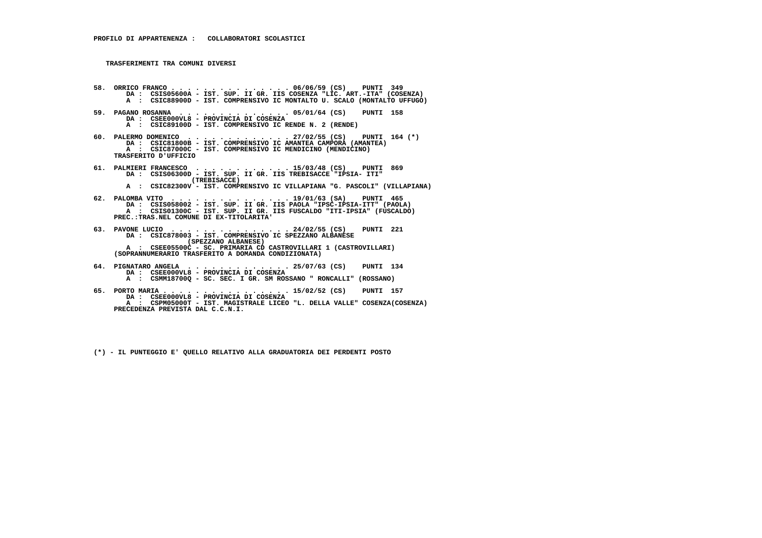**PROFILO DI APPARTENENZA : COLLABORATORI SCOLASTICI**

**TRASFERIMENTI TRA COMUNI DIVERSI**

58. ORRICO FRANCO . . . . . . . . . . . . . . . 06/06/59 (CS) PUNTI 349
    DA : CSIS05600A - IST. SUP. II GR. IIS COSENZA "LIC. ART.-ITA" (COSENZA)
    A : CSIC88900D - IST. COMPRENSIVO IC MONTALTO U. SCALO (MONTALTO UFFUGO)

59. PAGANO ROSANNA . . . . . . . . . . . . . . 05/01/64 (CS) PUNTI 158
    DA : CSEE000VL8 - PROVINCIA DI COSENZA
    A : CSIC89100D - IST. COMPRENSIVO IC RENDE N. 2 (RENDE)

60. PALERMO DOMENICO . . . . . . . . . . . . . 27/02/55 (CS) PUNTI 164 (*)
    DA : CSIC81800B - IST. COMPRENSIVO IC AMANTEA CAMPORA (AMANTEA)
    A : CSIC87000C - IST. COMPRENSIVO IC MENDICINO (MENDICINO)
    TRASFERITO D'UFFICIO

61. PALMIERI FRANCESCO . . . . . . . . . . . . 15/03/48 (CS) PUNTI 869
    DA : CSIS06300D - IST. SUP. II GR. IIS TREBISACCE "IPSIA- ITI" (TREBISACCE)
    A : CSIC82300V - IST. COMPRENSIVO IC VILLAPIANA "G. PASCOLI" (VILLAPIANA)

62. PALOMBA VITO . . . . . . . . . . . . . . . 19/01/63 (SA) PUNTI 465
    DA : CSIS058002 - IST. SUP. II GR. IIS PAOLA "IPSC-IPSIA-ITT" (PAOLA)
    A : CSIS01300C - IST. SUP. II GR. IIS FUSCALDO "ITI-IPSIA" (FUSCALDO)
    PREC.:TRAS.NEL COMUNE DI EX-TITOLARITA'

63. PAVONE LUCIO . . . . . . . . . . . . . . . 24/02/55 (CS) PUNTI 221
    DA : CSIC878003 - IST. COMPRENSIVO IC SPEZZANO ALBANESE (SPEZZANO ALBANESE)
    A : CSEE05500C - SC. PRIMARIA CD CASTROVILLARI 1 (CASTROVILLARI)
    (SOPRANNUMERARIO TRASFERITO A DOMANDA CONDIZIONATA)

64. PIGNATARO ANGELA . . . . . . . . . . . . . 25/07/63 (CS) PUNTI 134
    DA : CSEE000VL8 - PROVINCIA DI COSENZA
    A : CSMM18700Q - SC. SEC. I GR. SM ROSSANO " RONCALLI" (ROSSANO)

65. PORTO MARIA . . . . . . . . . . . . . . . . 15/02/52 (CS) PUNTI 157
    DA : CSEE000VL8 - PROVINCIA DI COSENZA
    A : CSPM05000T - IST. MAGISTRALE LICEO "L. DELLA VALLE" COSENZA(COSENZA)
    PRECEDENZA PREVISTA DAL C.C.N.I.

(*) - IL PUNTEGGIO E' QUELLO RELATIVO ALLA GRADUATORIA DEI PERDENTI POSTO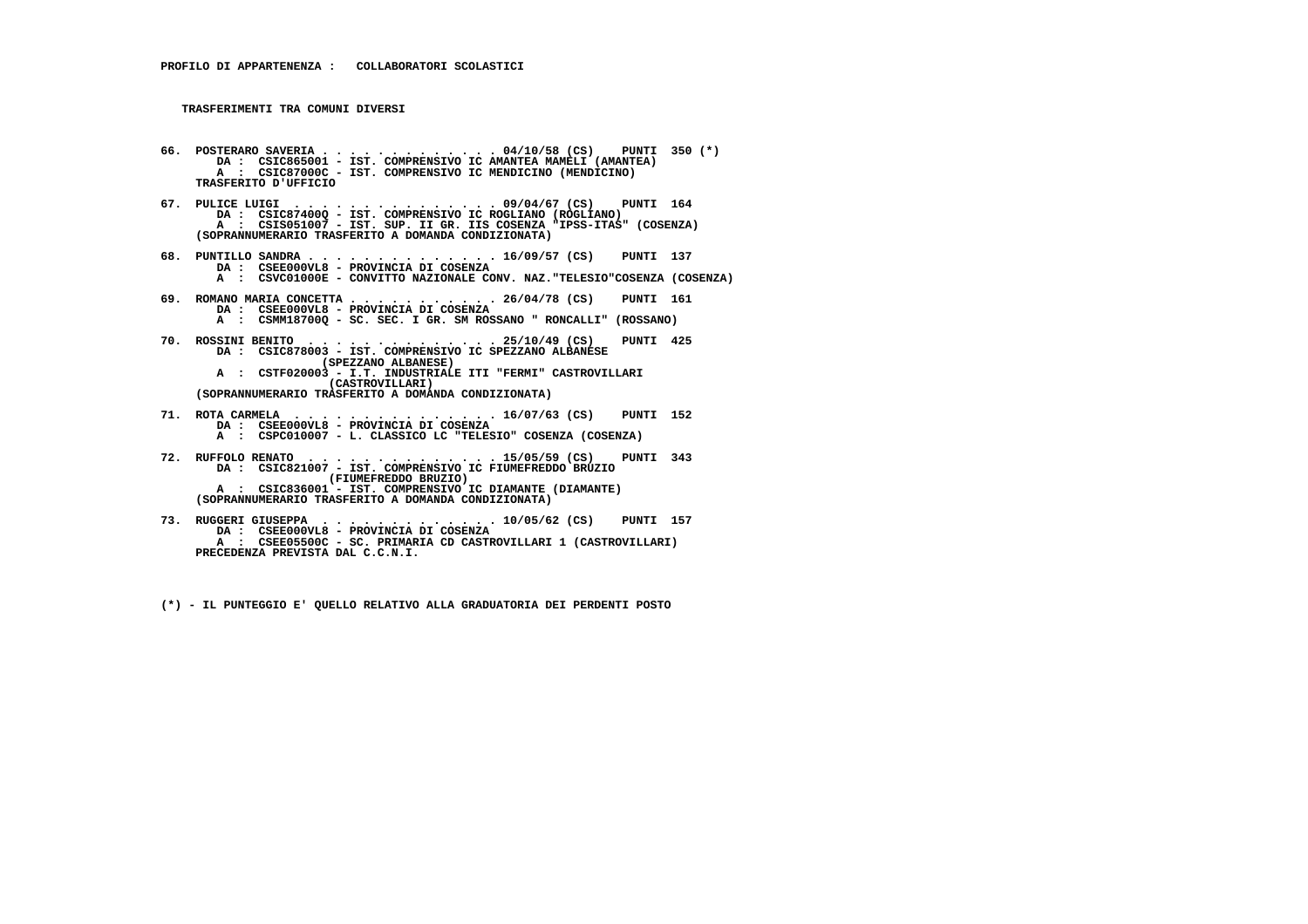**PROFILO DI APPARTENENZA : COLLABORATORI SCOLASTICI**

**TRASFERIMENTI TRA COMUNI DIVERSI**

66. POSTERARO SAVERIA . . . . . . . . . . . . . 04/10/58 (CS) PUNTI 350 (*)
    DA : CSIC865001 - IST. COMPRENSIVO IC AMANTEA MAMELI (AMANTEA)
    A : CSIC87000C - IST. COMPRENSIVO IC MENDICINO (MENDICINO)
    TRASFERITO D'UFFICIO

67. PULICE LUIGI . . . . . . . . . . . . . . 09/04/67 (CS) PUNTI 164
    DA : CSIC87400Q - IST. COMPRENSIVO IC ROGLIANO (ROGLIANO)
    A : CSIS051007 - IST. SUP. II GR. IIS COSENZA "IPSS-ITAS" (COSENZA)
    (SOPRANNUMERARIO TRASFERITO A DOMANDA CONDIZIONATA)

68. PUNTILLO SANDRA . . . . . . . . . . . . . 16/09/57 (CS) PUNTI 137
    DA : CSEE000VL8 - PROVINCIA DI COSENZA
    A : CSVC01000E - CONVITTO NAZIONALE CONV. NAZ."TELESIO"COSENZA (COSENZA)

69. ROMANO MARIA CONCETTA . . . . . . . . . . 26/04/78 (CS) PUNTI 161
    DA : CSEE000VL8 - PROVINCIA DI COSENZA
    A : CSMM18700Q - SC. SEC. I GR. SM ROSSANO " RONCALLI" (ROSSANO)

70. ROSSINI BENITO . . . . . . . . . . . . . . 25/10/49 (CS) PUNTI 425
    DA : CSIC878003 - IST. COMPRENSIVO IC SPEZZANO ALBANESE (SPEZZANO ALBANESE)
    A : CSTF020003 - I.T. INDUSTRIALE ITI "FERMI" CASTROVILLARI (CASTROVILLARI)
    (SOPRANNUMERARIO TRASFERITO A DOMANDA CONDIZIONATA)

71. ROTA CARMELA . . . . . . . . . . . . . . . 16/07/63 (CS) PUNTI 152
    DA : CSEE000VL8 - PROVINCIA DI COSENZA
    A : CSPC010007 - L. CLASSICO LC "TELESIO" COSENZA (COSENZA)

72. RUFFOLO RENATO . . . . . . . . . . . . . . 15/05/59 (CS) PUNTI 343
    DA : CSIC821007 - IST. COMPRENSIVO IC FIUMEFREDDO BRUZIO (FIUMEFREDDO BRUZIO)
    A : CSIC836001 - IST. COMPRENSIVO IC DIAMANTE (DIAMANTE)
    (SOPRANNUMERARIO TRASFERITO A DOMANDA CONDIZIONATA)

73. RUGGERI GIUSEPPA . . . . . . . . . . . . . 10/05/62 (CS) PUNTI 157
    DA : CSEE000VL8 - PROVINCIA DI COSENZA
    A : CSEE05500C - SC. PRIMARIA CD CASTROVILLARI 1 (CASTROVILLARI)
    PRECEDENZA PREVISTA DAL C.C.N.I.

(*) - IL PUNTEGGIO E' QUELLO RELATIVO ALLA GRADUATORIA DEI PERDENTI POSTO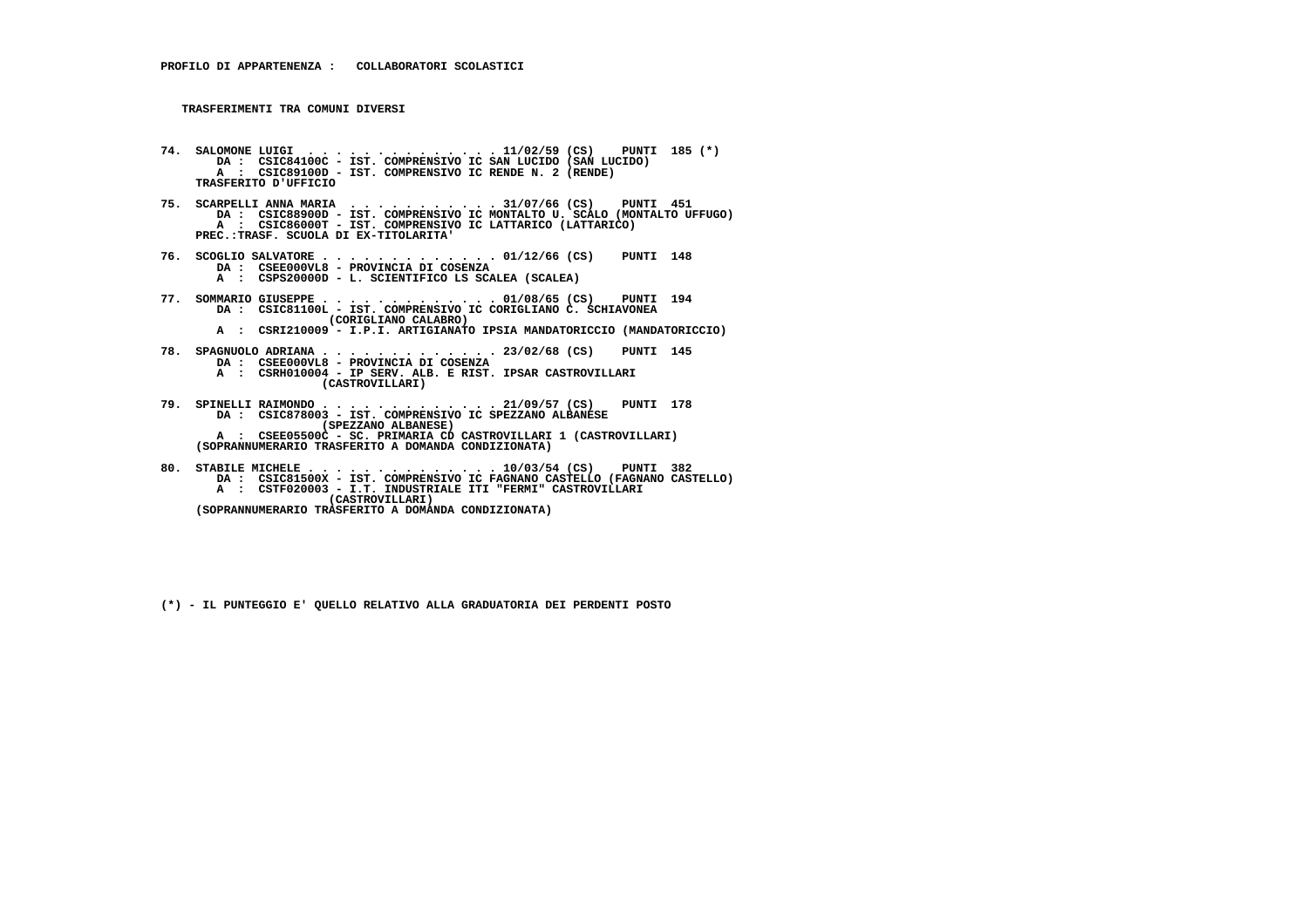**PROFILO DI APPARTENENZA :   COLLABORATORI SCOLASTICI**

**TRASFERIMENTI TRA COMUNI DIVERSI**

```
74.  SALOMONE LUIGI  . . . . . . . . . . . . . . 11/02/59 (CS)    PUNTI  185 (*)
        DA :  CSIC84100C - IST. COMPRENSIVO IC SAN LUCIDO (SAN LUCIDO)
        A  :  CSIC89100D - IST. COMPRENSIVO IC RENDE N. 2 (RENDE)
     TRASFERITO D'UFFICIO

75.  SCARPELLI ANNA MARIA  . . . . . . . . . . . 31/07/66 (CS)    PUNTI  451
        DA :  CSIC88900D - IST. COMPRENSIVO IC MONTALTO U. SCALO (MONTALTO UFFUGO)
        A  :  CSIC86000T - IST. COMPRENSIVO IC LATTARICO (LATTARICO)
     PREC.:TRASF. SCUOLA DI EX-TITOLARITA'

76.  SCOGLIO SALVATORE . . . . . . . . . . . . . 01/12/66 (CS)    PUNTI  148
        DA :  CSEE000VL8 - PROVINCIA DI COSENZA
        A  :  CSPS20000D - L. SCIENTIFICO LS SCALEA (SCALEA)

77.  SOMMARIO GIUSEPPE . . . . . . . . . . . . . 01/08/65 (CS)    PUNTI  194
        DA :  CSIC81100L - IST. COMPRENSIVO IC CORIGLIANO C. SCHIAVONEA
                     (CORIGLIANO CALABRO)
        A  :  CSRI210009 - I.P.I. ARTIGIANATO IPSIA MANDATORICCIO (MANDATORICCIO)

78.  SPAGNUOLO ADRIANA . . . . . . . . . . . . . 23/02/68 (CS)    PUNTI  145
        DA :  CSEE000VL8 - PROVINCIA DI COSENZA
        A  :  CSRH010004 - IP SERV. ALB. E RIST. IPSAR CASTROVILLARI
                    (CASTROVILLARI)

79.  SPINELLI RAIMONDO . . . . . . . . . . . . . 21/09/57 (CS)    PUNTI  178
        DA :  CSIC878003 - IST. COMPRENSIVO IC SPEZZANO ALBANESE
                    (SPEZZANO ALBANESE)
        A  :  CSEE05500C - SC. PRIMARIA CD CASTROVILLARI 1 (CASTROVILLARI)
     (SOPRANNUMERARIO TRASFERITO A DOMANDA CONDIZIONATA)

80.  STABILE MICHELE . . . . . . . . . . . . . . 10/03/54 (CS)    PUNTI  382
        DA :  CSIC81500X - IST. COMPRENSIVO IC FAGNANO CASTELLO (FAGNANO CASTELLO)
        A  :  CSTF020003 - I.T. INDUSTRIALE ITI "FERMI" CASTROVILLARI
                     (CASTROVILLARI)
     (SOPRANNUMERARIO TRASFERITO A DOMANDA CONDIZIONATA)
```

(*) - IL PUNTEGGIO E' QUELLO RELATIVO ALLA GRADUATORIA DEI PERDENTI POSTO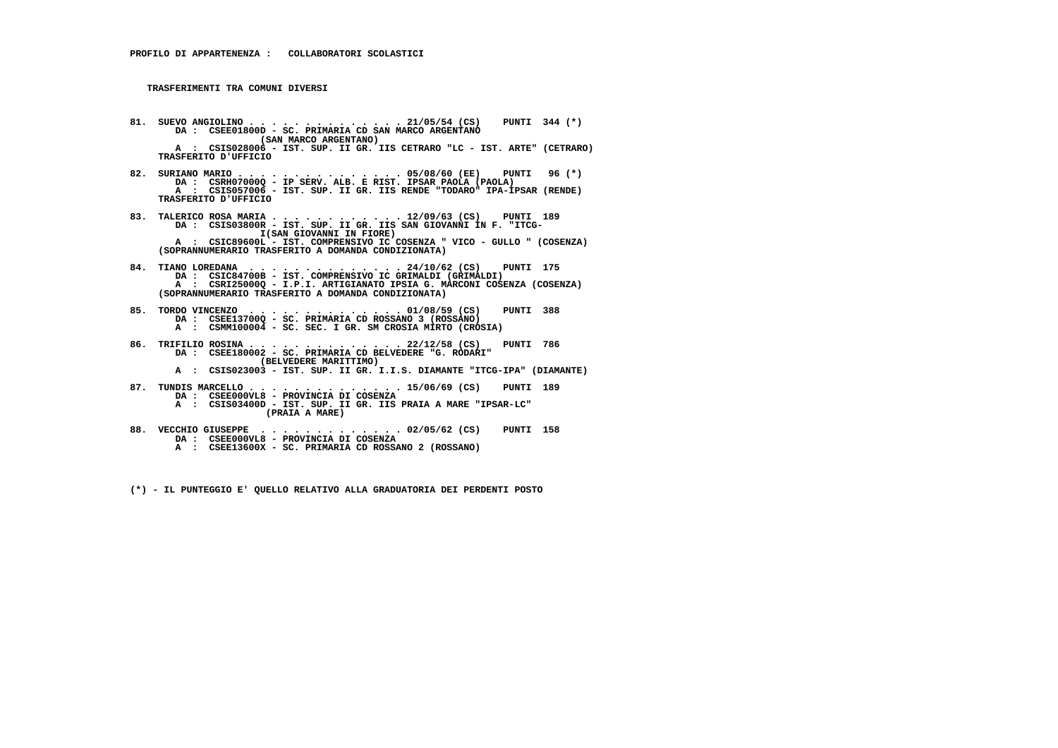**PROFILO DI APPARTENENZA : COLLABORATORI SCOLASTICI**

**TRASFERIMENTI TRA COMUNI DIVERSI**

81. SUEVO ANGIOLINO . . . . . . . . . . . . . . 21/05/54 (CS) PUNTI 344 (*)
    DA : CSEE01800D - SC. PRIMARIA CD SAN MARCO ARGENTANO (SAN MARCO ARGENTANO)
    A : CSIS028006 - IST. SUP. II GR. IIS CETRARO "LC - IST. ARTE" (CETRARO)
    TRASFERITO D'UFFICIO

82. SURIANO MARIO . . . . . . . . . . . . . . . 05/08/60 (EE) PUNTI 96 (*)
    DA : CSRH07000Q - IP SERV. ALB. E RIST. IPSAR PAOLA (PAOLA)
    A : CSIS057006 - IST. SUP. II GR. IIS RENDE "TODARO" IPA-IPSAR (RENDE)
    TRASFERITO D'UFFICIO

83. TALERICO ROSA MARIA . . . . . . . . . . . . 12/09/63 (CS) PUNTI 189
    DA : CSIS03800R - IST. SUP. II GR. IIS SAN GIOVANNI IN F. "ITCG-I(SAN GIOVANNI IN FIORE)
    A : CSIC89600L - IST. COMPRENSIVO IC COSENZA " VICO - GULLO " (COSENZA)
    (SOPRANNUMERARIO TRASFERITO A DOMANDA CONDIZIONATA)

84. TIANO LOREDANA . . . . . . . . . . . . . . 24/10/62 (CS) PUNTI 175
    DA : CSIC84700B - IST. COMPRENSIVO IC GRIMALDI (GRIMALDI)
    A : CSRI25000Q - I.P.I. ARTIGIANATO IPSIA G. MARCONI COSENZA (COSENZA)
    (SOPRANNUMERARIO TRASFERITO A DOMANDA CONDIZIONATA)

85. TORDO VINCENZO . . . . . . . . . . . . . . 01/08/59 (CS) PUNTI 388
    DA : CSEE13700Q - SC. PRIMARIA CD ROSSANO 3 (ROSSANO)
    A : CSMM100004 - SC. SEC. I GR. SM CROSIA MIRTO (CROSIA)

86. TRIFILIO ROSINA . . . . . . . . . . . . . . 22/12/58 (CS) PUNTI 786
    DA : CSEE180002 - SC. PRIMARIA CD BELVEDERE "G. RODARI" (BELVEDERE MARITTIMO)
    A : CSIS023003 - IST. SUP. II GR. I.I.S. DIAMANTE "ITCG-IPA" (DIAMANTE)

87. TUNDIS MARCELLO . . . . . . . . . . . . . . 15/06/69 (CS) PUNTI 189
    DA : CSEE000VL8 - PROVINCIA DI COSENZA
    A : CSIS03400D - IST. SUP. II GR. IIS PRAIA A MARE "IPSAR-LC" (PRAIA A MARE)

88. VECCHIO GIUSEPPE . . . . . . . . . . . . . 02/05/62 (CS) PUNTI 158
    DA : CSEE000VL8 - PROVINCIA DI COSENZA
    A : CSEE13600X - SC. PRIMARIA CD ROSSANO 2 (ROSSANO)

(*) - IL PUNTEGGIO E' QUELLO RELATIVO ALLA GRADUATORIA DEI PERDENTI POSTO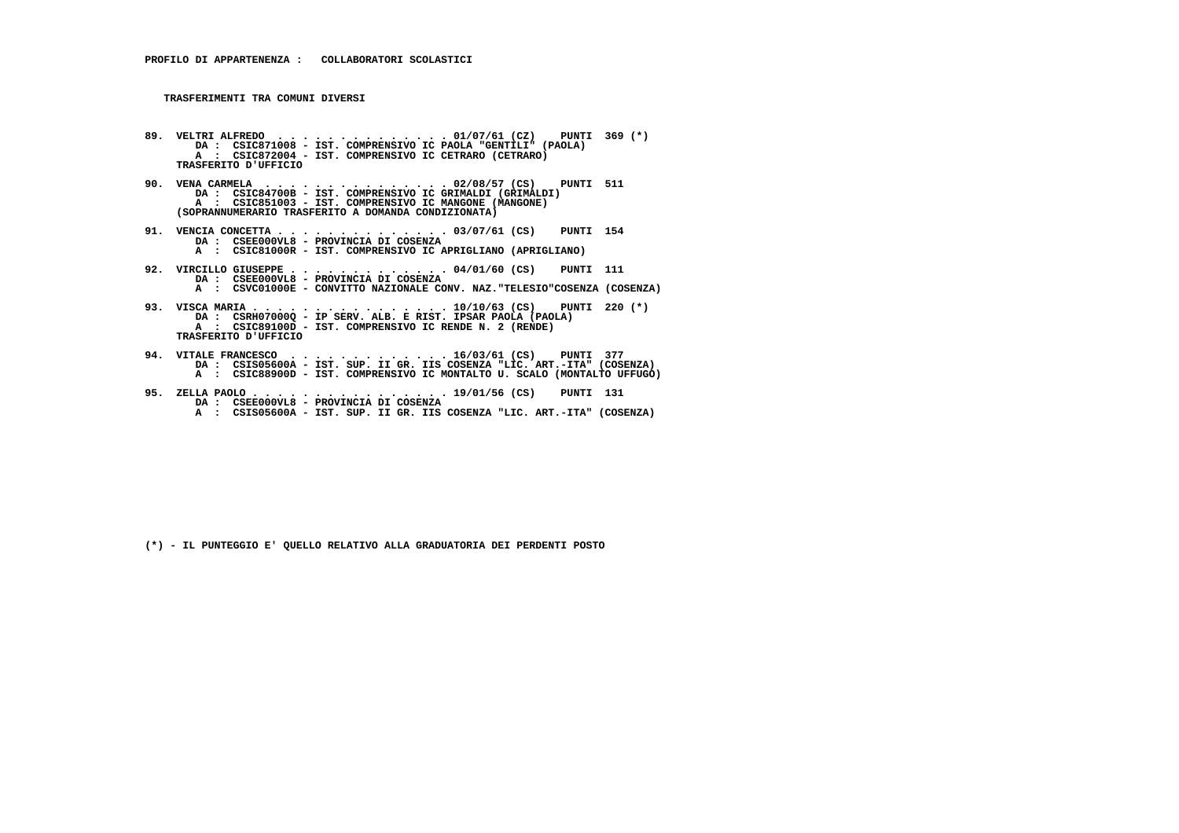**PROFILO DI APPARTENENZA : COLLABORATORI SCOLASTICI**

**TRASFERIMENTI TRA COMUNI DIVERSI**

**89. VELTRI ALFREDO . . . . . . . . . . . . . . 01/07/61 (CZ) PUNTI 369 (*)**
DA : CSIC871008 - IST. COMPRENSIVO IC PAOLA "GENTILI" (PAOLA)
A : CSIC872004 - IST. COMPRENSIVO IC CETRARO (CETRARO)
TRASFERITO D'UFFICIO

**90. VENA CARMELA . . . . . . . . . . . . . . 02/08/57 (CS) PUNTI 511**
DA : CSIC84700B - IST. COMPRENSIVO IC GRIMALDI (GRIMALDI)
A : CSIC851003 - IST. COMPRENSIVO IC MANGONE (MANGONE)
(SOPRANNUMERARIO TRASFERITO A DOMANDA CONDIZIONATA)

**91. VENCIA CONCETTA . . . . . . . . . . . . . . 03/07/61 (CS) PUNTI 154**
DA : CSEE000VL8 - PROVINCIA DI COSENZA
A : CSIC81000R - IST. COMPRENSIVO IC APRIGLIANO (APRIGLIANO)

**92. VIRCILLO GIUSEPPE . . . . . . . . . . . . . 04/01/60 (CS) PUNTI 111**
DA : CSEE000VL8 - PROVINCIA DI COSENZA
A : CSVC01000E - CONVITTO NAZIONALE CONV. NAZ."TELESIO"COSENZA (COSENZA)

**93. VISCA MARIA . . . . . . . . . . . . . . . . 10/10/63 (CS) PUNTI 220 (*)**
DA : CSRH07000Q - IP SERV. ALB. E RIST. IPSAR PAOLA (PAOLA)
A : CSIC89100D - IST. COMPRENSIVO IC RENDE N. 2 (RENDE)
TRASFERITO D'UFFICIO

**94. VITALE FRANCESCO . . . . . . . . . . . . . 16/03/61 (CS) PUNTI 377**
DA : CSIS05600A - IST. SUP. II GR. IIS COSENZA "LIC. ART.-ITA" (COSENZA)
A : CSIC88900D - IST. COMPRENSIVO IC MONTALTO U. SCALO (MONTALTO UFFUGO)

**95. ZELLA PAOLO . . . . . . . . . . . . . . . . 19/01/56 (CS) PUNTI 131**
DA : CSEE000VL8 - PROVINCIA DI COSENZA
A : CSIS05600A - IST. SUP. II GR. IIS COSENZA "LIC. ART.-ITA" (COSENZA)

(*) - IL PUNTEGGIO E' QUELLO RELATIVO ALLA GRADUATORIA DEI PERDENTI POSTO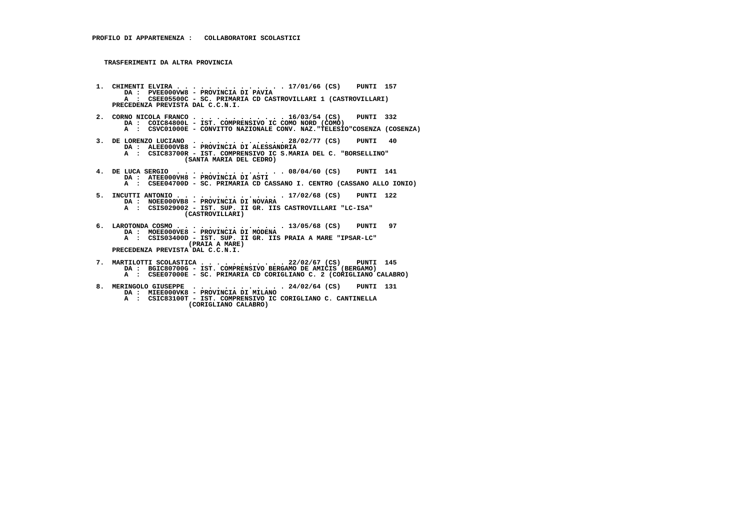**PROFILO DI APPARTENENZA : COLLABORATORI SCOLASTICI**

**TRASFERIMENTI DA ALTRA PROVINCIA**

1. CHIMENTI ELVIRA . . . . . . . . . . . . . . 17/01/66 (CS) PUNTI 157
   DA : PVEE000VW8 - PROVINCIA DI PAVIA
   A : CSEE05500C - SC. PRIMARIA CD CASTROVILLARI 1 (CASTROVILLARI)
   PRECEDENZA PREVISTA DAL C.C.N.I.

2. CORNO NICOLA FRANCO . . . . . . . . . . . . 16/03/54 (CS) PUNTI 332
   DA : COIC84800L - IST. COMPRENSIVO IC COMO NORD (COMO)
   A : CSVC01000E - CONVITTO NAZIONALE CONV. NAZ."TELESIO"COSENZA (COSENZA)

3. DE LORENZO LUCIANO . . . . . . . . . . . . 28/02/77 (CS) PUNTI 40
   DA : ALEE000VB8 - PROVINCIA DI ALESSANDRIA
   A : CSIC83700R - IST. COMPRENSIVO IC S.MARIA DEL C. "BORSELLINO" (SANTA MARIA DEL CEDRO)

4. DE LUCA SERGIO . . . . . . . . . . . . . . 08/04/60 (CS) PUNTI 141
   DA : ATEE000VH8 - PROVINCIA DI ASTI
   A : CSEE04700D - SC. PRIMARIA CD CASSANO I. CENTRO (CASSANO ALLO IONIO)

5. INCUTTI ANTONIO . . . . . . . . . . . . . . 17/02/68 (CS) PUNTI 122
   DA : NOEE000VB8 - PROVINCIA DI NOVARA
   A : CSIS029002 - IST. SUP. II GR. IIS CASTROVILLARI "LC-ISA" (CASTROVILLARI)

6. LAROTONDA COSMO . . . . . . . . . . . . . . 13/05/68 (CS) PUNTI 97
   DA : MOEE000VE8 - PROVINCIA DI MODENA
   A : CSIS03400D - IST. SUP. II GR. IIS PRAIA A MARE "IPSAR-LC" (PRAIA A MARE)
   PRECEDENZA PREVISTA DAL C.C.N.I.

7. MARTILOTTI SCOLASTICA . . . . . . . . . . . 22/02/67 (CS) PUNTI 145
   DA : BGIC80700G - IST. COMPRENSIVO BERGAMO DE AMICIS (BERGAMO)
   A : CSEE07000E - SC. PRIMARIA CD CORIGLIANO C. 2 (CORIGLIANO CALABRO)

8. MERINGOLO GIUSEPPE . . . . . . . . . . . . 24/02/64 (CS) PUNTI 131
   DA : MIEE000VK8 - PROVINCIA DI MILANO
   A : CSIC83100T - IST. COMPRENSIVO IC CORIGLIANO C. CANTINELLA (CORIGLIANO CALABRO)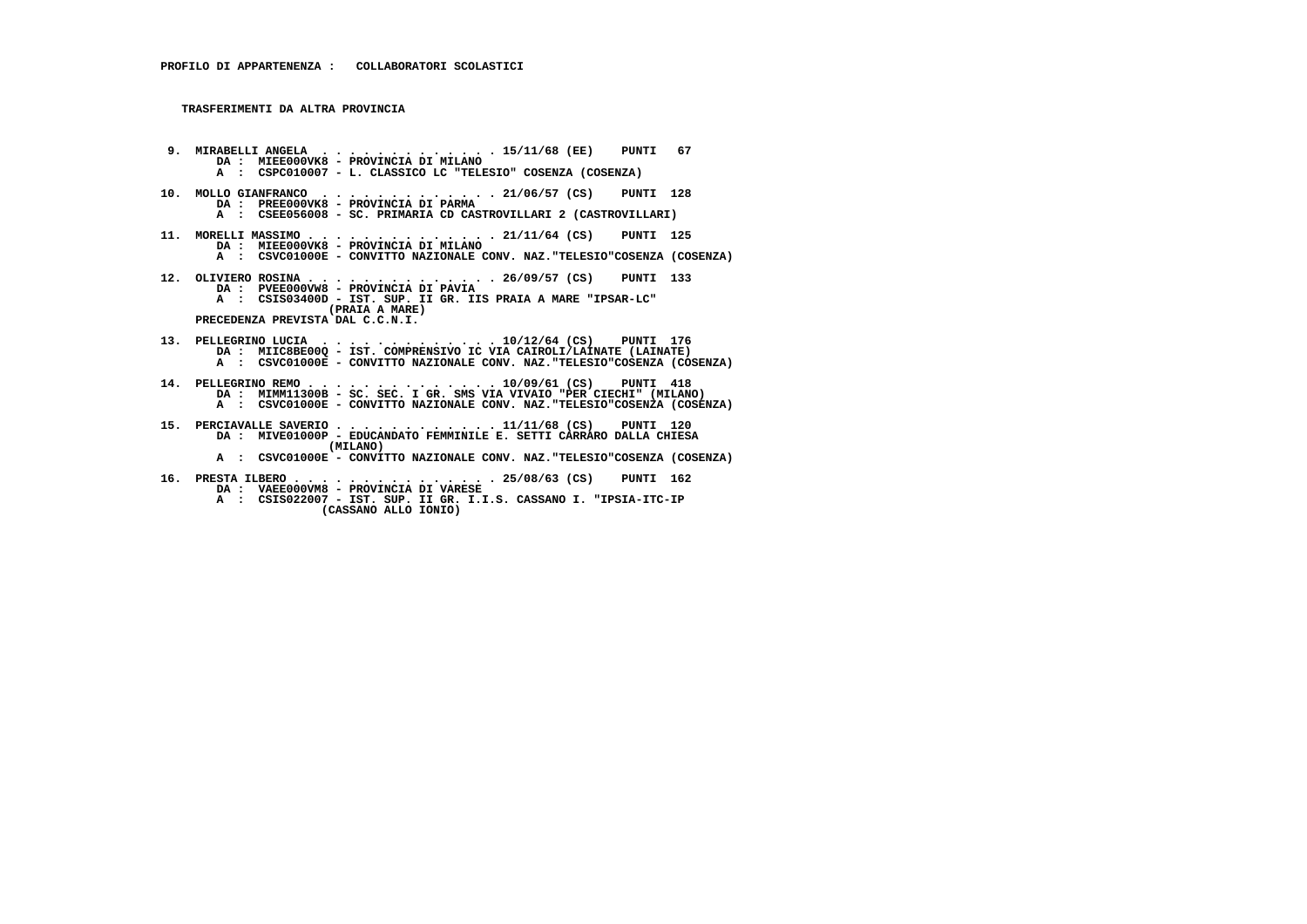**PROFILO DI APPARTENENZA :   COLLABORATORI SCOLASTICI**

**TRASFERIMENTI DA ALTRA PROVINCIA**

9. MIRABELLI ANGELA . . . . . . . . . . . . . 15/11/68 (EE)   PUNTI  67
   DA :  MIEE000VK8 - PROVINCIA DI MILANO
   A  :  CSPC010007 - L. CLASSICO LC "TELESIO" COSENZA (COSENZA)

10. MOLLO GIANFRANCO . . . . . . . . . . . . . 21/06/57 (CS)   PUNTI  128
   DA :  PREE000VK8 - PROVINCIA DI PARMA
   A  :  CSEE056008 - SC. PRIMARIA CD CASTROVILLARI 2 (CASTROVILLARI)

11. MORELLI MASSIMO . . . . . . . . . . . . . 21/11/64 (CS)   PUNTI  125
   DA :  MIEE000VK8 - PROVINCIA DI MILANO
   A  :  CSVC01000E - CONVITTO NAZIONALE CONV. NAZ."TELESIO"COSENZA (COSENZA)

12. OLIVIERO ROSINA . . . . . . . . . . . . . 26/09/57 (CS)   PUNTI  133
   DA :  PVEE000VW8 - PROVINCIA DI PAVIA
   A  :  CSIS03400D - IST. SUP. II GR. IIS PRAIA A MARE "IPSAR-LC" (PRAIA A MARE)
   PRECEDENZA PREVISTA DAL C.C.N.I.

13. PELLEGRINO LUCIA . . . . . . . . . . . . . 10/12/64 (CS)   PUNTI  176
   DA :  MIIC8BE00Q - IST. COMPRENSIVO IC VIA CAIROLI/LAINATE (LAINATE)
   A  :  CSVC01000E - CONVITTO NAZIONALE CONV. NAZ."TELESIO"COSENZA (COSENZA)

14. PELLEGRINO REMO . . . . . . . . . . . . . 10/09/61 (CS)   PUNTI  418
   DA :  MIMM11300B - SC. SEC. I GR. SMS VIA VIVAIO "PER CIECHI" (MILANO)
   A  :  CSVC01000E - CONVITTO NAZIONALE CONV. NAZ."TELESIO"COSENZA (COSENZA)

15. PERCIAVALLE SAVERIO . . . . . . . . . . . 11/11/68 (CS)   PUNTI  120
   DA :  MIVE01000P - EDUCANDATO FEMMINILE E. SETTI CARRARO DALLA CHIESA (MILANO)
   A  :  CSVC01000E - CONVITTO NAZIONALE CONV. NAZ."TELESIO"COSENZA (COSENZA)

16. PRESTA ILBERO . . . . . . . . . . . . . 25/08/63 (CS)   PUNTI  162
   DA :  VAEE000VM8 - PROVINCIA DI VARESE
   A  :  CSIS022007 - IST. SUP. II GR. I.I.S. CASSANO I. "IPSIA-ITC-IP (CASSANO ALLO IONIO)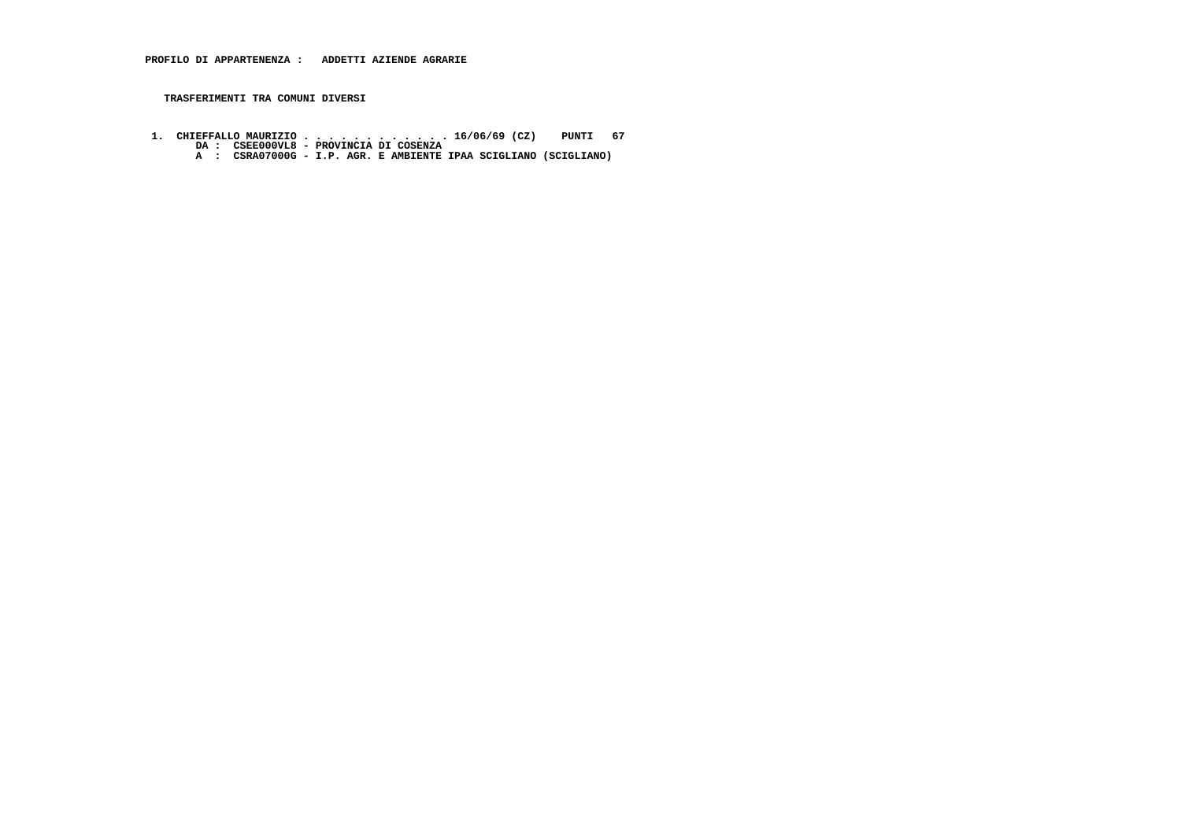**PROFILO DI APPARTENENZA : ADDETTI AZIENDE AGRARIE**

**TRASFERIMENTI TRA COMUNI DIVERSI**

**1. CHIEFFALLO MAURIZIO . . . . . . . . . . . . 16/06/69 (CZ) PUNTI 67**
**DA : CSEE000VL8 - PROVINCIA DI COSENZA**
**A : CSRA07000G - I.P. AGR. E AMBIENTE IPAA SCIGLIANO (SCIGLIANO)**